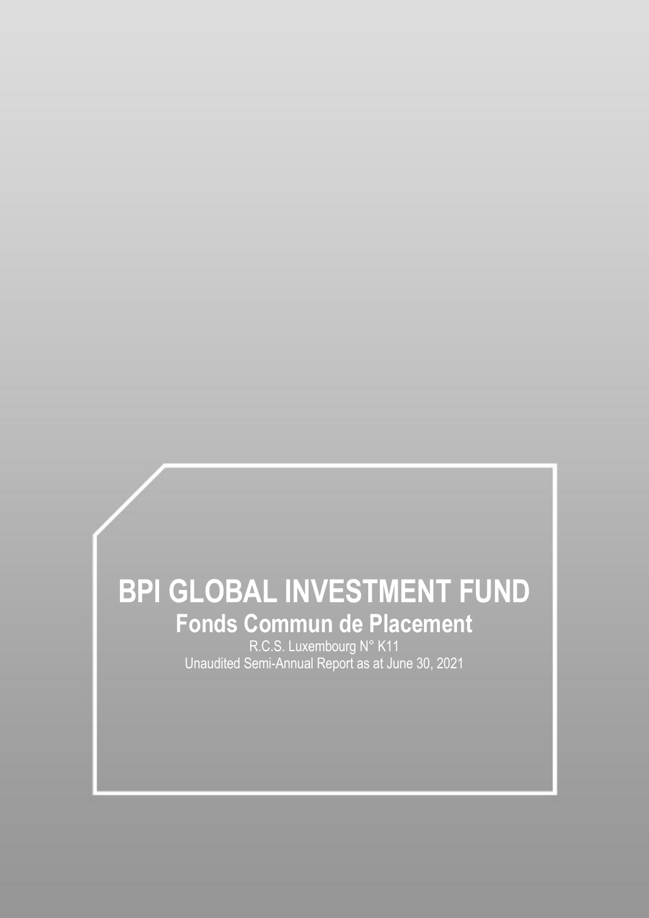# BPI GLOBAL INVESTMENT FUND

## Fonds Commun de Placement

R.C.S. Luxembourg N° K11

Unaudited Semi-Annual Report as at June 30, 2021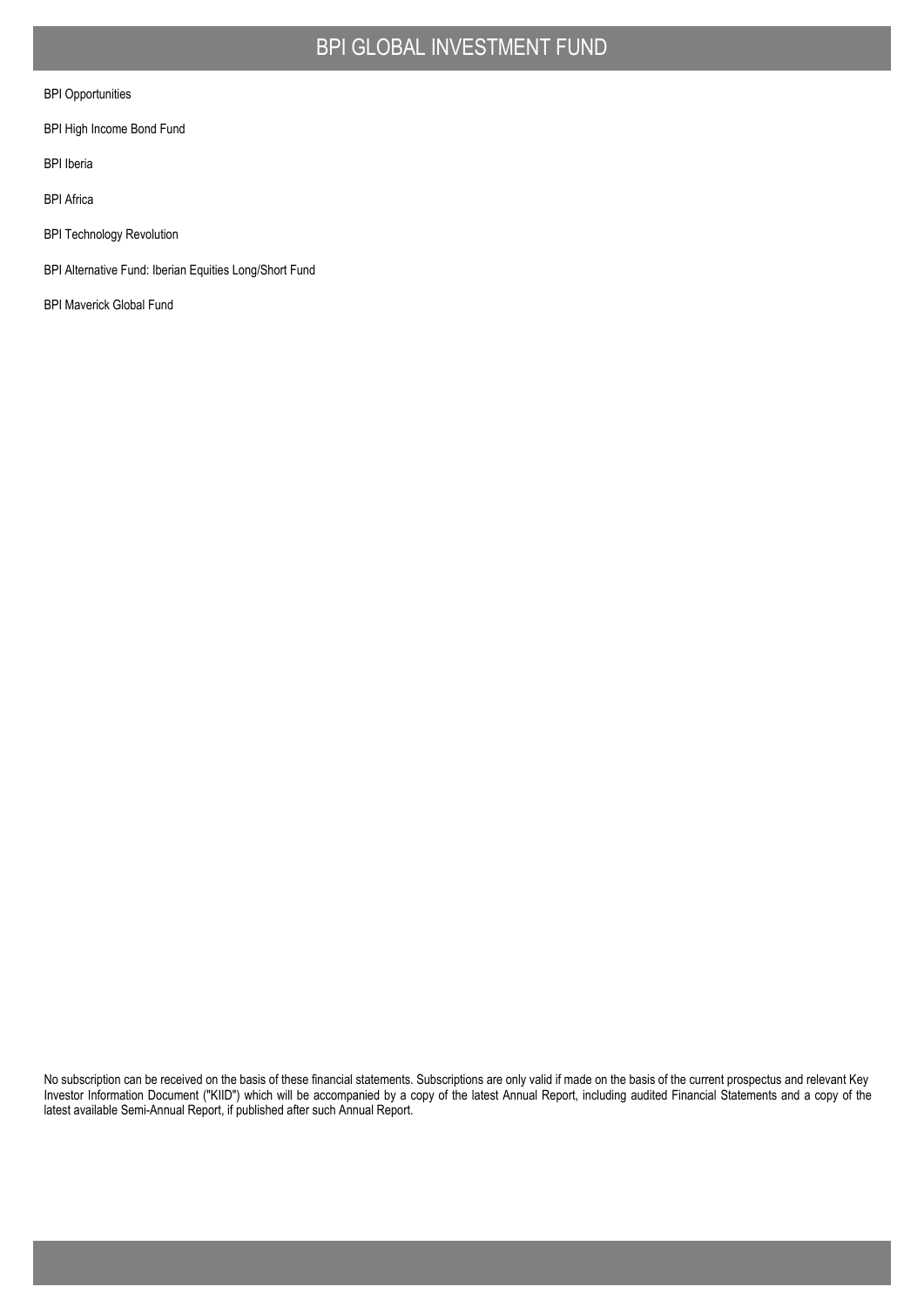# BPI GLOBAL INVESTMENT FUND

BPI Opportunities

BPI High Income Bond Fund

BPI Iberia

BPI Africa

BPI Technology Revolution

BPI Alternative Fund: Iberian Equities Long/Short Fund

BPI Maverick Global Fund

No subscription can be received on the basis of these financial statements. Subscriptions are only valid if made on the basis of the current prospectus and relevant Key Investor Information Document ("KIID") which will be accompanied by a copy of the latest Annual Report, including audited Financial Statements and a copy of the latest available Semi-Annual Report, if published after such Annual Report.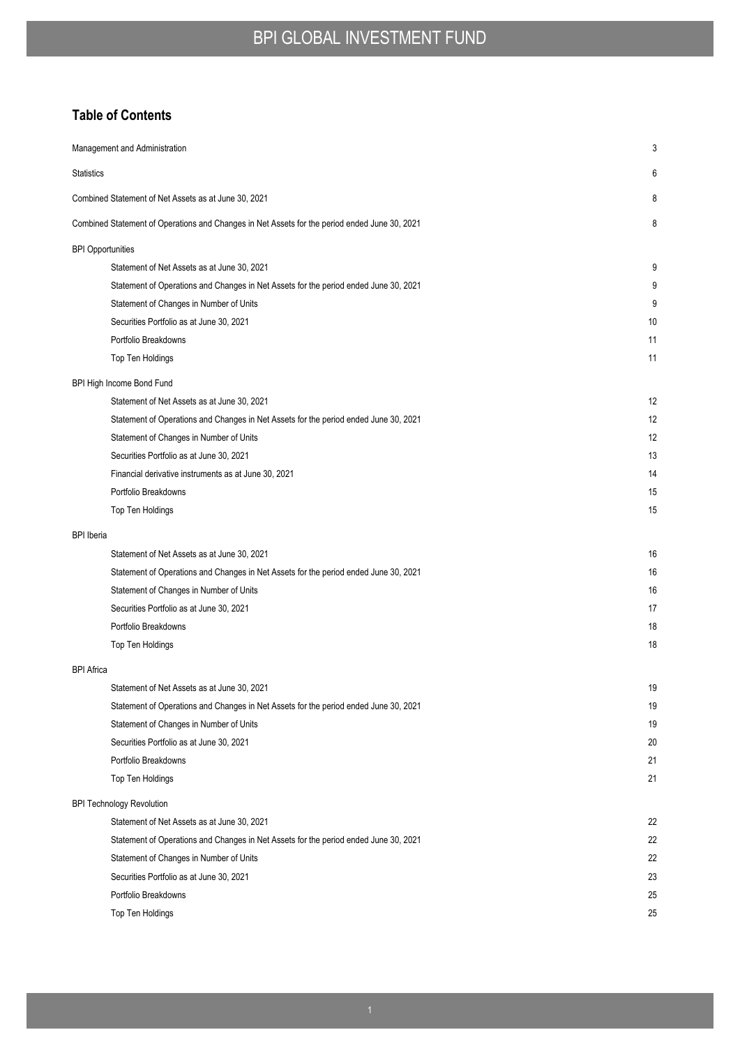## Table of Contents

| | |
|---|---|
| Management and Administration | 3 |
| Statistics | 6 |
| Combined Statement of Net Assets as at June 30, 2021 | 8 |
| Combined Statement of Operations and Changes in Net Assets for the period ended June 30, 2021 | 8 |
| **BPI Opportunities** | |
| Statement of Net Assets as at June 30, 2021 | 9 |
| Statement of Operations and Changes in Net Assets for the period ended June 30, 2021 | 9 |
| Statement of Changes in Number of Units | 9 |
| Securities Portfolio as at June 30, 2021 | 10 |
| Portfolio Breakdowns | 11 |
| Top Ten Holdings | 11 |
| **BPI High Income Bond Fund** | |
| Statement of Net Assets as at June 30, 2021 | 12 |
| Statement of Operations and Changes in Net Assets for the period ended June 30, 2021 | 12 |
| Statement of Changes in Number of Units | 12 |
| Securities Portfolio as at June 30, 2021 | 13 |
| Financial derivative instruments as at June 30, 2021 | 14 |
| Portfolio Breakdowns | 15 |
| Top Ten Holdings | 15 |
| **BPI Iberia** | |
| Statement of Net Assets as at June 30, 2021 | 16 |
| Statement of Operations and Changes in Net Assets for the period ended June 30, 2021 | 16 |
| Statement of Changes in Number of Units | 16 |
| Securities Portfolio as at June 30, 2021 | 17 |
| Portfolio Breakdowns | 18 |
| Top Ten Holdings | 18 |
| **BPI Africa** | |
| Statement of Net Assets as at June 30, 2021 | 19 |
| Statement of Operations and Changes in Net Assets for the period ended June 30, 2021 | 19 |
| Statement of Changes in Number of Units | 19 |
| Securities Portfolio as at June 30, 2021 | 20 |
| Portfolio Breakdowns | 21 |
| Top Ten Holdings | 21 |
| **BPI Technology Revolution** | |
| Statement of Net Assets as at June 30, 2021 | 22 |
| Statement of Operations and Changes in Net Assets for the period ended June 30, 2021 | 22 |
| Statement of Changes in Number of Units | 22 |
| Securities Portfolio as at June 30, 2021 | 23 |
| Portfolio Breakdowns | 25 |
| Top Ten Holdings | 25 |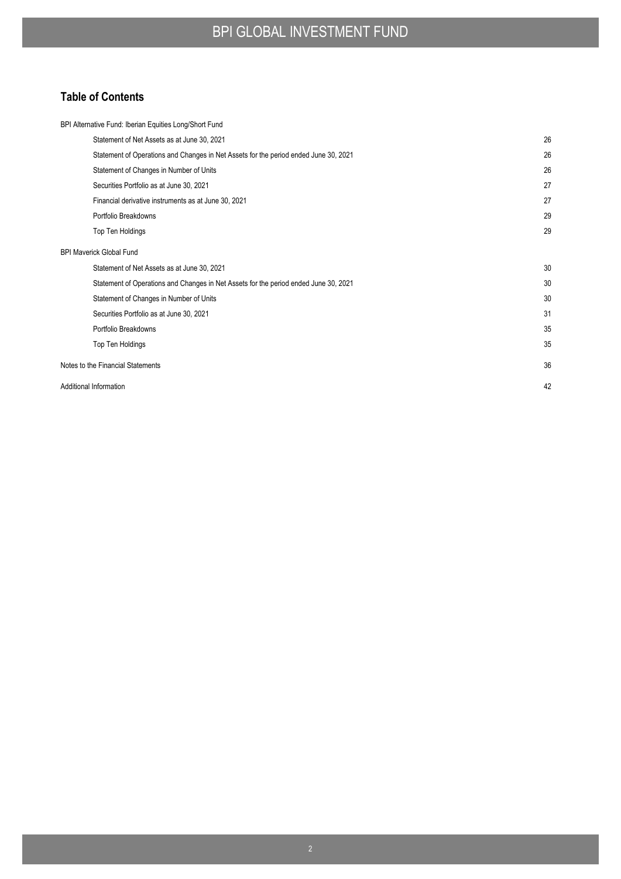## Table of Contents

| | |
|---|---|
| BPI Alternative Fund: Iberian Equities Long/Short Fund | |
| Statement of Net Assets as at June 30, 2021 | 26 |
| Statement of Operations and Changes in Net Assets for the period ended June 30, 2021 | 26 |
| Statement of Changes in Number of Units | 26 |
| Securities Portfolio as at June 30, 2021 | 27 |
| Financial derivative instruments as at June 30, 2021 | 27 |
| Portfolio Breakdowns | 29 |
| Top Ten Holdings | 29 |
| BPI Maverick Global Fund | |
| Statement of Net Assets as at June 30, 2021 | 30 |
| Statement of Operations and Changes in Net Assets for the period ended June 30, 2021 | 30 |
| Statement of Changes in Number of Units | 30 |
| Securities Portfolio as at June 30, 2021 | 31 |
| Portfolio Breakdowns | 35 |
| Top Ten Holdings | 35 |
| Notes to the Financial Statements | 36 |
| Additional Information | 42 |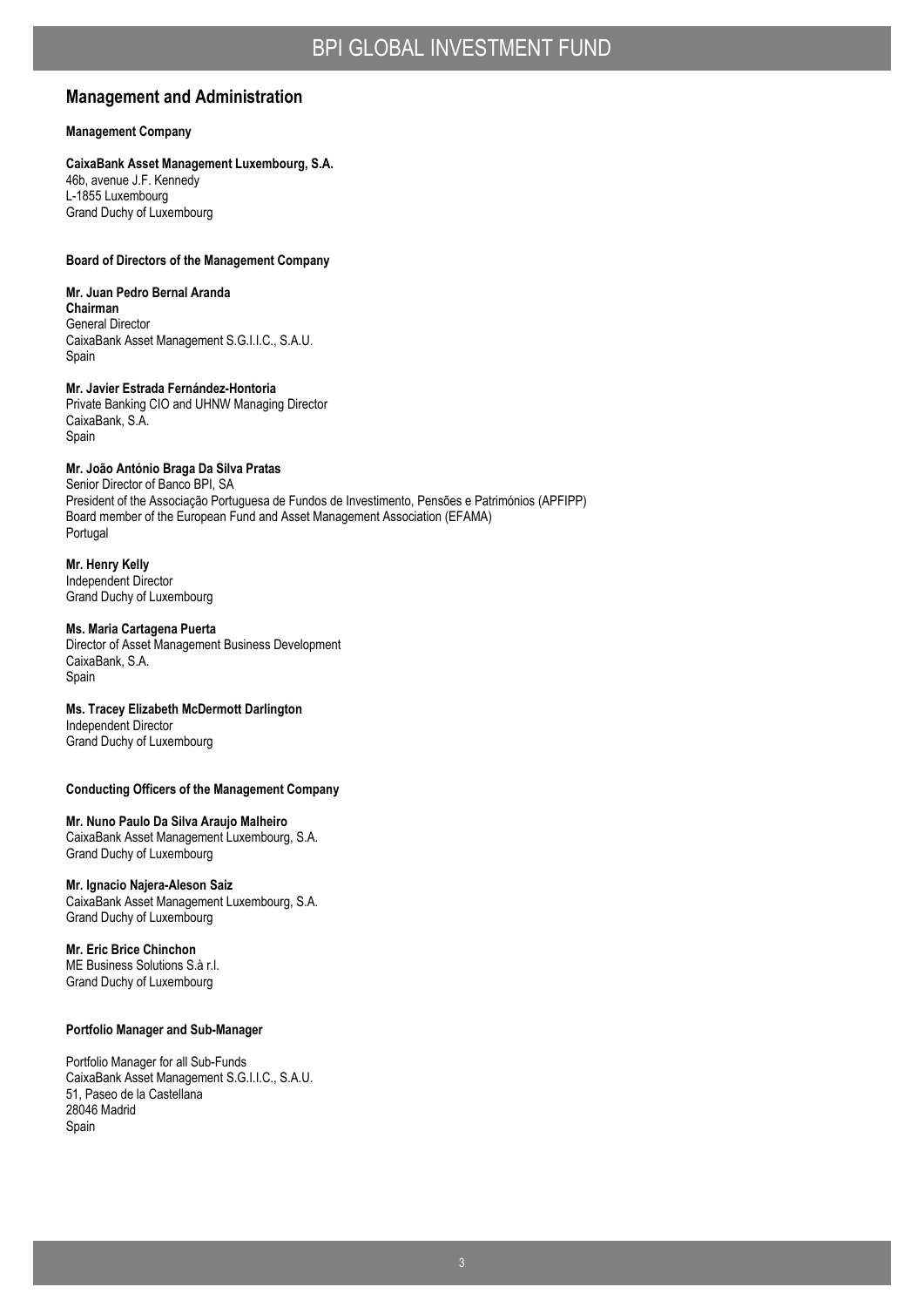## Management and Administration

**Management Company**

**CaixaBank Asset Management Luxembourg, S.A.**
46b, avenue J.F. Kennedy
L-1855 Luxembourg
Grand Duchy of Luxembourg

**Board of Directors of the Management Company**

**Mr. Juan Pedro Bernal Aranda**
**Chairman**
General Director
CaixaBank Asset Management S.G.I.I.C., S.A.U.
Spain

**Mr. Javier Estrada Fernández-Hontoria**
Private Banking CIO and UHNW Managing Director
CaixaBank, S.A.
Spain

**Mr. João António Braga Da Silva Pratas**
Senior Director of Banco BPI, SA
President of the Associação Portuguesa de Fundos de Investimento, Pensões e Patrimónios (APFIPP)
Board member of the European Fund and Asset Management Association (EFAMA)
Portugal

**Mr. Henry Kelly**
Independent Director
Grand Duchy of Luxembourg

**Ms. Maria Cartagena Puerta**
Director of Asset Management Business Development
CaixaBank, S.A.
Spain

**Ms. Tracey Elizabeth McDermott Darlington**
Independent Director
Grand Duchy of Luxembourg

**Conducting Officers of the Management Company**

**Mr. Nuno Paulo Da Silva Araujo Malheiro**
CaixaBank Asset Management Luxembourg, S.A.
Grand Duchy of Luxembourg

**Mr. Ignacio Najera-Aleson Saiz**
CaixaBank Asset Management Luxembourg, S.A.
Grand Duchy of Luxembourg

**Mr. Eric Brice Chinchon**
ME Business Solutions S.à r.l.
Grand Duchy of Luxembourg

**Portfolio Manager and Sub-Manager**

Portfolio Manager for all Sub-Funds
CaixaBank Asset Management S.G.I.I.C., S.A.U.
51, Paseo de la Castellana
28046 Madrid
Spain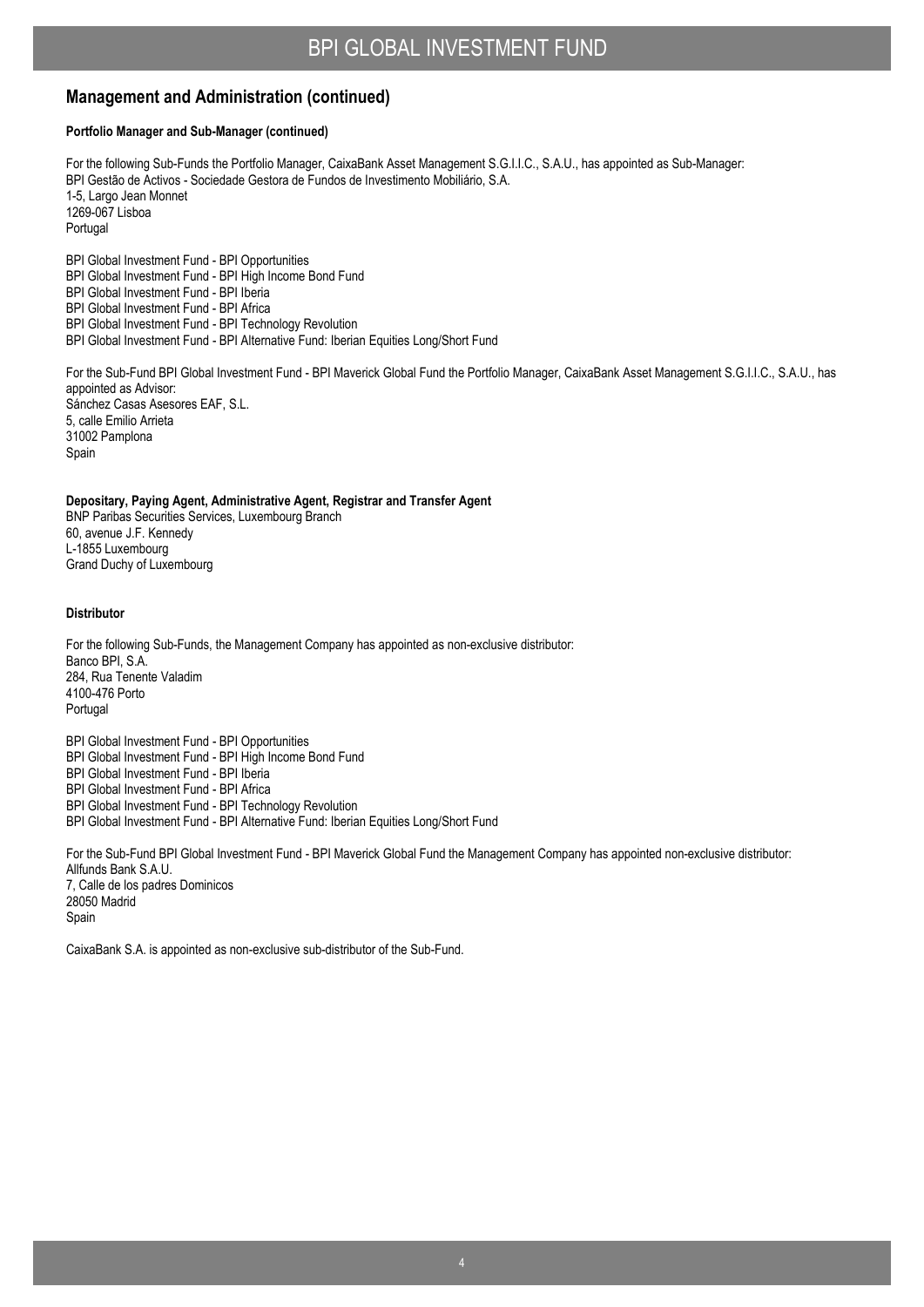## Management and Administration (continued)

**Portfolio Manager and Sub-Manager (continued)**

For the following Sub-Funds the Portfolio Manager, CaixaBank Asset Management S.G.I.I.C., S.A.U., has appointed as Sub-Manager:
BPI Gestão de Activos - Sociedade Gestora de Fundos de Investimento Mobiliário, S.A.
1-5, Largo Jean Monnet
1269-067 Lisboa
Portugal

BPI Global Investment Fund - BPI Opportunities
BPI Global Investment Fund - BPI High Income Bond Fund
BPI Global Investment Fund - BPI Iberia
BPI Global Investment Fund - BPI Africa
BPI Global Investment Fund - BPI Technology Revolution
BPI Global Investment Fund - BPI Alternative Fund: Iberian Equities Long/Short Fund

For the Sub-Fund BPI Global Investment Fund - BPI Maverick Global Fund the Portfolio Manager, CaixaBank Asset Management S.G.I.I.C., S.A.U., has appointed as Advisor:
Sánchez Casas Asesores EAF, S.L.
5, calle Emilio Arrieta
31002 Pamplona
Spain

**Depositary, Paying Agent, Administrative Agent, Registrar and Transfer Agent**
BNP Paribas Securities Services, Luxembourg Branch
60, avenue J.F. Kennedy
L-1855 Luxembourg
Grand Duchy of Luxembourg

**Distributor**

For the following Sub-Funds, the Management Company has appointed as non-exclusive distributor:
Banco BPI, S.A.
284, Rua Tenente Valadim
4100-476 Porto
Portugal

BPI Global Investment Fund - BPI Opportunities
BPI Global Investment Fund - BPI High Income Bond Fund
BPI Global Investment Fund - BPI Iberia
BPI Global Investment Fund - BPI Africa
BPI Global Investment Fund - BPI Technology Revolution
BPI Global Investment Fund - BPI Alternative Fund: Iberian Equities Long/Short Fund

For the Sub-Fund BPI Global Investment Fund - BPI Maverick Global Fund the Management Company has appointed non-exclusive distributor:
Allfunds Bank S.A.U.
7, Calle de los padres Dominicos
28050 Madrid
Spain

CaixaBank S.A. is appointed as non-exclusive sub-distributor of the Sub-Fund.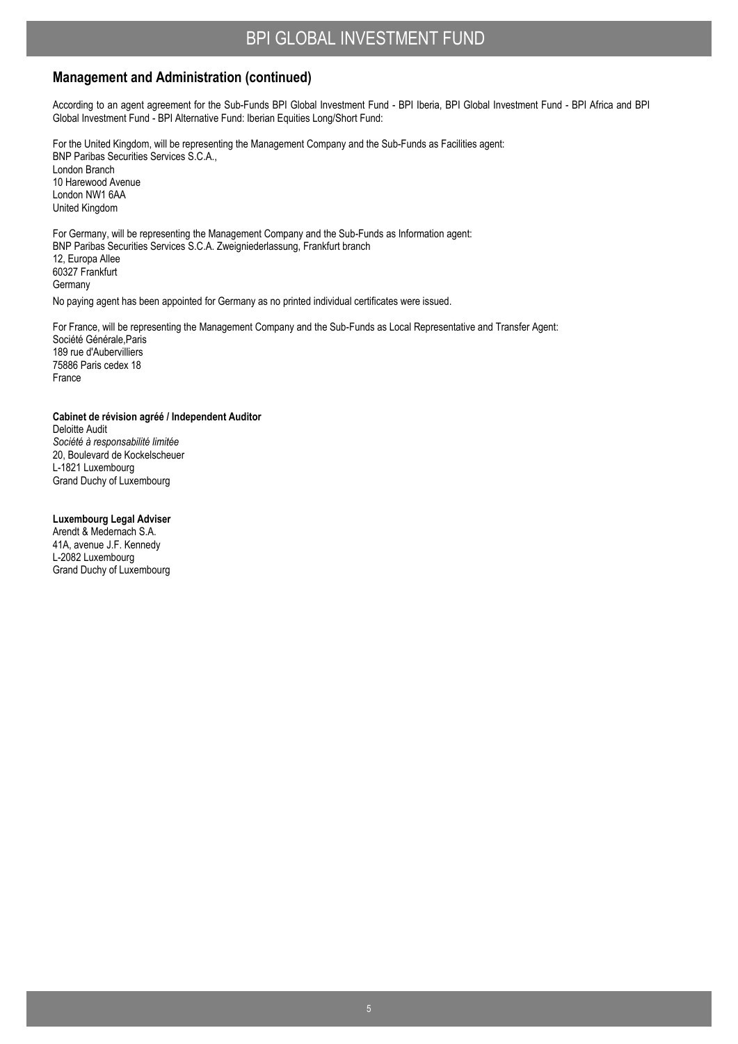## Management and Administration (continued)

According to an agent agreement for the Sub-Funds BPI Global Investment Fund - BPI Iberia, BPI Global Investment Fund - BPI Africa and BPI Global Investment Fund - BPI Alternative Fund: Iberian Equities Long/Short Fund:

For the United Kingdom, will be representing the Management Company and the Sub-Funds as Facilities agent:
BNP Paribas Securities Services S.C.A.,
London Branch
10 Harewood Avenue
London NW1 6AA
United Kingdom

For Germany, will be representing the Management Company and the Sub-Funds as Information agent:
BNP Paribas Securities Services S.C.A. Zweigniederlassung, Frankfurt branch
12, Europa Allee
60327 Frankfurt
Germany

No paying agent has been appointed for Germany as no printed individual certificates were issued.

For France, will be representing the Management Company and the Sub-Funds as Local Representative and Transfer Agent:
Société Générale,Paris
189 rue d'Aubervilliers
75886 Paris cedex 18
France

**Cabinet de révision agréé / Independent Auditor**
Deloitte Audit
*Société à responsabilité limitée*
20, Boulevard de Kockelscheuer
L-1821 Luxembourg
Grand Duchy of Luxembourg

**Luxembourg Legal Adviser**
Arendt & Medernach S.A.
41A, avenue J.F. Kennedy
L-2082 Luxembourg
Grand Duchy of Luxembourg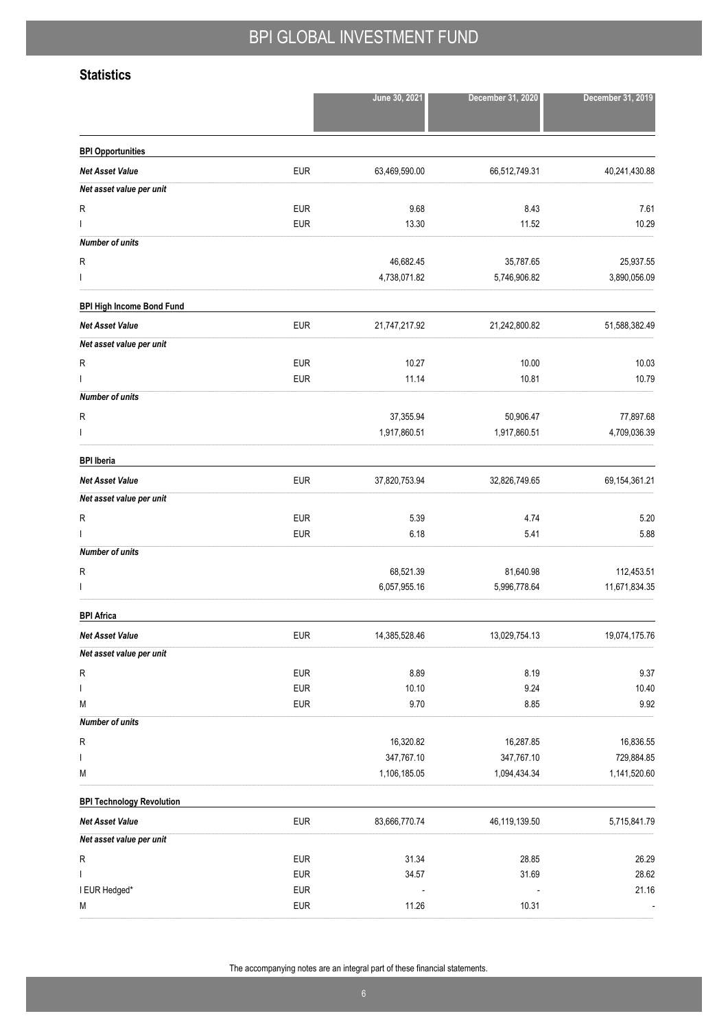## Statistics

| | | June 30, 2021 | December 31, 2020 | December 31, 2019 |
|---|---|---|---|---|
| **BPI Opportunities** | | | | |
| ***Net Asset Value*** | EUR | 63,469,590.00 | 66,512,749.31 | 40,241,430.88 |
| ***Net asset value per unit*** | | | | |
| R | EUR | 9.68 | 8.43 | 7.61 |
| I | EUR | 13.30 | 11.52 | 10.29 |
| ***Number of units*** | | | | |
| R | | 46,682.45 | 35,787.65 | 25,937.55 |
| I | | 4,738,071.82 | 5,746,906.82 | 3,890,056.09 |
| **BPI High Income Bond Fund** | | | | |
| ***Net Asset Value*** | EUR | 21,747,217.92 | 21,242,800.82 | 51,588,382.49 |
| ***Net asset value per unit*** | | | | |
| R | EUR | 10.27 | 10.00 | 10.03 |
| I | EUR | 11.14 | 10.81 | 10.79 |
| ***Number of units*** | | | | |
| R | | 37,355.94 | 50,906.47 | 77,897.68 |
| I | | 1,917,860.51 | 1,917,860.51 | 4,709,036.39 |
| **BPI Iberia** | | | | |
| ***Net Asset Value*** | EUR | 37,820,753.94 | 32,826,749.65 | 69,154,361.21 |
| ***Net asset value per unit*** | | | | |
| R | EUR | 5.39 | 4.74 | 5.20 |
| I | EUR | 6.18 | 5.41 | 5.88 |
| ***Number of units*** | | | | |
| R | | 68,521.39 | 81,640.98 | 112,453.51 |
| I | | 6,057,955.16 | 5,996,778.64 | 11,671,834.35 |
| **BPI Africa** | | | | |
| ***Net Asset Value*** | EUR | 14,385,528.46 | 13,029,754.13 | 19,074,175.76 |
| ***Net asset value per unit*** | | | | |
| R | EUR | 8.89 | 8.19 | 9.37 |
| I | EUR | 10.10 | 9.24 | 10.40 |
| M | EUR | 9.70 | 8.85 | 9.92 |
| ***Number of units*** | | | | |
| R | | 16,320.82 | 16,287.85 | 16,836.55 |
| I | | 347,767.10 | 347,767.10 | 729,884.85 |
| M | | 1,106,185.05 | 1,094,434.34 | 1,141,520.60 |
| **BPI Technology Revolution** | | | | |
| ***Net Asset Value*** | EUR | 83,666,770.74 | 46,119,139.50 | 5,715,841.79 |
| ***Net asset value per unit*** | | | | |
| R | EUR | 31.34 | 28.85 | 26.29 |
| I | EUR | 34.57 | 31.69 | 28.62 |
| I EUR Hedged* | EUR | - | - | 21.16 |
| M | EUR | 11.26 | 10.31 | - |

The accompanying notes are an integral part of these financial statements.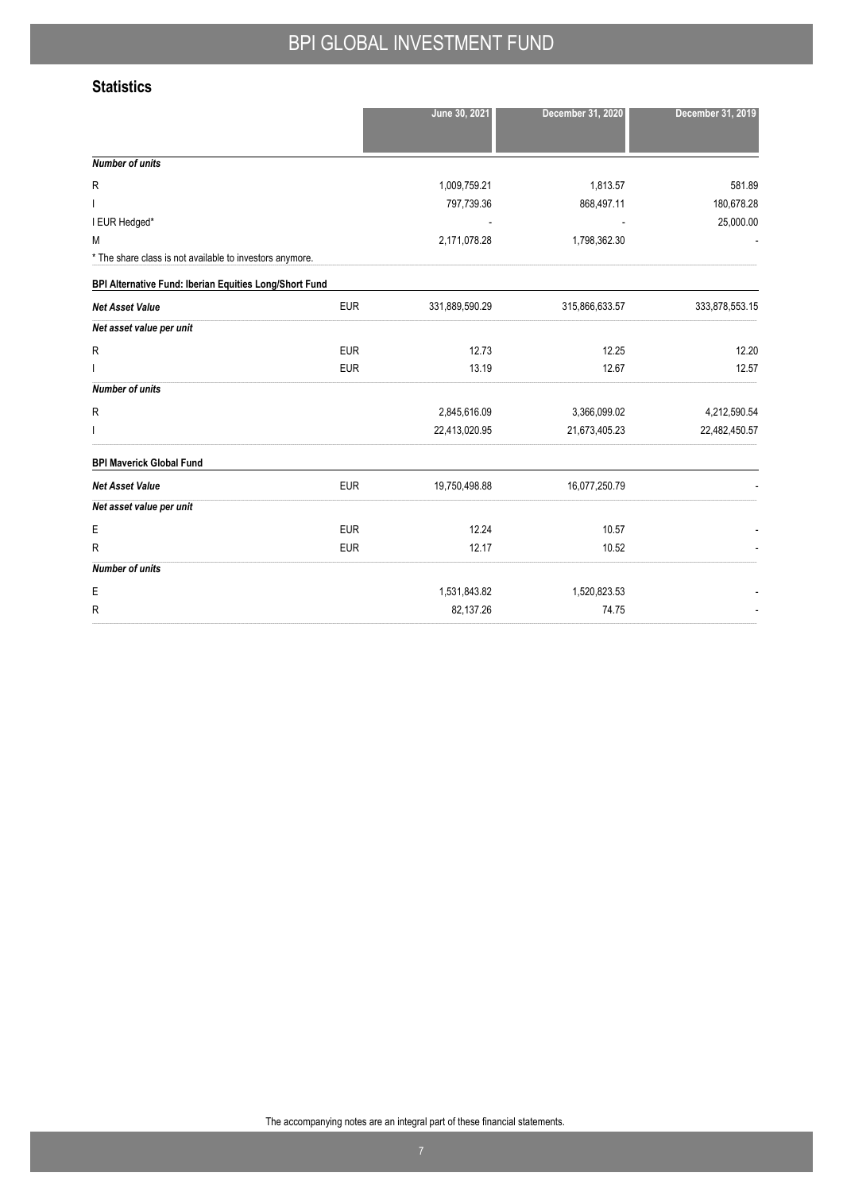## Statistics

| | | June 30, 2021 | December 31, 2020 | December 31, 2019 |
|---|---|---|---|---|
| ***Number of units*** | | | | |
| R | | 1,009,759.21 | 1,813.57 | 581.89 |
| I | | 797,739.36 | 868,497.11 | 180,678.28 |
| I EUR Hedged* | | - | - | 25,000.00 |
| M | | 2,171,078.28 | 1,798,362.30 | - |
| * The share class is not available to investors anymore. | | | | |
| **BPI Alternative Fund: Iberian Equities Long/Short Fund** | | | | |
| ***Net Asset Value*** | EUR | 331,889,590.29 | 315,866,633.57 | 333,878,553.15 |
| ***Net asset value per unit*** | | | | |
| R | EUR | 12.73 | 12.25 | 12.20 |
| I | EUR | 13.19 | 12.67 | 12.57 |
| ***Number of units*** | | | | |
| R | | 2,845,616.09 | 3,366,099.02 | 4,212,590.54 |
| I | | 22,413,020.95 | 21,673,405.23 | 22,482,450.57 |
| **BPI Maverick Global Fund** | | | | |
| ***Net Asset Value*** | EUR | 19,750,498.88 | 16,077,250.79 | - |
| ***Net asset value per unit*** | | | | |
| E | EUR | 12.24 | 10.57 | - |
| R | EUR | 12.17 | 10.52 | - |
| ***Number of units*** | | | | |
| E | | 1,531,843.82 | 1,520,823.53 | - |
| R | | 82,137.26 | 74.75 | - |

The accompanying notes are an integral part of these financial statements.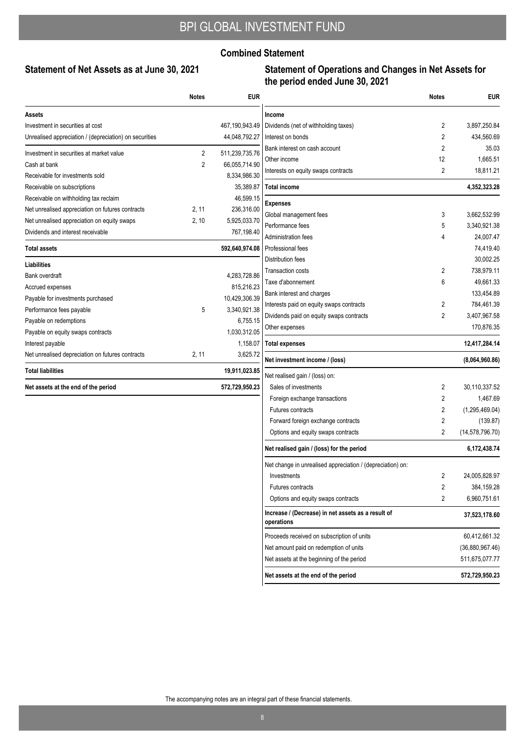# BPI GLOBAL INVESTMENT FUND

## Combined Statement

### Statement of Net Assets as at June 30, 2021

| | Notes | EUR |
|---|---|---|
| **Assets** | | |
| Investment in securities at cost | | 467,190,943.49 |
| Unrealised appreciation / (depreciation) on securities | | 44,048,792.27 |
| Investment in securities at market value | 2 | 511,239,735.76 |
| Cash at bank | 2 | 66,055,714.90 |
| Receivable for investments sold | | 8,334,986.30 |
| Receivable on subscriptions | | 35,389.87 |
| Receivable on withholding tax reclaim | | 46,599.15 |
| Net unrealised appreciation on futures contracts | 2, 11 | 236,316.00 |
| Net unrealised appreciation on equity swaps | 2, 10 | 5,925,033.70 |
| Dividends and interest receivable | | 767,198.40 |
| **Total assets** | | **592,640,974.08** |
| **Liabilities** | | |
| Bank overdraft | | 4,283,728.86 |
| Accrued expenses | | 815,216.23 |
| Payable for investments purchased | | 10,429,306.39 |
| Performance fees payable | 5 | 3,340,921.38 |
| Payable on redemptions | | 6,755.15 |
| Payable on equity swaps contracts | | 1,030,312.05 |
| Interest payable | | 1,158.07 |
| Net unrealised depreciation on futures contracts | 2, 11 | 3,625.72 |
| **Total liabilities** | | **19,911,023.85** |
| **Net assets at the end of the period** | | **572,729,950.23** |

### Statement of Operations and Changes in Net Assets for the period ended June 30, 2021

| | Notes | EUR |
|---|---|---|
| **Income** | | |
| Dividends (net of withholding taxes) | 2 | 3,897,250.84 |
| Interest on bonds | 2 | 434,560.69 |
| Bank interest on cash account | 2 | 35.03 |
| Other income | 12 | 1,665.51 |
| Interests on equity swaps contracts | 2 | 18,811.21 |
| **Total income** | | **4,352,323.28** |
| **Expenses** | | |
| Global management fees | 3 | 3,662,532.99 |
| Performance fees | 5 | 3,340,921.38 |
| Administration fees | 4 | 24,007.47 |
| Professional fees | | 74,419.40 |
| Distribution fees | | 30,002.25 |
| Transaction costs | 2 | 738,979.11 |
| Taxe d'abonnement | 6 | 49,661.33 |
| Bank interest and charges | | 133,454.89 |
| Interests paid on equity swaps contracts | 2 | 784,461.39 |
| Dividends paid on equity swaps contracts | 2 | 3,407,967.58 |
| Other expenses | | 170,876.35 |
| **Total expenses** | | **12,417,284.14** |
| **Net investment income / (loss)** | | **(8,064,960.86)** |
| Net realised gain / (loss) on: | | |
| Sales of investments | 2 | 30,110,337.52 |
| Foreign exchange transactions | 2 | 1,467.69 |
| Futures contracts | 2 | (1,295,469.04) |
| Forward foreign exchange contracts | 2 | (139.87) |
| Options and equity swaps contracts | 2 | (14,578,796.70) |
| **Net realised gain / (loss) for the period** | | **6,172,438.74** |
| Net change in unrealised appreciation / (depreciation) on: | | |
| Investments | 2 | 24,005,828.97 |
| Futures contracts | 2 | 384,159.28 |
| Options and equity swaps contracts | 2 | 6,960,751.61 |
| **Increase / (Decrease) in net assets as a result of operations** | | **37,523,178.60** |
| Proceeds received on subscription of units | | 60,412,661.32 |
| Net amount paid on redemption of units | | (36,880,967.46) |
| Net assets at the beginning of the period | | 511,675,077.77 |
| **Net assets at the end of the period** | | **572,729,950.23** |

The accompanying notes are an integral part of these financial statements.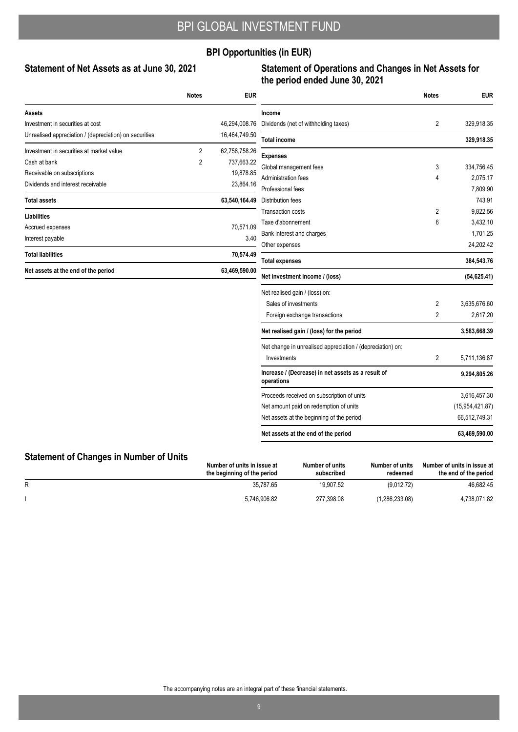# BPI GLOBAL INVESTMENT FUND

## BPI Opportunities (in EUR)

### Statement of Net Assets as at June 30, 2021

| | Notes | EUR |
|---|---|---|
| **Assets** | | |
| Investment in securities at cost | | 46,294,008.76 |
| Unrealised appreciation / (depreciation) on securities | | 16,464,749.50 |
| Investment in securities at market value | 2 | 62,758,758.26 |
| Cash at bank | 2 | 737,663.22 |
| Receivable on subscriptions | | 19,878.85 |
| Dividends and interest receivable | | 23,864.16 |
| **Total assets** | | **63,540,164.49** |
| **Liabilities** | | |
| Accrued expenses | | 70,571.09 |
| Interest payable | | 3.40 |
| **Total liabilities** | | **70,574.49** |
| **Net assets at the end of the period** | | **63,469,590.00** |

### Statement of Operations and Changes in Net Assets for the period ended June 30, 2021

| | Notes | EUR |
|---|---|---|
| **Income** | | |
| Dividends (net of withholding taxes) | 2 | 329,918.35 |
| **Total income** | | **329,918.35** |
| **Expenses** | | |
| Global management fees | 3 | 334,756.45 |
| Administration fees | 4 | 2,075.17 |
| Professional fees | | 7,809.90 |
| Distribution fees | | 743.91 |
| Transaction costs | 2 | 9,822.56 |
| Taxe d'abonnement | 6 | 3,432.10 |
| Bank interest and charges | | 1,701.25 |
| Other expenses | | 24,202.42 |
| **Total expenses** | | **384,543.76** |
| **Net investment income / (loss)** | | **(54,625.41)** |
| Net realised gain / (loss) on: | | |
| Sales of investments | 2 | 3,635,676.60 |
| Foreign exchange transactions | 2 | 2,617.20 |
| **Net realised gain / (loss) for the period** | | **3,583,668.39** |
| Net change in unrealised appreciation / (depreciation) on: | | |
| Investments | 2 | 5,711,136.87 |
| **Increase / (Decrease) in net assets as a result of operations** | | **9,294,805.26** |
| Proceeds received on subscription of units | | 3,616,457.30 |
| Net amount paid on redemption of units | | (15,954,421.87) |
| Net assets at the beginning of the period | | 66,512,749.31 |
| **Net assets at the end of the period** | | **63,469,590.00** |

### Statement of Changes in Number of Units

| | Number of units in issue at the beginning of the period | Number of units subscribed | Number of units redeemed | Number of units in issue at the end of the period |
|---|---|---|---|---|
| R | 35,787.65 | 19,907.52 | (9,012.72) | 46,682.45 |
| I | 5,746,906.82 | 277,398.08 | (1,286,233.08) | 4,738,071.82 |

The accompanying notes are an integral part of these financial statements.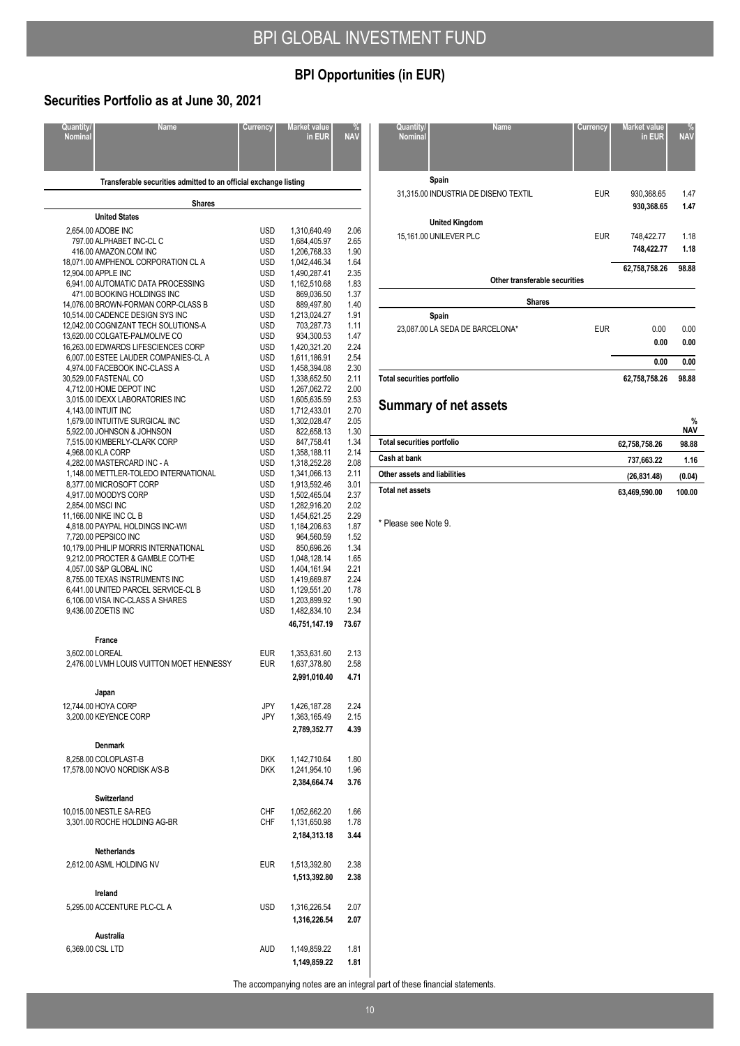## BPI Opportunities (in EUR)

### Securities Portfolio as at June 30, 2021

| Quantity/ Nominal | Name | Currency | Market value in EUR | % NAV |
|---|---|---|---|---|
| | **Transferable securities admitted to an official exchange listing** | | | |
| | **Shares** | | | |
| | **United States** | | | |
| 2,654.00 | ADOBE INC | USD | 1,310,640.49 | 2.06 |
| 797.00 | ALPHABET INC-CL C | USD | 1,684,405.97 | 2.65 |
| 416.00 | AMAZON.COM INC | USD | 1,206,768.33 | 1.90 |
| 18,071.00 | AMPHENOL CORPORATION CL A | USD | 1,042,446.34 | 1.64 |
| 12,904.00 | APPLE INC | USD | 1,490,287.41 | 2.35 |
| 6,941.00 | AUTOMATIC DATA PROCESSING | USD | 1,162,510.68 | 1.83 |
| 471.00 | BOOKING HOLDINGS INC | USD | 869,036.50 | 1.37 |
| 14,076.00 | BROWN-FORMAN CORP-CLASS B | USD | 889,497.80 | 1.40 |
| 10,514.00 | CADENCE DESIGN SYS INC | USD | 1,213,024.27 | 1.91 |
| 12,042.00 | COGNIZANT TECH SOLUTIONS-A | USD | 703,287.73 | 1.11 |
| 13,620.00 | COLGATE-PALMOLIVE CO | USD | 934,300.53 | 1.47 |
| 16,263.00 | EDWARDS LIFESCIENCES CORP | USD | 1,420,321.20 | 2.24 |
| 6,007.00 | ESTEE LAUDER COMPANIES-CL A | USD | 1,611,186.91 | 2.54 |
| 4,974.00 | FACEBOOK INC-CLASS A | USD | 1,458,394.08 | 2.30 |
| 30,529.00 | FASTENAL CO | USD | 1,338,652.50 | 2.11 |
| 4,712.00 | HOME DEPOT INC | USD | 1,267,062.72 | 2.00 |
| 3,015.00 | IDEXX LABORATORIES INC | USD | 1,605,635.59 | 2.53 |
| 4,143.00 | INTUIT INC | USD | 1,712,433.01 | 2.70 |
| 1,679.00 | INTUITIVE SURGICAL INC | USD | 1,302,028.47 | 2.05 |
| 5,922.00 | JOHNSON & JOHNSON | USD | 822,658.13 | 1.30 |
| 7,515.00 | KIMBERLY-CLARK CORP | USD | 847,758.41 | 1.34 |
| 4,968.00 | KLA CORP | USD | 1,358,188.11 | 2.14 |
| 4,282.00 | MASTERCARD INC - A | USD | 1,318,252.28 | 2.08 |
| 1,148.00 | METTLER-TOLEDO INTERNATIONAL | USD | 1,341,066.13 | 2.11 |
| 8,377.00 | MICROSOFT CORP | USD | 1,913,592.46 | 3.01 |
| 4,917.00 | MOODYS CORP | USD | 1,502,465.04 | 2.37 |
| 2,854.00 | MSCI INC | USD | 1,282,916.20 | 2.02 |
| 11,166.00 | NIKE INC CL B | USD | 1,454,621.25 | 2.29 |
| 4,818.00 | PAYPAL HOLDINGS INC-W/I | USD | 1,184,206.63 | 1.87 |
| 7,720.00 | PEPSICO INC | USD | 964,560.59 | 1.52 |
| 10,179.00 | PHILIP MORRIS INTERNATIONAL | USD | 850,696.26 | 1.34 |
| 9,212.00 | PROCTER & GAMBLE CO/THE | USD | 1,048,128.14 | 1.65 |
| 4,057.00 | S&P GLOBAL INC | USD | 1,404,161.94 | 2.21 |
| 8,755.00 | TEXAS INSTRUMENTS INC | USD | 1,419,669.87 | 2.24 |
| 6,441.00 | UNITED PARCEL SERVICE-CL B | USD | 1,129,551.20 | 1.78 |
| 6,106.00 | VISA INC-CLASS A SHARES | USD | 1,203,899.92 | 1.90 |
| 9,436.00 | ZOETIS INC | USD | 1,482,834.10 | 2.34 |
| | | | **46,751,147.19** | **73.67** |
| | **France** | | | |
| 3,602.00 | LOREAL | EUR | 1,353,631.60 | 2.13 |
| 2,476.00 | LVMH LOUIS VUITTON MOET HENNESSY | EUR | 1,637,378.80 | 2.58 |
| | | | **2,991,010.40** | **4.71** |
| | **Japan** | | | |
| 12,744.00 | HOYA CORP | JPY | 1,426,187.28 | 2.24 |
| 3,200.00 | KEYENCE CORP | JPY | 1,363,165.49 | 2.15 |
| | | | **2,789,352.77** | **4.39** |
| | **Denmark** | | | |
| 8,258.00 | COLOPLAST-B | DKK | 1,142,710.64 | 1.80 |
| 17,578.00 | NOVO NORDISK A/S-B | DKK | 1,241,954.10 | 1.96 |
| | | | **2,384,664.74** | **3.76** |
| | **Switzerland** | | | |
| 10,015.00 | NESTLE SA-REG | CHF | 1,052,662.20 | 1.66 |
| 3,301.00 | ROCHE HOLDING AG-BR | CHF | 1,131,650.98 | 1.78 |
| | | | **2,184,313.18** | **3.44** |
| | **Netherlands** | | | |
| 2,612.00 | ASML HOLDING NV | EUR | 1,513,392.80 | 2.38 |
| | | | **1,513,392.80** | **2.38** |
| | **Ireland** | | | |
| 5,295.00 | ACCENTURE PLC-CL A | USD | 1,316,226.54 | 2.07 |
| | | | **1,316,226.54** | **2.07** |
| | **Australia** | | | |
| 6,369.00 | CSL LTD | AUD | 1,149,859.22 | 1.81 |
| | | | **1,149,859.22** | **1.81** |
| | **Spain** | | | |
| 31,315.00 | INDUSTRIA DE DISENO TEXTIL | EUR | 930,368.65 | 1.47 |
| | | | **930,368.65** | **1.47** |
| | **United Kingdom** | | | |
| 15,161.00 | UNILEVER PLC | EUR | 748,422.77 | 1.18 |
| | | | **748,422.77** | **1.18** |
| | | | **62,758,758.26** | **98.88** |
| | **Other transferable securities** | | | |
| | **Shares** | | | |
| | **Spain** | | | |
| 23,087.00 | LA SEDA DE BARCELONA* | EUR | 0.00 | 0.00 |
| | | | **0.00** | **0.00** |
| | | | **0.00** | **0.00** |
| **Total securities portfolio** | | | **62,758,758.26** | **98.88** |

## Summary of net assets

| | | % NAV |
|---|---|---|
| **Total securities portfolio** | **62,758,758.26** | **98.88** |
| **Cash at bank** | **737,663.22** | **1.16** |
| **Other assets and liabilities** | **(26,831.48)** | **(0.04)** |
| **Total net assets** | **63,469,590.00** | **100.00** |

\* Please see Note 9.

The accompanying notes are an integral part of these financial statements.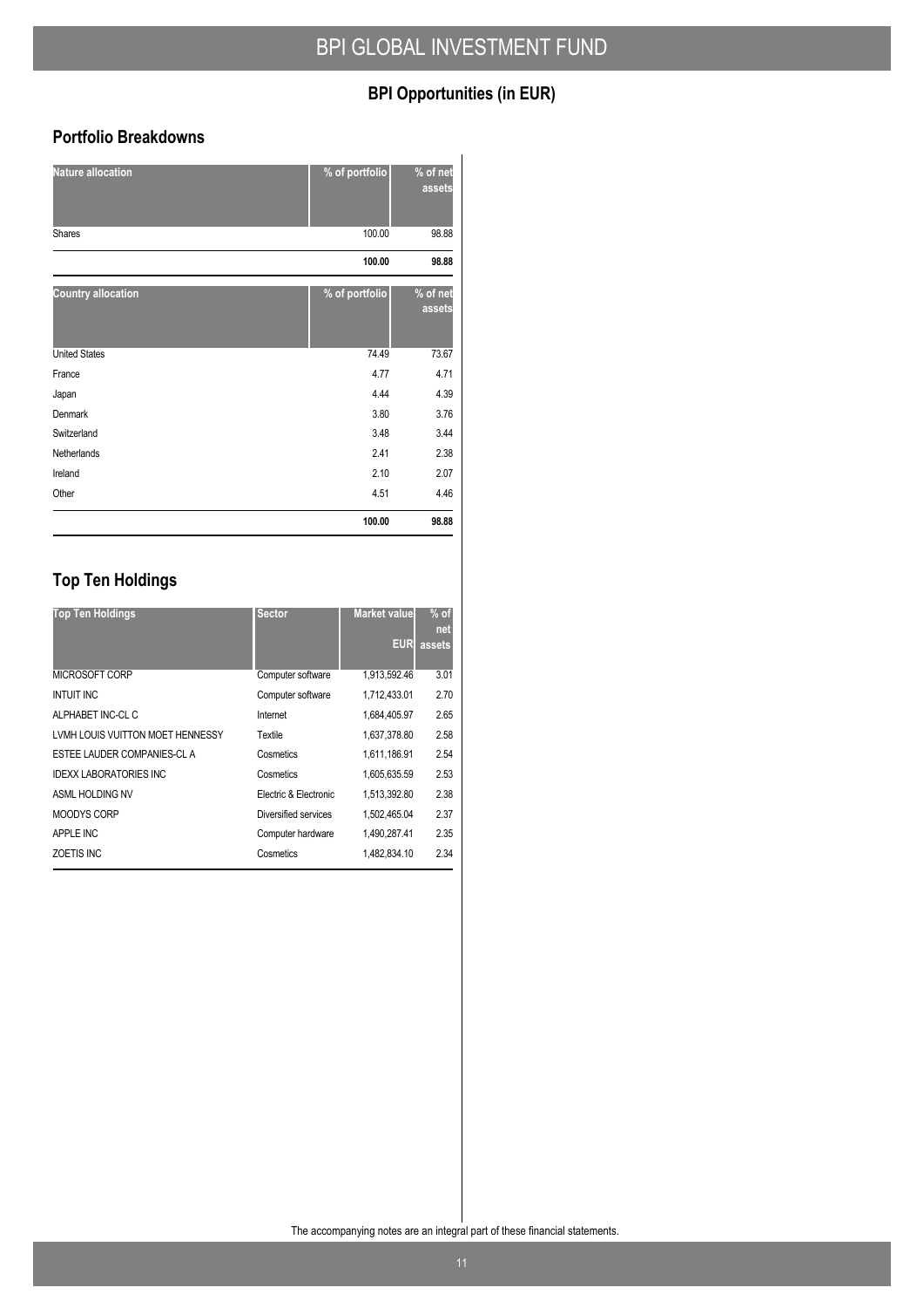# BPI GLOBAL INVESTMENT FUND

## BPI Opportunities (in EUR)

### Portfolio Breakdowns

| Nature allocation | % of portfolio | % of net assets |
|---|---|---|
| Shares | 100.00 | 98.88 |
| | **100.00** | **98.88** |

| Country allocation | % of portfolio | % of net assets |
|---|---|---|
| United States | 74.49 | 73.67 |
| France | 4.77 | 4.71 |
| Japan | 4.44 | 4.39 |
| Denmark | 3.80 | 3.76 |
| Switzerland | 3.48 | 3.44 |
| Netherlands | 2.41 | 2.38 |
| Ireland | 2.10 | 2.07 |
| Other | 4.51 | 4.46 |
| | **100.00** | **98.88** |

## Top Ten Holdings

| Top Ten Holdings | Sector | Market value EUR | % of net assets |
|---|---|---|---|
| MICROSOFT CORP | Computer software | 1,913,592.46 | 3.01 |
| INTUIT INC | Computer software | 1,712,433.01 | 2.70 |
| ALPHABET INC-CL C | Internet | 1,684,405.97 | 2.65 |
| LVMH LOUIS VUITTON MOET HENNESSY | Textile | 1,637,378.80 | 2.58 |
| ESTEE LAUDER COMPANIES-CL A | Cosmetics | 1,611,186.91 | 2.54 |
| IDEXX LABORATORIES INC | Cosmetics | 1,605,635.59 | 2.53 |
| ASML HOLDING NV | Electric & Electronic | 1,513,392.80 | 2.38 |
| MOODYS CORP | Diversified services | 1,502,465.04 | 2.37 |
| APPLE INC | Computer hardware | 1,490,287.41 | 2.35 |
| ZOETIS INC | Cosmetics | 1,482,834.10 | 2.34 |

The accompanying notes are an integral part of these financial statements.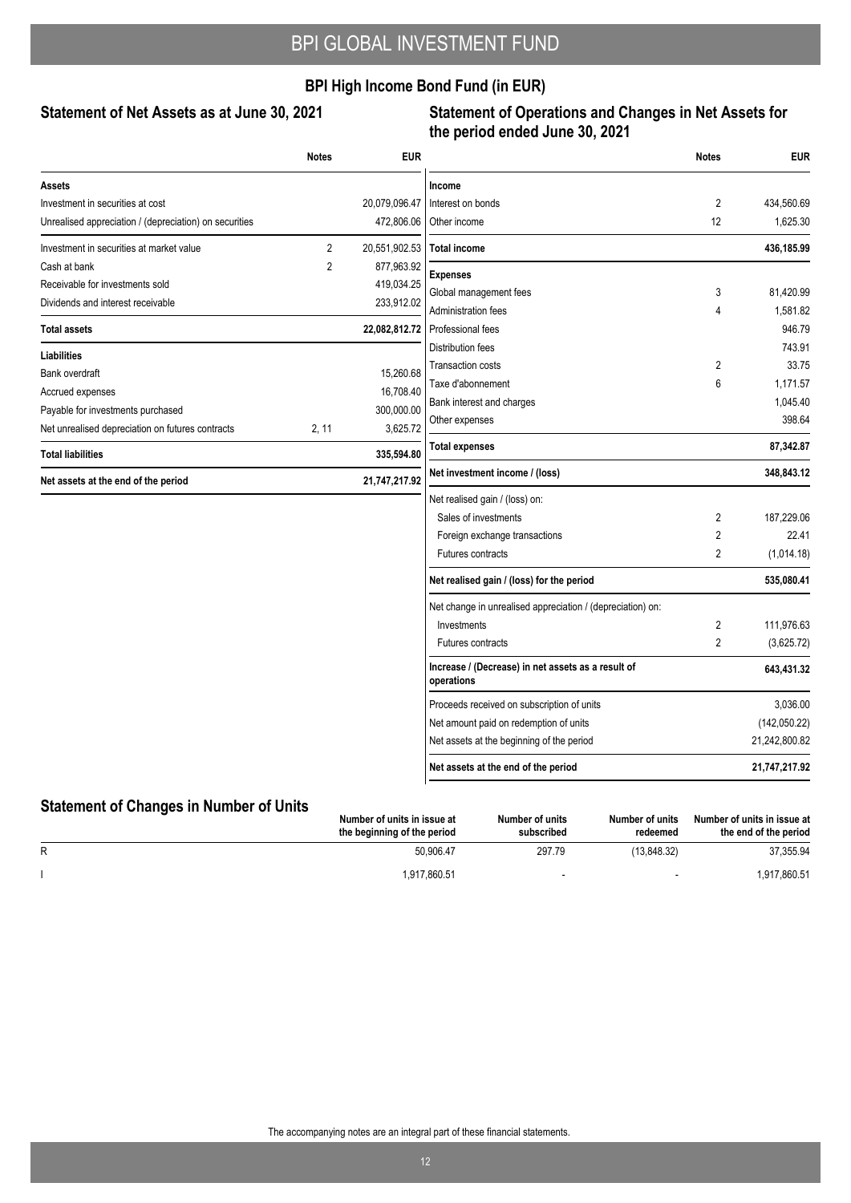## BPI High Income Bond Fund (in EUR)

### Statement of Net Assets as at June 30, 2021

| | Notes | EUR |
|---|---|---|
| **Assets** | | |
| Investment in securities at cost | | 20,079,096.47 |
| Unrealised appreciation / (depreciation) on securities | | 472,806.06 |
| Investment in securities at market value | 2 | 20,551,902.53 |
| Cash at bank | 2 | 877,963.92 |
| Receivable for investments sold | | 419,034.25 |
| Dividends and interest receivable | | 233,912.02 |
| **Total assets** | | **22,082,812.72** |
| **Liabilities** | | |
| Bank overdraft | | 15,260.68 |
| Accrued expenses | | 16,708.40 |
| Payable for investments purchased | | 300,000.00 |
| Net unrealised depreciation on futures contracts | 2, 11 | 3,625.72 |
| **Total liabilities** | | **335,594.80** |
| **Net assets at the end of the period** | | **21,747,217.92** |

### Statement of Operations and Changes in Net Assets for the period ended June 30, 2021

| | Notes | EUR |
|---|---|---|
| **Income** | | |
| Interest on bonds | 2 | 434,560.69 |
| Other income | 12 | 1,625.30 |
| **Total income** | | **436,185.99** |
| **Expenses** | | |
| Global management fees | 3 | 81,420.99 |
| Administration fees | 4 | 1,581.82 |
| Professional fees | | 946.79 |
| Distribution fees | | 743.91 |
| Transaction costs | 2 | 33.75 |
| Taxe d'abonnement | 6 | 1,171.57 |
| Bank interest and charges | | 1,045.40 |
| Other expenses | | 398.64 |
| **Total expenses** | | **87,342.87** |
| **Net investment income / (loss)** | | **348,843.12** |
| Net realised gain / (loss) on: | | |
| Sales of investments | 2 | 187,229.06 |
| Foreign exchange transactions | 2 | 22.41 |
| Futures contracts | 2 | (1,014.18) |
| **Net realised gain / (loss) for the period** | | **535,080.41** |
| Net change in unrealised appreciation / (depreciation) on: | | |
| Investments | 2 | 111,976.63 |
| Futures contracts | 2 | (3,625.72) |
| **Increase / (Decrease) in net assets as a result of operations** | | **643,431.32** |
| Proceeds received on subscription of units | | 3,036.00 |
| Net amount paid on redemption of units | | (142,050.22) |
| Net assets at the beginning of the period | | 21,242,800.82 |
| **Net assets at the end of the period** | | **21,747,217.92** |

### Statement of Changes in Number of Units

| | Number of units in issue at the beginning of the period | Number of units subscribed | Number of units redeemed | Number of units in issue at the end of the period |
|---|---|---|---|---|
| R | 50,906.47 | 297.79 | (13,848.32) | 37,355.94 |
| I | 1,917,860.51 | - | - | 1,917,860.51 |

The accompanying notes are an integral part of these financial statements.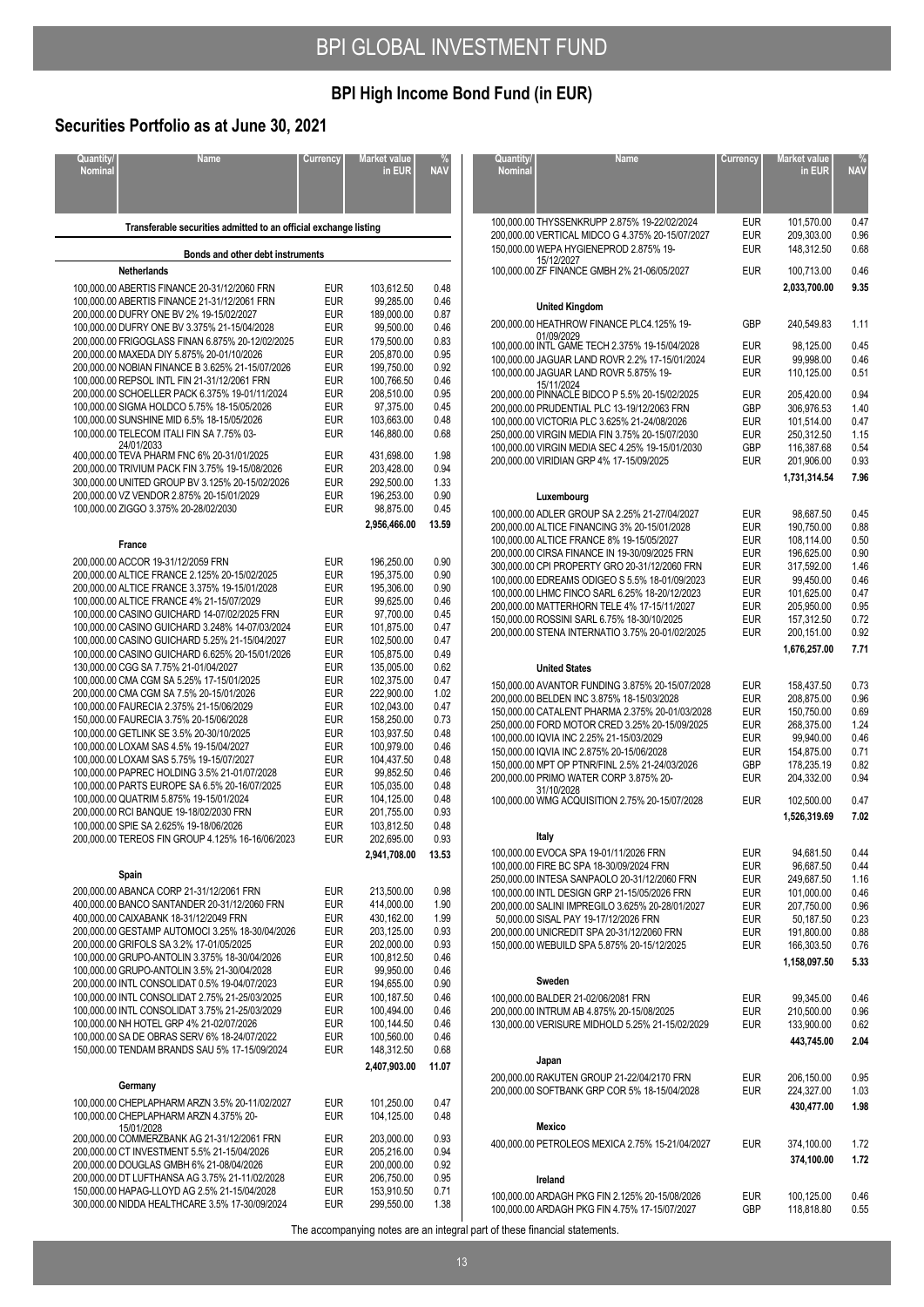# BPI GLOBAL INVESTMENT FUND

## BPI High Income Bond Fund (in EUR)

## Securities Portfolio as at June 30, 2021

| Quantity/ Nominal | Name | Currency | Market value in EUR | % NAV |
|---|---|---|---|---|
| | **Transferable securities admitted to an official exchange listing** | | | |
| | **Bonds and other debt instruments** | | | |
| | **Netherlands** | | | |
| 100,000.00 | ABERTIS FINANCE 20-31/12/2060 FRN | EUR | 103,612.50 | 0.48 |
| 100,000.00 | ABERTIS FINANCE 21-31/12/2061 FRN | EUR | 99,285.00 | 0.46 |
| 200,000.00 | DUFRY ONE BV 2% 19-15/02/2027 | EUR | 189,000.00 | 0.87 |
| 100,000.00 | DUFRY ONE BV 3.375% 21-15/04/2028 | EUR | 99,500.00 | 0.46 |
| 200,000.00 | FRIGOGLASS FINAN 6.875% 20-12/02/2025 | EUR | 179,500.00 | 0.83 |
| 200,000.00 | MAXEDA DIY 5.875% 20-01/10/2026 | EUR | 205,870.00 | 0.95 |
| 200,000.00 | NOBIAN FINANCE B 3.625% 21-15/07/2026 | EUR | 199,750.00 | 0.92 |
| 100,000.00 | REPSOL INTL FIN 21-31/12/2061 FRN | EUR | 100,766.50 | 0.46 |
| 200,000.00 | SCHOELLER PACK 6.375% 19-01/11/2024 | EUR | 208,510.00 | 0.95 |
| 100,000.00 | SIGMA HOLDCO 5.75% 18-15/05/2026 | EUR | 97,375.00 | 0.45 |
| 100,000.00 | SUNSHINE MID 6.5% 18-15/05/2026 | EUR | 103,663.00 | 0.48 |
| 100,000.00 | TELECOM ITALI FIN SA 7.75% 03-24/01/2033 | EUR | 146,880.00 | 0.68 |
| 400,000.00 | TEVA PHARM FNC 6% 20-31/01/2025 | EUR | 431,698.00 | 1.98 |
| 200,000.00 | TRIVIUM PACK FIN 3.75% 19-15/08/2026 | EUR | 203,428.00 | 0.94 |
| 300,000.00 | UNITED GROUP BV 3.125% 20-15/02/2026 | EUR | 292,500.00 | 1.33 |
| 200,000.00 | VZ VENDOR 2.875% 20-15/01/2029 | EUR | 196,253.00 | 0.90 |
| 100,000.00 | ZIGGO 3.375% 20-28/02/2030 | EUR | 98,875.00 | 0.45 |
| | | | **2,956,466.00** | **13.59** |
| | **France** | | | |
| 200,000.00 | ACCOR 19-31/12/2059 FRN | EUR | 196,250.00 | 0.90 |
| 200,000.00 | ALTICE FRANCE 2.125% 20-15/02/2025 | EUR | 195,375.00 | 0.90 |
| 200,000.00 | ALTICE FRANCE 3.375% 19-15/01/2028 | EUR | 195,306.00 | 0.90 |
| 100,000.00 | ALTICE FRANCE 4% 21-15/07/2029 | EUR | 99,625.00 | 0.46 |
| 100,000.00 | CASINO GUICHARD 14-07/02/2025 FRN | EUR | 97,700.00 | 0.45 |
| 100,000.00 | CASINO GUICHARD 3.248% 14-07/03/2024 | EUR | 101,875.00 | 0.47 |
| 100,000.00 | CASINO GUICHARD 5.25% 21-15/04/2027 | EUR | 102,500.00 | 0.47 |
| 100,000.00 | CASINO GUICHARD 6.625% 20-15/01/2026 | EUR | 105,875.00 | 0.49 |
| 130,000.00 | CGG SA 7.75% 21-01/04/2027 | EUR | 135,005.00 | 0.62 |
| 100,000.00 | CMA CGM SA 5.25% 17-15/01/2025 | EUR | 102,375.00 | 0.47 |
| 200,000.00 | CMA CGM SA 7.5% 20-15/01/2026 | EUR | 222,900.00 | 1.02 |
| 100,000.00 | FAURECIA 2.375% 21-15/06/2029 | EUR | 102,043.00 | 0.47 |
| 150,000.00 | FAURECIA 3.75% 20-15/06/2028 | EUR | 158,250.00 | 0.73 |
| 100,000.00 | GETLINK SE 3.5% 20-30/10/2025 | EUR | 103,937.50 | 0.48 |
| 100,000.00 | LOXAM SAS 4.5% 19-15/04/2027 | EUR | 100,979.00 | 0.46 |
| 100,000.00 | LOXAM SAS 5.75% 19-15/07/2027 | EUR | 104,437.50 | 0.48 |
| 100,000.00 | PAPREC HOLDING 3.5% 21-01/07/2028 | EUR | 99,852.50 | 0.46 |
| 100,000.00 | PARTS EUROPE SA 6.5% 20-16/07/2025 | EUR | 105,035.00 | 0.48 |
| 100,000.00 | QUATRIM 5.875% 19-15/01/2024 | EUR | 104,125.00 | 0.48 |
| 200,000.00 | RCI BANQUE 19-18/02/2030 FRN | EUR | 201,755.00 | 0.93 |
| 100,000.00 | SPIE SA 2.625% 19-18/06/2026 | EUR | 103,812.50 | 0.48 |
| 200,000.00 | TEREOS FIN GROUP 4.125% 16-16/06/2023 | EUR | 202,695.00 | 0.93 |
| | | | **2,941,708.00** | **13.53** |
| | **Spain** | | | |
| 200,000.00 | ABANCA CORP 21-31/12/2061 FRN | EUR | 213,500.00 | 0.98 |
| 400,000.00 | BANCO SANTANDER 20-31/12/2060 FRN | EUR | 414,000.00 | 1.90 |
| 400,000.00 | CAIXABANK 18-31/12/2049 FRN | EUR | 430,162.00 | 1.99 |
| 200,000.00 | GESTAMP AUTOMOCI 3.25% 18-30/04/2026 | EUR | 203,125.00 | 0.93 |
| 200,000.00 | GRIFOLS SA 3.2% 17-01/05/2025 | EUR | 202,000.00 | 0.93 |
| 100,000.00 | GRUPO-ANTOLIN 3.375% 18-30/04/2026 | EUR | 100,812.50 | 0.46 |
| 100,000.00 | GRUPO-ANTOLIN 3.5% 21-30/04/2028 | EUR | 99,950.00 | 0.46 |
| 200,000.00 | INTL CONSOLIDAT 0.5% 19-04/07/2023 | EUR | 194,655.00 | 0.90 |
| 100,000.00 | INTL CONSOLIDAT 2.75% 21-25/03/2025 | EUR | 100,187.50 | 0.46 |
| 100,000.00 | INTL CONSOLIDAT 3.75% 21-25/03/2029 | EUR | 100,494.00 | 0.46 |
| 100,000.00 | NH HOTEL GRP 4% 21-02/07/2026 | EUR | 100,144.50 | 0.46 |
| 100,000.00 | SA DE OBRAS SERV 6% 18-24/07/2022 | EUR | 100,560.00 | 0.46 |
| 150,000.00 | TENDAM BRANDS SAU 5% 17-15/09/2024 | EUR | 148,312.50 | 0.68 |
| | | | **2,407,903.00** | **11.07** |
| | **Germany** | | | |
| 100,000.00 | CHEPLAPHARM ARZN 3.5% 20-11/02/2027 | EUR | 101,250.00 | 0.47 |
| 100,000.00 | CHEPLAPHARM ARZN 4.375% 20-15/01/2028 | EUR | 104,125.00 | 0.48 |
| 200,000.00 | COMMERZBANK AG 21-31/12/2061 FRN | EUR | 203,000.00 | 0.93 |
| 200,000.00 | CT INVESTMENT 5.5% 21-15/04/2026 | EUR | 205,216.00 | 0.94 |
| 200,000.00 | DOUGLAS GMBH 6% 21-08/04/2026 | EUR | 200,000.00 | 0.92 |
| 200,000.00 | DT LUFTHANSA AG 3.75% 21-11/02/2028 | EUR | 206,750.00 | 0.95 |
| 150,000.00 | HAPAG-LLOYD AG 2.5% 21-15/04/2028 | EUR | 153,910.50 | 0.71 |
| 300,000.00 | NIDDA HEALTHCARE 3.5% 17-30/09/2024 | EUR | 299,550.00 | 1.38 |
| 100,000.00 | THYSSENKRUPP 2.875% 19-22/02/2024 | EUR | 101,570.00 | 0.47 |
| 200,000.00 | VERTICAL MIDCO G 4.375% 20-15/07/2027 | EUR | 209,303.00 | 0.96 |
| 150,000.00 | WEPA HYGIENEPROD 2.875% 19-15/12/2027 | EUR | 148,312.50 | 0.68 |
| 100,000.00 | ZF FINANCE GMBH 2% 21-06/05/2027 | EUR | 100,713.00 | 0.46 |
| | | | **2,033,700.00** | **9.35** |
| | **United Kingdom** | | | |
| 200,000.00 | HEATHROW FINANCE PLC4.125% 19-01/09/2029 | GBP | 240,549.83 | 1.11 |
| 100,000.00 | INTL GAME TECH 2.375% 19-15/04/2028 | EUR | 98,125.00 | 0.45 |
| 100,000.00 | JAGUAR LAND ROVR 2.2% 17-15/01/2024 | EUR | 99,998.00 | 0.46 |
| 100,000.00 | JAGUAR LAND ROVR 5.875% 19-15/11/2024 | EUR | 110,125.00 | 0.51 |
| 200,000.00 | PINNACLE BIDCO P 5.5% 20-15/02/2025 | EUR | 205,420.00 | 0.94 |
| 200,000.00 | PRUDENTIAL PLC 13-19/12/2063 FRN | GBP | 306,976.53 | 1.40 |
| 100,000.00 | VICTORIA PLC 3.625% 21-24/08/2026 | EUR | 101,514.00 | 0.47 |
| 250,000.00 | VIRGIN MEDIA FIN 3.75% 20-15/07/2030 | EUR | 250,312.50 | 1.15 |
| 100,000.00 | VIRGIN MEDIA SEC 4.25% 19-15/01/2030 | GBP | 116,387.68 | 0.54 |
| 200,000.00 | VIRIDIAN GRP 4% 17-15/09/2025 | EUR | 201,906.00 | 0.93 |
| | | | **1,731,314.54** | **7.96** |
| | **Luxembourg** | | | |
| 100,000.00 | ADLER GROUP SA 2.25% 21-27/04/2027 | EUR | 98,687.50 | 0.45 |
| 200,000.00 | ALTICE FINANCING 3% 20-15/01/2028 | EUR | 190,750.00 | 0.88 |
| 100,000.00 | ALTICE FRANCE 8% 19-15/05/2027 | EUR | 108,114.00 | 0.50 |
| 200,000.00 | CIRSA FINANCE IN 19-30/09/2025 FRN | EUR | 196,625.00 | 0.90 |
| 300,000.00 | CPI PROPERTY GRO 20-31/12/2060 FRN | EUR | 317,592.50 | 1.46 |
| 100,000.00 | EDREAMS ODIGEO S 5.5% 18-01/09/2023 | EUR | 99,450.00 | 0.46 |
| 100,000.00 | LHMC FINCO SARL 6.25% 18-20/12/2023 | EUR | 101,625.00 | 0.47 |
| 200,000.00 | MATTERHORN TELE 4% 17-15/11/2027 | EUR | 205,950.00 | 0.95 |
| 150,000.00 | ROSSINI SARL 6.75% 18-30/10/2025 | EUR | 157,312.50 | 0.72 |
| 200,000.00 | STENA INTERNATIO 3.75% 20-01/02/2025 | EUR | 200,151.00 | 0.92 |
| | | | **1,676,257.00** | **7.71** |
| | **United States** | | | |
| 150,000.00 | AVANTOR FUNDING 3.875% 20-15/07/2028 | EUR | 158,437.50 | 0.73 |
| 200,000.00 | BELDEN INC 3.875% 18-15/03/2028 | EUR | 208,875.00 | 0.96 |
| 150,000.00 | CATALENT PHARMA 2.375% 20-01/03/2028 | EUR | 150,750.00 | 0.69 |
| 250,000.00 | FORD MOTOR CRED 3.25% 20-15/09/2025 | EUR | 268,375.00 | 1.24 |
| 100,000.00 | IQVIA INC 2.25% 21-15/03/2029 | EUR | 99,940.00 | 0.46 |
| 150,000.00 | IQVIA INC 2.875% 20-15/06/2028 | EUR | 154,875.00 | 0.71 |
| 150,000.00 | MPT OP PTNR/FINL 2.5% 21-24/03/2026 | GBP | 178,235.19 | 0.82 |
| 200,000.00 | PRIMO WATER CORP 3.875% 20-31/10/2028 | EUR | 204,332.00 | 0.94 |
| 100,000.00 | WMG ACQUISITION 2.75% 20-15/07/2028 | EUR | 102,500.00 | 0.47 |
| | | | **1,526,319.69** | **7.02** |
| | **Italy** | | | |
| 100,000.00 | EVOCA SPA 19-01/11/2026 FRN | EUR | 94,681.50 | 0.44 |
| 100,000.00 | FIRE BC SPA 18-30/09/2024 FRN | EUR | 96,687.50 | 0.44 |
| 250,000.00 | INTESA SANPAOLO 20-31/12/2060 FRN | EUR | 249,687.50 | 1.16 |
| 100,000.00 | INTL DESIGN GRP 21-15/05/2026 FRN | EUR | 101,000.00 | 0.46 |
| 200,000.00 | SALINI IMPREGILO 3.625% 20-28/01/2027 | EUR | 207,750.00 | 0.96 |
| 50,000.00 | SISAL PAY 19-17/12/2026 FRN | EUR | 50,187.50 | 0.23 |
| 200,000.00 | UNICREDIT SPA 20-31/12/2060 FRN | EUR | 191,800.00 | 0.88 |
| 150,000.00 | WEBUILD SPA 5.875% 20-15/12/2025 | EUR | 166,303.50 | 0.76 |
| | | | **1,158,097.50** | **5.33** |
| | **Sweden** | | | |
| 100,000.00 | BALDER 21-02/06/2081 FRN | EUR | 99,345.00 | 0.46 |
| 200,000.00 | INTRUM AB 4.875% 20-15/08/2025 | EUR | 210,500.00 | 0.96 |
| 130,000.00 | VERISURE MIDHOLD 5.25% 21-15/02/2029 | EUR | 133,900.00 | 0.62 |
| | | | **443,745.00** | **2.04** |
| | **Japan** | | | |
| 200,000.00 | RAKUTEN GROUP 21-22/04/2170 FRN | EUR | 206,150.00 | 0.95 |
| 200,000.00 | SOFTBANK GRP COR 5% 18-15/04/2028 | EUR | 224,327.00 | 1.03 |
| | | | **430,477.00** | **1.98** |
| | **Mexico** | | | |
| 400,000.00 | PETROLEOS MEXICA 2.75% 15-21/04/2027 | EUR | 374,100.00 | 1.72 |
| | | | **374,100.00** | **1.72** |
| | **Ireland** | | | |
| 100,000.00 | ARDAGH PKG FIN 2.125% 20-15/08/2026 | EUR | 100,125.00 | 0.46 |
| 100,000.00 | ARDAGH PKG FIN 4.75% 17-15/07/2027 | GBP | 118,818.80 | 0.55 |

The accompanying notes are an integral part of these financial statements.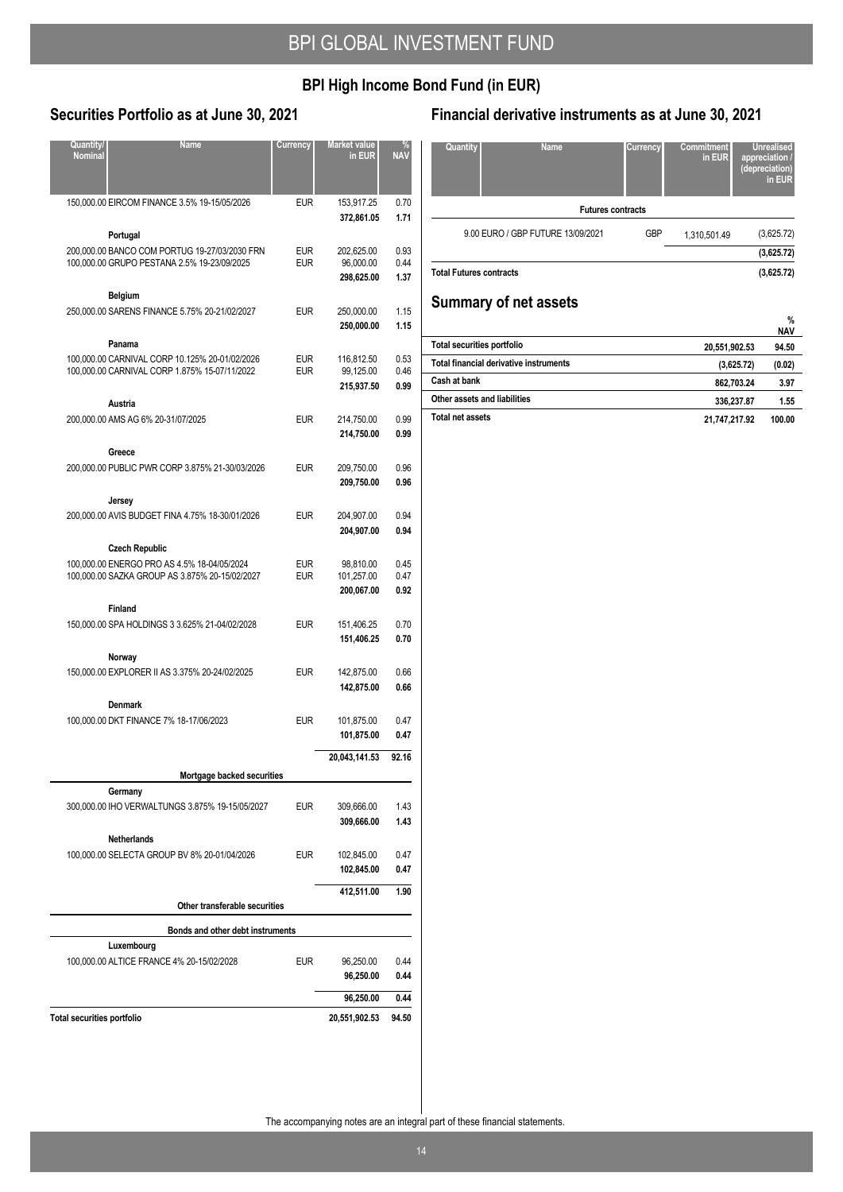# BPI GLOBAL INVESTMENT FUND

## BPI High Income Bond Fund (in EUR)

### Securities Portfolio as at June 30, 2021

| Quantity/ Nominal | Name | Currency | Market value in EUR | % NAV |
|---|---|---|---|---|
| 150,000.00 | EIRCOM FINANCE 3.5% 19-15/05/2026 | EUR | 153,917.25 | 0.70 |
| | | | **372,861.05** | **1.71** |
| | **Portugal** | | | |
| 200,000.00 | BANCO COM PORTUG 19-27/03/2030 FRN | EUR | 202,625.00 | 0.93 |
| 100,000.00 | GRUPO PESTANA 2.5% 19-23/09/2025 | EUR | 96,000.00 | 0.44 |
| | | | **298,625.00** | **1.37** |
| | **Belgium** | | | |
| 250,000.00 | SARENS FINANCE 5.75% 20-21/02/2027 | EUR | 250,000.00 | 1.15 |
| | | | **250,000.00** | **1.15** |
| | **Panama** | | | |
| 100,000.00 | CARNIVAL CORP 10.125% 20-01/02/2026 | EUR | 116,812.50 | 0.53 |
| 100,000.00 | CARNIVAL CORP 1.875% 15-07/11/2022 | EUR | 99,125.00 | 0.46 |
| | | | **215,937.50** | **0.99** |
| | **Austria** | | | |
| 200,000.00 | AMS AG 6% 20-31/07/2025 | EUR | 214,750.00 | 0.99 |
| | | | **214,750.00** | **0.99** |
| | **Greece** | | | |
| 200,000.00 | PUBLIC PWR CORP 3.875% 21-30/03/2026 | EUR | 209,750.00 | 0.96 |
| | | | **209,750.00** | **0.96** |
| | **Jersey** | | | |
| 200,000.00 | AVIS BUDGET FINA 4.75% 18-30/01/2026 | EUR | 204,907.00 | 0.94 |
| | | | **204,907.00** | **0.94** |
| | **Czech Republic** | | | |
| 100,000.00 | ENERGO PRO AS 4.5% 18-04/05/2024 | EUR | 98,810.00 | 0.45 |
| 100,000.00 | SAZKA GROUP AS 3.875% 20-15/02/2027 | EUR | 101,257.00 | 0.47 |
| | | | **200,067.00** | **0.92** |
| | **Finland** | | | |
| 150,000.00 | SPA HOLDINGS 3 3.625% 21-04/02/2028 | EUR | 151,406.25 | 0.70 |
| | | | **151,406.25** | **0.70** |
| | **Norway** | | | |
| 150,000.00 | EXPLORER II AS 3.375% 20-24/02/2025 | EUR | 142,875.00 | 0.66 |
| | | | **142,875.00** | **0.66** |
| | **Denmark** | | | |
| 100,000.00 | DKT FINANCE 7% 18-17/06/2023 | EUR | 101,875.00 | 0.47 |
| | | | **101,875.00** | **0.47** |
| | | | **20,043,141.53** | **92.16** |
| | **Mortgage backed securities** | | | |
| | **Germany** | | | |
| 300,000.00 | IHO VERWALTUNGS 3.875% 19-15/05/2027 | EUR | 309,666.00 | 1.43 |
| | | | **309,666.00** | **1.43** |
| | **Netherlands** | | | |
| 100,000.00 | SELECTA GROUP BV 8% 20-01/04/2026 | EUR | 102,845.00 | 0.47 |
| | | | **102,845.00** | **0.47** |
| | | | **412,511.00** | **1.90** |
| | **Other transferable securities** | | | |
| | **Bonds and other debt instruments** | | | |
| | **Luxembourg** | | | |
| 100,000.00 | ALTICE FRANCE 4% 20-15/02/2028 | EUR | 96,250.00 | 0.44 |
| | | | **96,250.00** | **0.44** |
| | | | **96,250.00** | **0.44** |
| **Total securities portfolio** | | | **20,551,902.53** | **94.50** |

### Financial derivative instruments as at June 30, 2021

| Quantity | Name | Currency | Commitment in EUR | Unrealised appreciation / (depreciation) in EUR |
|---|---|---|---|---|
| | **Futures contracts** | | | |
| 9.00 | EURO / GBP FUTURE 13/09/2021 | GBP | 1,310,501.49 | (3,625.72) |
| | | | | **(3,625.72)** |
| **Total Futures contracts** | | | | **(3,625.72)** |

### Summary of net assets

| | | % NAV |
|---|---|---|
| **Total securities portfolio** | **20,551,902.53** | **94.50** |
| **Total financial derivative instruments** | **(3,625.72)** | **(0.02)** |
| **Cash at bank** | **862,703.24** | **3.97** |
| **Other assets and liabilities** | **336,237.87** | **1.55** |
| **Total net assets** | **21,747,217.92** | **100.00** |

The accompanying notes are an integral part of these financial statements.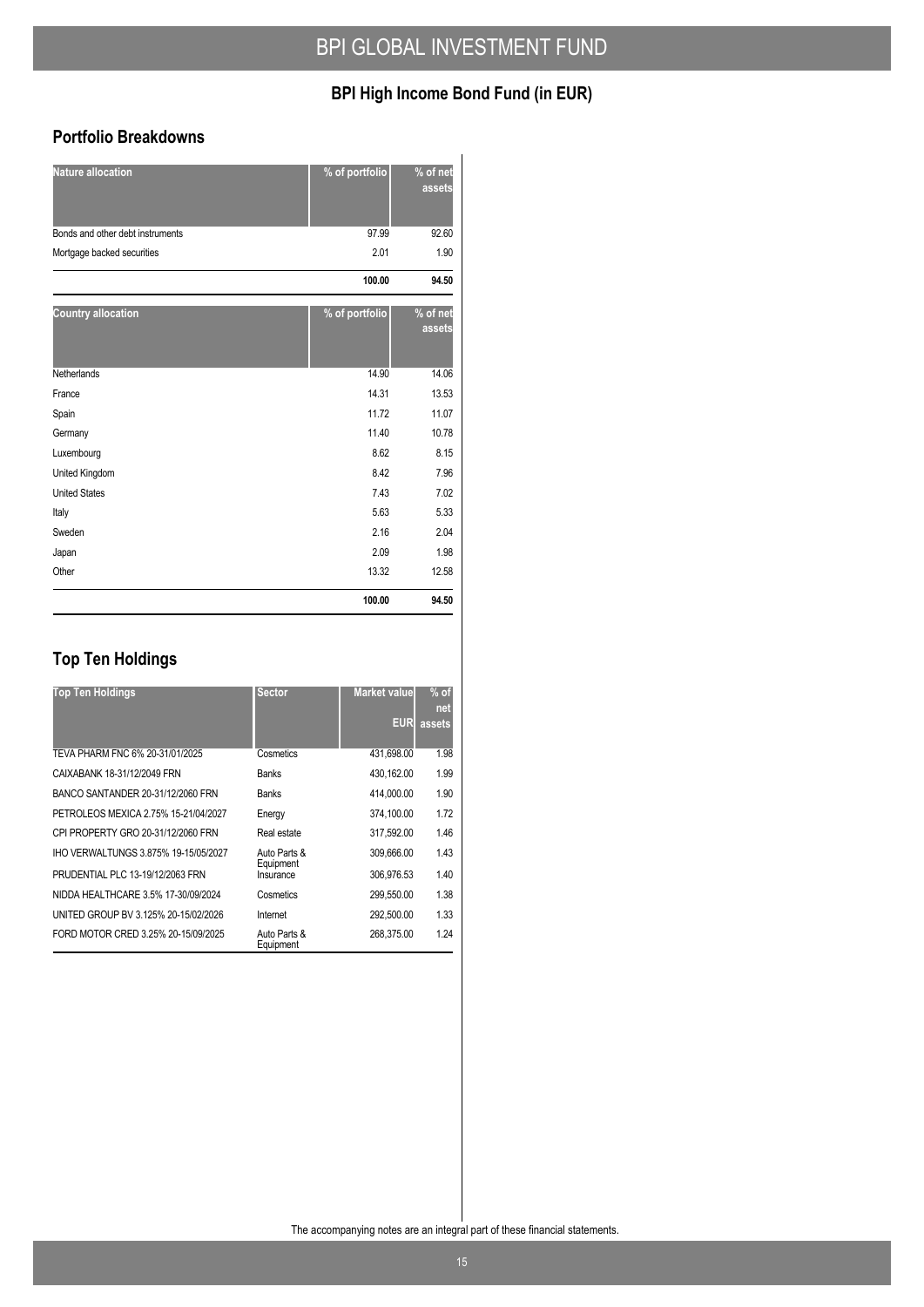# BPI GLOBAL INVESTMENT FUND

## BPI High Income Bond Fund (in EUR)

### Portfolio Breakdowns

| Nature allocation | % of portfolio | % of net assets |
|---|---|---|
| Bonds and other debt instruments | 97.99 | 92.60 |
| Mortgage backed securities | 2.01 | 1.90 |
| | **100.00** | **94.50** |

| Country allocation | % of portfolio | % of net assets |
|---|---|---|
| Netherlands | 14.90 | 14.06 |
| France | 14.31 | 13.53 |
| Spain | 11.72 | 11.07 |
| Germany | 11.40 | 10.78 |
| Luxembourg | 8.62 | 8.15 |
| United Kingdom | 8.42 | 7.96 |
| United States | 7.43 | 7.02 |
| Italy | 5.63 | 5.33 |
| Sweden | 2.16 | 2.04 |
| Japan | 2.09 | 1.98 |
| Other | 13.32 | 12.58 |
| | **100.00** | **94.50** |

### Top Ten Holdings

| Top Ten Holdings | Sector | Market value EUR | % of net assets |
|---|---|---|---|
| TEVA PHARM FNC 6% 20-31/01/2025 | Cosmetics | 431,698.00 | 1.98 |
| CAIXABANK 18-31/12/2049 FRN | Banks | 430,162.00 | 1.99 |
| BANCO SANTANDER 20-31/12/2060 FRN | Banks | 414,000.00 | 1.90 |
| PETROLEOS MEXICA 2.75% 15-21/04/2027 | Energy | 374,100.00 | 1.72 |
| CPI PROPERTY GRO 20-31/12/2060 FRN | Real estate | 317,592.00 | 1.46 |
| IHO VERWALTUNGS 3.875% 19-15/05/2027 | Auto Parts & Equipment | 309,666.00 | 1.43 |
| PRUDENTIAL PLC 13-19/12/2063 FRN | Insurance | 306,976.53 | 1.40 |
| NIDDA HEALTHCARE 3.5% 17-30/09/2024 | Cosmetics | 299,550.00 | 1.38 |
| UNITED GROUP BV 3.125% 20-15/02/2026 | Internet | 292,500.00 | 1.33 |
| FORD MOTOR CRED 3.25% 20-15/09/2025 | Auto Parts & Equipment | 268,375.00 | 1.24 |

The accompanying notes are an integral part of these financial statements.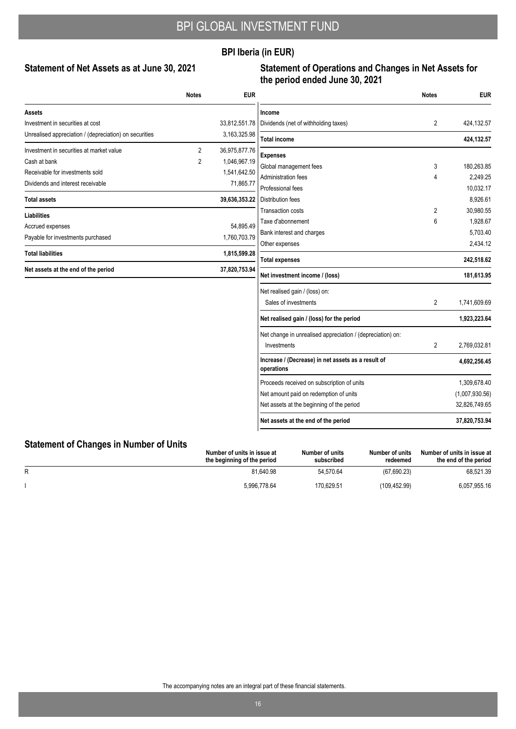## BPI Iberia (in EUR)

### Statement of Net Assets as at June 30, 2021

| | Notes | EUR |
|---|---|---|
| **Assets** | | |
| Investment in securities at cost | | 33,812,551.78 |
| Unrealised appreciation / (depreciation) on securities | | 3,163,325.98 |
| Investment in securities at market value | 2 | 36,975,877.76 |
| Cash at bank | 2 | 1,046,967.19 |
| Receivable for investments sold | | 1,541,642.50 |
| Dividends and interest receivable | | 71,865.77 |
| **Total assets** | | **39,636,353.22** |
| **Liabilities** | | |
| Accrued expenses | | 54,895.49 |
| Payable for investments purchased | | 1,760,703.79 |
| **Total liabilities** | | **1,815,599.28** |
| **Net assets at the end of the period** | | **37,820,753.94** |

### Statement of Operations and Changes in Net Assets for the period ended June 30, 2021

| | Notes | EUR |
|---|---|---|
| **Income** | | |
| Dividends (net of withholding taxes) | 2 | 424,132.57 |
| **Total income** | | **424,132.57** |
| **Expenses** | | |
| Global management fees | 3 | 180,263.85 |
| Administration fees | 4 | 2,249.25 |
| Professional fees | | 10,032.17 |
| Distribution fees | | 8,926.61 |
| Transaction costs | 2 | 30,980.55 |
| Taxe d'abonnement | 6 | 1,928.67 |
| Bank interest and charges | | 5,703.40 |
| Other expenses | | 2,434.12 |
| **Total expenses** | | **242,518.62** |
| **Net investment income / (loss)** | | **181,613.95** |
| Net realised gain / (loss) on: | | |
| Sales of investments | 2 | 1,741,609.69 |
| **Net realised gain / (loss) for the period** | | **1,923,223.64** |
| Net change in unrealised appreciation / (depreciation) on: | | |
| Investments | 2 | 2,769,032.81 |
| **Increase / (Decrease) in net assets as a result of operations** | | **4,692,256.45** |
| Proceeds received on subscription of units | | 1,309,678.40 |
| Net amount paid on redemption of units | | (1,007,930.56) |
| Net assets at the beginning of the period | | 32,826,749.65 |
| **Net assets at the end of the period** | | **37,820,753.94** |

### Statement of Changes in Number of Units

| | Number of units in issue at the beginning of the period | Number of units subscribed | Number of units redeemed | Number of units in issue at the end of the period |
|---|---|---|---|---|
| R | 81,640.98 | 54,570.64 | (67,690.23) | 68,521.39 |
| I | 5,996,778.64 | 170,629.51 | (109,452.99) | 6,057,955.16 |

The accompanying notes are an integral part of these financial statements.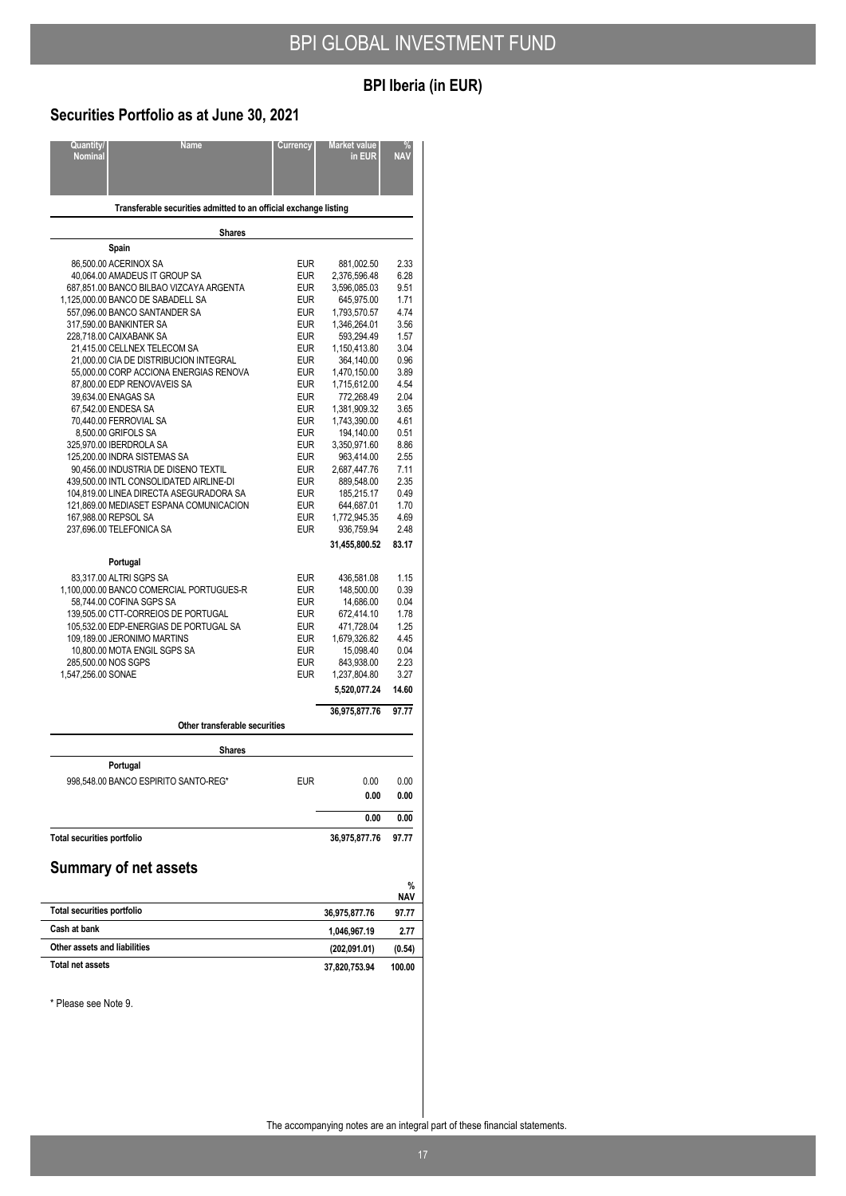# BPI GLOBAL INVESTMENT FUND

## BPI Iberia (in EUR)

## Securities Portfolio as at June 30, 2021

| Quantity/ Nominal | Name | Currency | Market value in EUR | % NAV |
|---|---|---|---|---|
| | **Transferable securities admitted to an official exchange listing** | | | |
| | **Shares** | | | |
| | **Spain** | | | |
| 86,500.00 | ACERINOX SA | EUR | 881,002.50 | 2.33 |
| 40,064.00 | AMADEUS IT GROUP SA | EUR | 2,376,596.48 | 6.28 |
| 687,851.00 | BANCO BILBAO VIZCAYA ARGENTA | EUR | 3,596,085.03 | 9.51 |
| 1,125,000.00 | BANCO DE SABADELL SA | EUR | 645,975.00 | 1.71 |
| 557,096.00 | BANCO SANTANDER SA | EUR | 1,793,570.57 | 4.74 |
| 317,590.00 | BANKINTER SA | EUR | 1,346,264.01 | 3.56 |
| 228,718.00 | CAIXABANK SA | EUR | 593,294.49 | 1.57 |
| 21,415.00 | CELLNEX TELECOM SA | EUR | 1,150,413.80 | 3.04 |
| 21,000.00 | CIA DE DISTRIBUCION INTEGRAL | EUR | 364,140.00 | 0.96 |
| 55,000.00 | CORP ACCIONA ENERGIAS RENOVA | EUR | 1,470,150.00 | 3.89 |
| 87,800.00 | EDP RENOVAVEIS SA | EUR | 1,715,612.00 | 4.54 |
| 39,634.00 | ENAGAS SA | EUR | 772,268.49 | 2.04 |
| 67,542.00 | ENDESA SA | EUR | 1,381,909.32 | 3.65 |
| 70,440.00 | FERROVIAL SA | EUR | 1,743,390.00 | 4.61 |
| 8,500.00 | GRIFOLS SA | EUR | 194,140.00 | 0.51 |
| 325,970.00 | IBERDROLA SA | EUR | 3,350,971.60 | 8.86 |
| 125,200.00 | INDRA SISTEMAS SA | EUR | 963,414.00 | 2.55 |
| 90,456.00 | INDUSTRIA DE DISENO TEXTIL | EUR | 2,687,447.76 | 7.11 |
| 439,500.00 | INTL CONSOLIDATED AIRLINE-DI | EUR | 889,548.00 | 2.35 |
| 104,819.00 | LINEA DIRECTA ASEGURADORA SA | EUR | 185,215.17 | 0.49 |
| 121,869.00 | MEDIASET ESPANA COMUNICACION | EUR | 644,687.01 | 1.70 |
| 167,988.00 | REPSOL SA | EUR | 1,772,945.35 | 4.69 |
| 237,696.00 | TELEFONICA SA | EUR | 936,759.94 | 2.48 |
| | | | **31,455,800.52** | **83.17** |
| | **Portugal** | | | |
| 83,317.00 | ALTRI SGPS SA | EUR | 436,581.08 | 1.15 |
| 1,100,000.00 | BANCO COMERCIAL PORTUGUES-R | EUR | 148,500.00 | 0.39 |
| 58,744.00 | COFINA SGPS SA | EUR | 14,686.00 | 0.04 |
| 139,505.00 | CTT-CORREIOS DE PORTUGAL | EUR | 672,414.10 | 1.78 |
| 105,532.00 | EDP-ENERGIAS DE PORTUGAL SA | EUR | 471,728.04 | 1.25 |
| 109,189.00 | JERONIMO MARTINS | EUR | 1,679,326.82 | 4.45 |
| 10,800.00 | MOTA ENGIL SGPS SA | EUR | 15,098.40 | 0.04 |
| 285,500.00 | NOS SGPS | EUR | 843,938.00 | 2.23 |
| 1,547,256.00 | SONAE | EUR | 1,237,804.80 | 3.27 |
| | | | **5,520,077.24** | **14.60** |
| | | | **36,975,877.76** | **97.77** |
| | **Other transferable securities** | | | |
| | **Shares** | | | |
| | **Portugal** | | | |
| 998,548.00 | BANCO ESPIRITO SANTO-REG* | EUR | 0.00 | 0.00 |
| | | | **0.00** | **0.00** |
| | | | **0.00** | **0.00** |
| **Total securities portfolio** | | | **36,975,877.76** | **97.77** |

## Summary of net assets

| | | % NAV |
|---|---|---|
| **Total securities portfolio** | **36,975,877.76** | **97.77** |
| **Cash at bank** | **1,046,967.19** | **2.77** |
| **Other assets and liabilities** | **(202,091.01)** | **(0.54)** |
| **Total net assets** | **37,820,753.94** | **100.00** |

* Please see Note 9.

The accompanying notes are an integral part of these financial statements.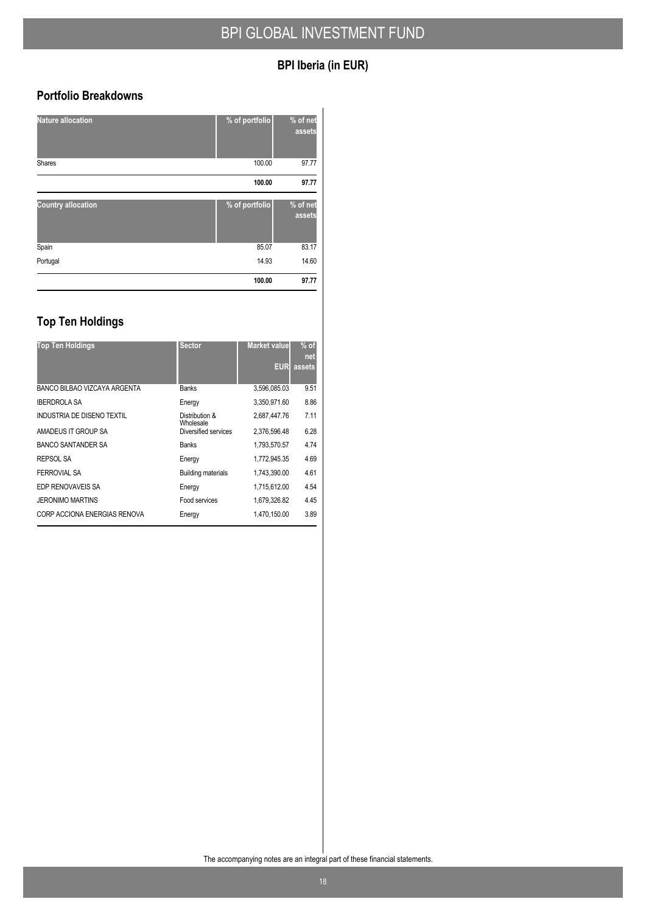# BPI GLOBAL INVESTMENT FUND

## BPI Iberia (in EUR)

### Portfolio Breakdowns

| Nature allocation | % of portfolio | % of net assets |
|---|---|---|
| Shares | 100.00 | 97.77 |
| | **100.00** | **97.77** |

| Country allocation | % of portfolio | % of net assets |
|---|---|---|
| Spain | 85.07 | 83.17 |
| Portugal | 14.93 | 14.60 |
| | **100.00** | **97.77** |

### Top Ten Holdings

| Top Ten Holdings | Sector | Market value EUR | % of net assets |
|---|---|---|---|
| BANCO BILBAO VIZCAYA ARGENTA | Banks | 3,596,085.03 | 9.51 |
| IBERDROLA SA | Energy | 3,350,971.60 | 8.86 |
| INDUSTRIA DE DISENO TEXTIL | Distribution & Wholesale | 2,687,447.76 | 7.11 |
| AMADEUS IT GROUP SA | Diversified services | 2,376,596.48 | 6.28 |
| BANCO SANTANDER SA | Banks | 1,793,570.57 | 4.74 |
| REPSOL SA | Energy | 1,772,945.35 | 4.69 |
| FERROVIAL SA | Building materials | 1,743,390.00 | 4.61 |
| EDP RENOVAVEIS SA | Energy | 1,715,612.00 | 4.54 |
| JERONIMO MARTINS | Food services | 1,679,326.82 | 4.45 |
| CORP ACCIONA ENERGIAS RENOVA | Energy | 1,470,150.00 | 3.89 |

The accompanying notes are an integral part of these financial statements.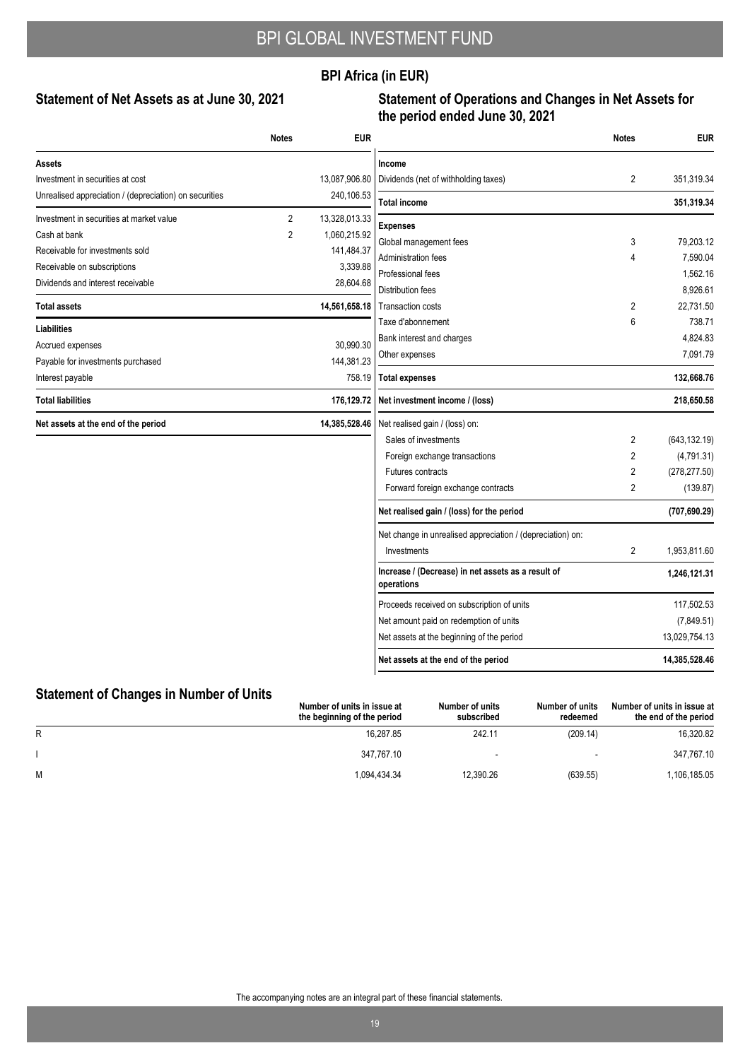## BPI Africa (in EUR)

### Statement of Net Assets as at June 30, 2021

| | Notes | EUR |
|---|---|---|
| **Assets** | | |
| Investment in securities at cost | | 13,087,906.80 |
| Unrealised appreciation / (depreciation) on securities | | 240,106.53 |
| Investment in securities at market value | 2 | 13,328,013.33 |
| Cash at bank | 2 | 1,060,215.92 |
| Receivable for investments sold | | 141,484.37 |
| Receivable on subscriptions | | 3,339.88 |
| Dividends and interest receivable | | 28,604.68 |
| **Total assets** | | **14,561,658.18** |
| **Liabilities** | | |
| Accrued expenses | | 30,990.30 |
| Payable for investments purchased | | 144,381.23 |
| Interest payable | | 758.19 |
| **Total liabilities** | | **176,129.72** |
| **Net assets at the end of the period** | | **14,385,528.46** |

### Statement of Operations and Changes in Net Assets for the period ended June 30, 2021

| | Notes | EUR |
|---|---|---|
| **Income** | | |
| Dividends (net of withholding taxes) | 2 | 351,319.34 |
| **Total income** | | **351,319.34** |
| **Expenses** | | |
| Global management fees | 3 | 79,203.12 |
| Administration fees | 4 | 7,590.04 |
| Professional fees | | 1,562.16 |
| Distribution fees | | 8,926.61 |
| Transaction costs | 2 | 22,731.50 |
| Taxe d'abonnement | 6 | 738.71 |
| Bank interest and charges | | 4,824.83 |
| Other expenses | | 7,091.79 |
| **Total expenses** | | **132,668.76** |
| **Net investment income / (loss)** | | **218,650.58** |
| Net realised gain / (loss) on: | | |
| Sales of investments | 2 | (643,132.19) |
| Foreign exchange transactions | 2 | (4,791.31) |
| Futures contracts | 2 | (278,277.50) |
| Forward foreign exchange contracts | 2 | (139.87) |
| **Net realised gain / (loss) for the period** | | **(707,690.29)** |
| Net change in unrealised appreciation / (depreciation) on: | | |
| Investments | 2 | 1,953,811.60 |
| **Increase / (Decrease) in net assets as a result of operations** | | **1,246,121.31** |
| Proceeds received on subscription of units | | 117,502.53 |
| Net amount paid on redemption of units | | (7,849.51) |
| Net assets at the beginning of the period | | 13,029,754.13 |
| **Net assets at the end of the period** | | **14,385,528.46** |

### Statement of Changes in Number of Units

| | Number of units in issue at the beginning of the period | Number of units subscribed | Number of units redeemed | Number of units in issue at the end of the period |
|---|---|---|---|---|
| R | 16,287.85 | 242.11 | (209.14) | 16,320.82 |
| I | 347,767.10 | - | - | 347,767.10 |
| M | 1,094,434.34 | 12,390.26 | (639.55) | 1,106,185.05 |

The accompanying notes are an integral part of these financial statements.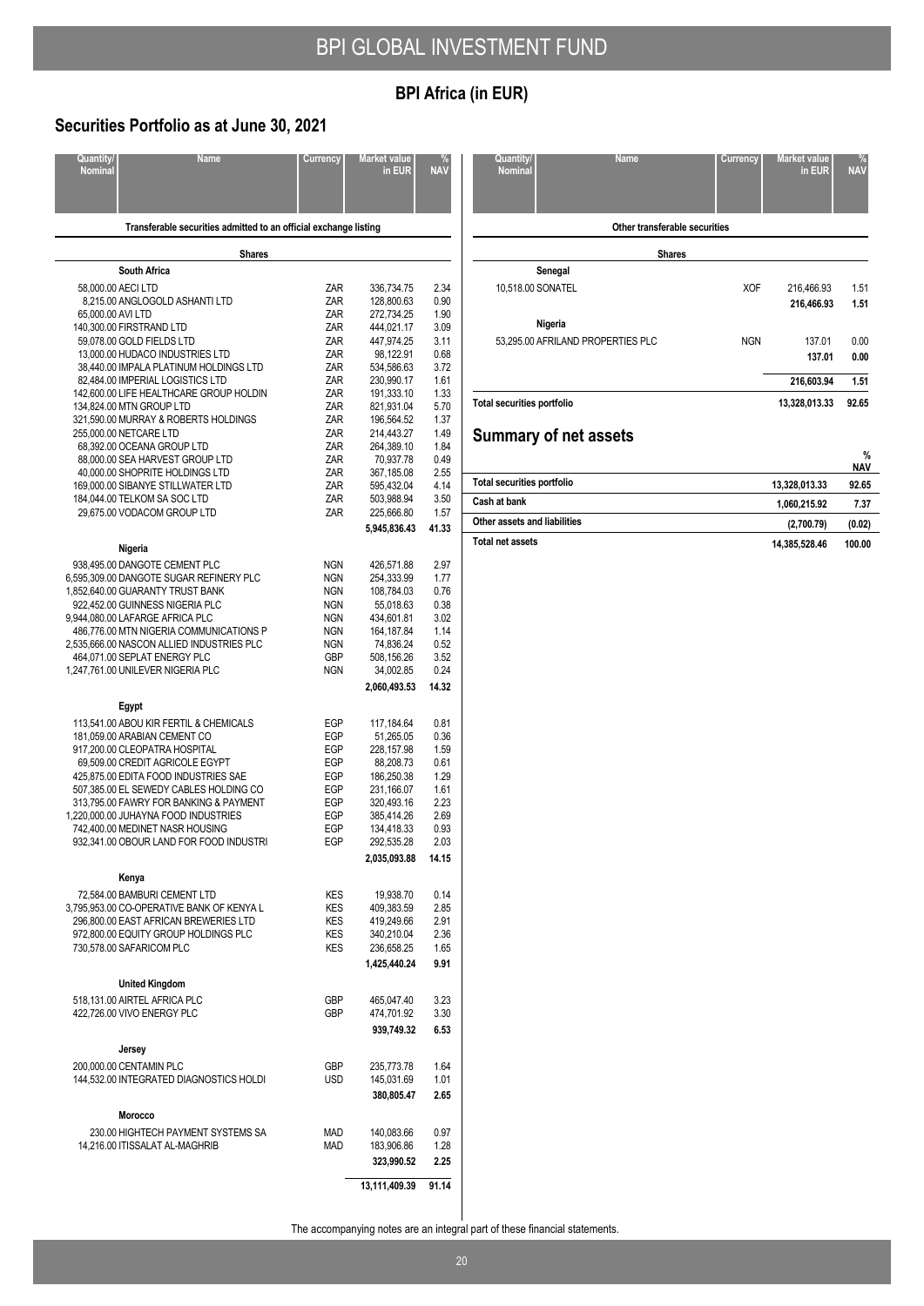# BPI GLOBAL INVESTMENT FUND

## BPI Africa (in EUR)

## Securities Portfolio as at June 30, 2021

| Quantity/ Nominal | Name | Currency | Market value in EUR | % NAV |
|---|---|---|---|---|
| | **Transferable securities admitted to an official exchange listing** | | | |
| | **Shares** | | | |
| | **South Africa** | | | |
| 58,000.00 | AECI LTD | ZAR | 336,734.75 | 2.34 |
| 8,215.00 | ANGLOGOLD ASHANTI LTD | ZAR | 128,800.63 | 0.90 |
| 65,000.00 | AVI LTD | ZAR | 272,734.25 | 1.90 |
| 140,300.00 | FIRSTRAND LTD | ZAR | 444,021.17 | 3.09 |
| 59,078.00 | GOLD FIELDS LTD | ZAR | 447,974.25 | 3.11 |
| 13,000.00 | HUDACO INDUSTRIES LTD | ZAR | 98,122.91 | 0.68 |
| 38,440.00 | IMPALA PLATINUM HOLDINGS LTD | ZAR | 534,586.63 | 3.72 |
| 82,484.00 | IMPERIAL LOGISTICS LTD | ZAR | 230,990.17 | 1.61 |
| 142,600.00 | LIFE HEALTHCARE GROUP HOLDIN | ZAR | 191,333.10 | 1.33 |
| 134,824.00 | MTN GROUP LTD | ZAR | 821,931.04 | 5.70 |
| 321,590.00 | MURRAY & ROBERTS HOLDINGS | ZAR | 196,564.52 | 1.37 |
| 255,000.00 | NETCARE LTD | ZAR | 214,443.27 | 1.49 |
| 68,392.00 | OCEANA GROUP LTD | ZAR | 264,389.10 | 1.84 |
| 88,000.00 | SEA HARVEST GROUP LTD | ZAR | 70,937.78 | 0.49 |
| 40,000.00 | SHOPRITE HOLDINGS LTD | ZAR | 367,185.08 | 2.55 |
| 169,000.00 | SIBANYE STILLWATER LTD | ZAR | 595,432.04 | 4.14 |
| 184,044.00 | TELKOM SA SOC LTD | ZAR | 503,988.94 | 3.50 |
| 29,675.00 | VODACOM GROUP LTD | ZAR | 225,666.80 | 1.57 |
| | | | **5,945,836.43** | **41.33** |
| | **Nigeria** | | | |
| 938,495.00 | DANGOTE CEMENT PLC | NGN | 426,571.88 | 2.97 |
| 6,595,309.00 | DANGOTE SUGAR REFINERY PLC | NGN | 254,333.99 | 1.77 |
| 1,852,640.00 | GUARANTY TRUST BANK | NGN | 108,784.03 | 0.76 |
| 922,452.00 | GUINNESS NIGERIA PLC | NGN | 55,018.63 | 0.38 |
| 9,944,080.00 | LAFARGE AFRICA PLC | NGN | 434,601.81 | 3.02 |
| 486,776.00 | MTN NIGERIA COMMUNICATIONS P | NGN | 164,187.84 | 1.14 |
| 2,535,666.00 | NASCON ALLIED INDUSTRIES PLC | NGN | 74,836.24 | 0.52 |
| 464,071.00 | SEPLAT ENERGY PLC | GBP | 508,156.26 | 3.52 |
| 1,247,761.00 | UNILEVER NIGERIA PLC | NGN | 34,002.85 | 0.24 |
| | | | **2,060,493.53** | **14.32** |
| | **Egypt** | | | |
| 113,541.00 | ABOU KIR FERTIL & CHEMICALS | EGP | 117,184.64 | 0.81 |
| 181,059.00 | ARABIAN CEMENT CO | EGP | 51,265.05 | 0.36 |
| 917,200.00 | CLEOPATRA HOSPITAL | EGP | 228,157.98 | 1.59 |
| 69,509.00 | CREDIT AGRICOLE EGYPT | EGP | 88,208.73 | 0.61 |
| 425,875.00 | EDITA FOOD INDUSTRIES SAE | EGP | 186,250.38 | 1.29 |
| 507,385.00 | EL SEWEDY CABLES HOLDING CO | EGP | 231,166.07 | 1.61 |
| 313,795.00 | FAWRY FOR BANKING & PAYMENT | EGP | 320,493.16 | 2.23 |
| 1,220,000.00 | JUHAYNA FOOD INDUSTRIES | EGP | 385,414.26 | 2.69 |
| 742,400.00 | MEDINET NASR HOUSING | EGP | 134,418.33 | 0.93 |
| 932,341.00 | OBOUR LAND FOR FOOD INDUSTRI | EGP | 292,535.28 | 2.03 |
| | | | **2,035,093.88** | **14.15** |
| | **Kenya** | | | |
| 72,584.00 | BAMBURI CEMENT LTD | KES | 19,938.70 | 0.14 |
| 3,795,953.00 | CO-OPERATIVE BANK OF KENYA L | KES | 409,383.59 | 2.85 |
| 296,800.00 | EAST AFRICAN BREWERIES LTD | KES | 419,249.66 | 2.91 |
| 972,800.00 | EQUITY GROUP HOLDINGS PLC | KES | 340,210.04 | 2.36 |
| 730,578.00 | SAFARICOM PLC | KES | 236,658.25 | 1.65 |
| | | | **1,425,440.24** | **9.91** |
| | **United Kingdom** | | | |
| 518,131.00 | AIRTEL AFRICA PLC | GBP | 465,047.40 | 3.23 |
| 422,726.00 | VIVO ENERGY PLC | GBP | 474,701.92 | 3.30 |
| | | | **939,749.32** | **6.53** |
| | **Jersey** | | | |
| 200,000.00 | CENTAMIN PLC | GBP | 235,773.78 | 1.64 |
| 144,532.00 | INTEGRATED DIAGNOSTICS HOLDI | USD | 145,031.69 | 1.01 |
| | | | **380,805.47** | **2.65** |
| | **Morocco** | | | |
| 230.00 | HIGHTECH PAYMENT SYSTEMS SA | MAD | 140,083.66 | 0.97 |
| 14,216.00 | ITISSALAT AL-MAGHRIB | MAD | 183,906.86 | 1.28 |
| | | | **323,990.52** | **2.25** |
| | | | **13,111,409.39** | **91.14** |
| | **Other transferable securities** | | | |
| | **Shares** | | | |
| | **Senegal** | | | |
| 10,518.00 | SONATEL | XOF | 216,466.93 | 1.51 |
| | | | **216,466.93** | **1.51** |
| | **Nigeria** | | | |
| 53,295.00 | AFRILAND PROPERTIES PLC | NGN | 137.01 | 0.00 |
| | | | **137.01** | **0.00** |
| | | | **216,603.94** | **1.51** |
| **Total securities portfolio** | | | **13,328,013.33** | **92.65** |

## Summary of net assets

| | | % NAV |
|---|---|---|
| **Total securities portfolio** | **13,328,013.33** | **92.65** |
| **Cash at bank** | **1,060,215.92** | **7.37** |
| **Other assets and liabilities** | **(2,700.79)** | **(0.02)** |
| **Total net assets** | **14,385,528.46** | **100.00** |

The accompanying notes are an integral part of these financial statements.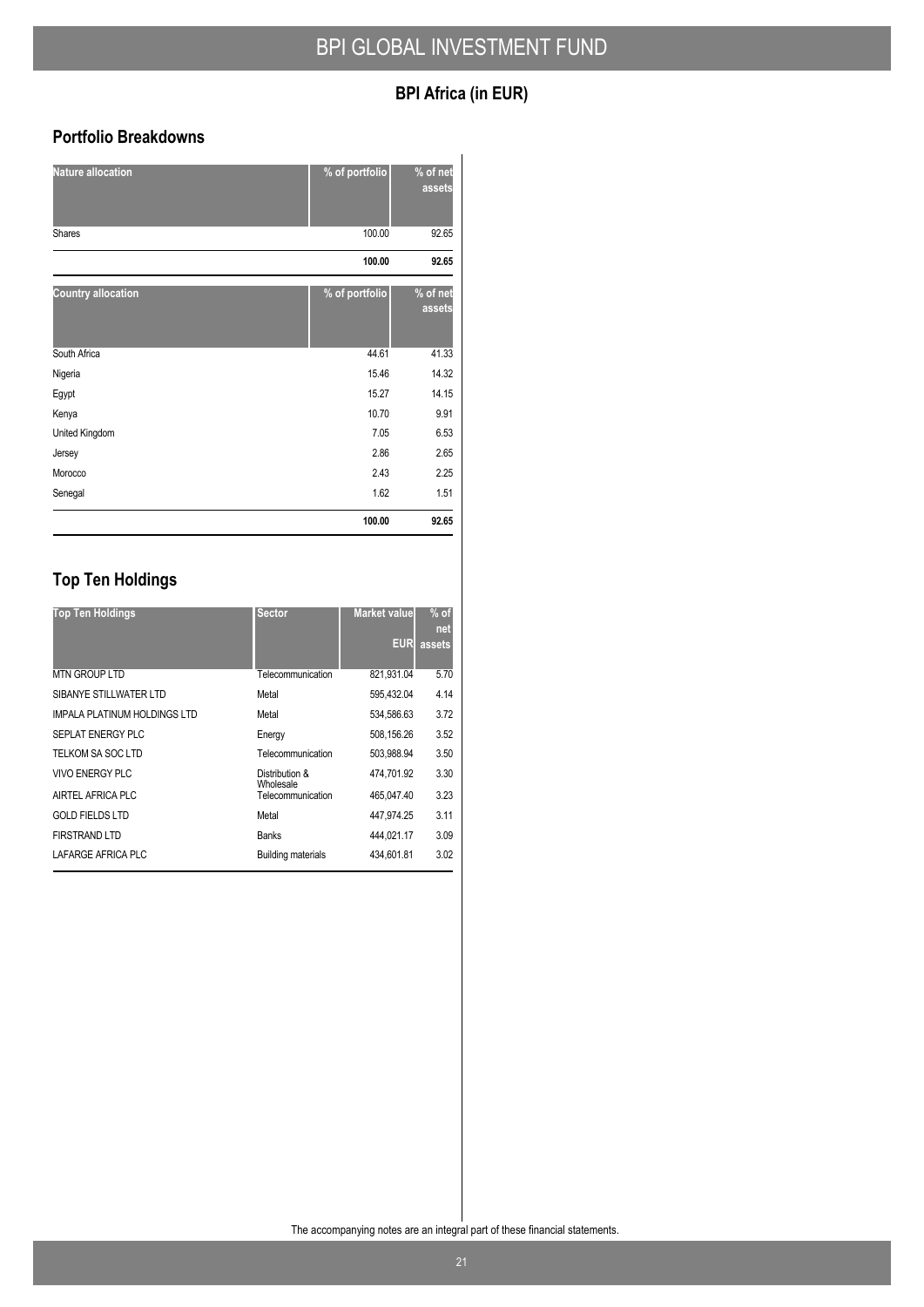# BPI GLOBAL INVESTMENT FUND

## BPI Africa (in EUR)

### Portfolio Breakdowns

| Nature allocation | % of portfolio | % of net assets |
|---|---|---|
| Shares | 100.00 | 92.65 |
| | **100.00** | **92.65** |

| Country allocation | % of portfolio | % of net assets |
|---|---|---|
| South Africa | 44.61 | 41.33 |
| Nigeria | 15.46 | 14.32 |
| Egypt | 15.27 | 14.15 |
| Kenya | 10.70 | 9.91 |
| United Kingdom | 7.05 | 6.53 |
| Jersey | 2.86 | 2.65 |
| Morocco | 2.43 | 2.25 |
| Senegal | 1.62 | 1.51 |
| | **100.00** | **92.65** |

### Top Ten Holdings

| Top Ten Holdings | Sector | Market value EUR | % of net assets |
|---|---|---|---|
| MTN GROUP LTD | Telecommunication | 821,931.04 | 5.70 |
| SIBANYE STILLWATER LTD | Metal | 595,432.04 | 4.14 |
| IMPALA PLATINUM HOLDINGS LTD | Metal | 534,586.63 | 3.72 |
| SEPLAT ENERGY PLC | Energy | 508,156.26 | 3.52 |
| TELKOM SA SOC LTD | Telecommunication | 503,988.94 | 3.50 |
| VIVO ENERGY PLC | Distribution & Wholesale | 474,701.92 | 3.30 |
| AIRTEL AFRICA PLC | Telecommunication | 465,047.40 | 3.23 |
| GOLD FIELDS LTD | Metal | 447,974.25 | 3.11 |
| FIRSTRAND LTD | Banks | 444,021.17 | 3.09 |
| LAFARGE AFRICA PLC | Building materials | 434,601.81 | 3.02 |

The accompanying notes are an integral part of these financial statements.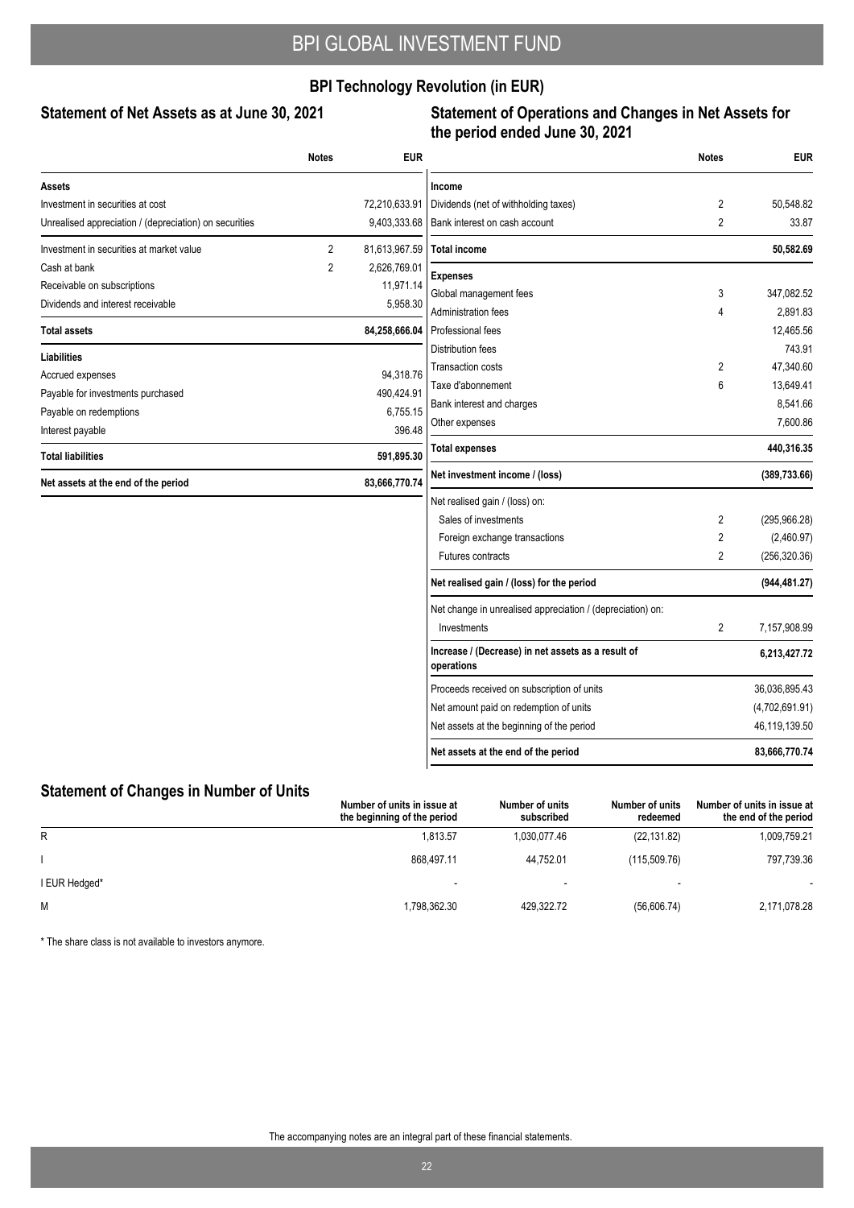## BPI Technology Revolution (in EUR)

### Statement of Net Assets as at June 30, 2021

| | Notes | EUR |
|---|---|---|
| **Assets** | | |
| Investment in securities at cost | | 72,210,633.91 |
| Unrealised appreciation / (depreciation) on securities | | 9,403,333.68 |
| Investment in securities at market value | 2 | 81,613,967.59 |
| Cash at bank | 2 | 2,626,769.01 |
| Receivable on subscriptions | | 11,971.14 |
| Dividends and interest receivable | | 5,958.30 |
| **Total assets** | | **84,258,666.04** |
| **Liabilities** | | |
| Accrued expenses | | 94,318.76 |
| Payable for investments purchased | | 490,424.91 |
| Payable on redemptions | | 6,755.15 |
| Interest payable | | 396.48 |
| **Total liabilities** | | **591,895.30** |
| **Net assets at the end of the period** | | **83,666,770.74** |

### Statement of Operations and Changes in Net Assets for the period ended June 30, 2021

| | Notes | EUR |
|---|---|---|
| **Income** | | |
| Dividends (net of withholding taxes) | 2 | 50,548.82 |
| Bank interest on cash account | 2 | 33.87 |
| **Total income** | | **50,582.69** |
| **Expenses** | | |
| Global management fees | 3 | 347,082.52 |
| Administration fees | 4 | 2,891.83 |
| Professional fees | | 12,465.56 |
| Distribution fees | | 743.91 |
| Transaction costs | 2 | 47,340.60 |
| Taxe d'abonnement | 6 | 13,649.41 |
| Bank interest and charges | | 8,541.66 |
| Other expenses | | 7,600.86 |
| **Total expenses** | | **440,316.35** |
| **Net investment income / (loss)** | | **(389,733.66)** |
| Net realised gain / (loss) on: | | |
| Sales of investments | 2 | (295,966.28) |
| Foreign exchange transactions | 2 | (2,460.97) |
| Futures contracts | 2 | (256,320.36) |
| **Net realised gain / (loss) for the period** | | **(944,481.27)** |
| Net change in unrealised appreciation / (depreciation) on: | | |
| Investments | 2 | 7,157,908.99 |
| **Increase / (Decrease) in net assets as a result of operations** | | **6,213,427.72** |
| Proceeds received on subscription of units | | 36,036,895.43 |
| Net amount paid on redemption of units | | (4,702,691.91) |
| Net assets at the beginning of the period | | 46,119,139.50 |
| **Net assets at the end of the period** | | **83,666,770.74** |

### Statement of Changes in Number of Units

| | Number of units in issue at the beginning of the period | Number of units subscribed | Number of units redeemed | Number of units in issue at the end of the period |
|---|---|---|---|---|
| R | 1,813.57 | 1,030,077.46 | (22,131.82) | 1,009,759.21 |
| I | 868,497.11 | 44,752.01 | (115,509.76) | 797,739.36 |
| I EUR Hedged* | - | - | - | - |
| M | 1,798,362.30 | 429,322.72 | (56,606.74) | 2,171,078.28 |

* The share class is not available to investors anymore.

The accompanying notes are an integral part of these financial statements.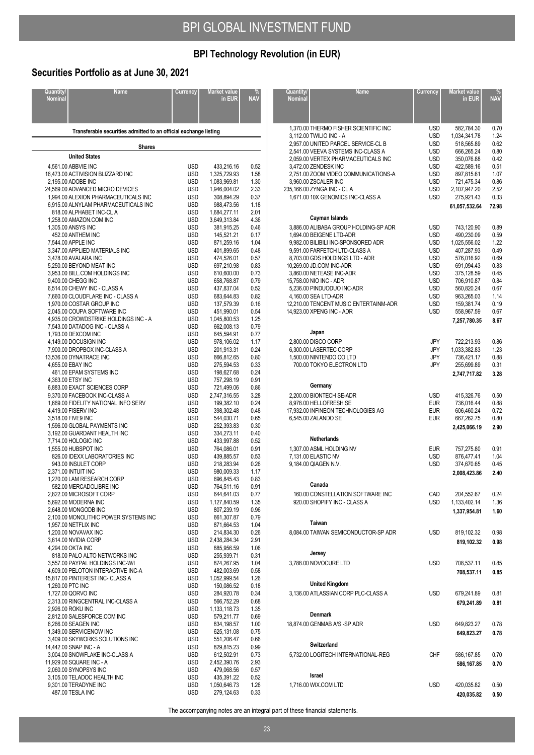# BPI GLOBAL INVESTMENT FUND

## BPI Technology Revolution (in EUR)

## Securities Portfolio as at June 30, 2021

| Quantity/ Nominal | Name | Currency | Market value in EUR | % NAV |
|---|---|---|---|---|
| | **Transferable securities admitted to an official exchange listing** | | | |
| | **Shares** | | | |
| | **United States** | | | |
| 4,561.00 | ABBVIE INC | USD | 433,216.16 | 0.52 |
| 16,473.00 | ACTIVISION BLIZZARD INC | USD | 1,325,729.93 | 1.58 |
| 2,195.00 | ADOBE INC | USD | 1,083,969.81 | 1.30 |
| 24,569.00 | ADVANCED MICRO DEVICES | USD | 1,946,004.02 | 2.33 |
| 1,994.00 | ALEXION PHARMACEUTICALS INC | USD | 308,894.29 | 0.37 |
| 6,915.00 | ALNYLAM PHARMACEUTICALS INC | USD | 988,473.56 | 1.18 |
| 818.00 | ALPHABET INC-CL A | USD | 1,684,277.11 | 2.01 |
| 1,258.00 | AMAZON.COM INC | USD | 3,649,313.84 | 4.36 |
| 1,305.00 | ANSYS INC | USD | 381,915.25 | 0.46 |
| 452.00 | ANTHEM INC | USD | 145,521.21 | 0.17 |
| 7,544.00 | APPLE INC | USD | 871,259.16 | 1.04 |
| 3,347.00 | APPLIED MATERIALS INC | USD | 401,899.65 | 0.48 |
| 3,478.00 | AVALARA INC | USD | 474,526.01 | 0.57 |
| 5,250.00 | BEYOND MEAT INC | USD | 697,210.98 | 0.83 |
| 3,953.00 | BILL.COM HOLDINGS INC | USD | 610,600.00 | 0.73 |
| 9,400.00 | CHEGG INC | USD | 658,768.87 | 0.79 |
| 6,514.00 | CHEWY INC - CLASS A | USD | 437,837.04 | 0.52 |
| 7,660.00 | CLOUDFLARE INC - CLASS A | USD | 683,644.83 | 0.82 |
| 1,970.00 | COSTAR GROUP INC | USD | 137,579.39 | 0.16 |
| 2,045.00 | COUPA SOFTWARE INC | USD | 451,990.01 | 0.54 |
| 4,935.00 | CROWDSTRIKE HOLDINGS INC - A | USD | 1,045,800.53 | 1.25 |
| 7,543.00 | DATADOG INC - CLASS A | USD | 662,008.13 | 0.79 |
| 1,793.00 | DEXCOM INC | USD | 645,594.91 | 0.77 |
| 4,149.00 | DOCUSIGN INC | USD | 978,106.02 | 1.17 |
| 7,900.00 | DROPBOX INC-CLASS A | USD | 201,913.31 | 0.24 |
| 13,536.00 | DYNATRACE INC | USD | 666,812.65 | 0.80 |
| 4,655.00 | EBAY INC | USD | 275,594.53 | 0.33 |
| 461.00 | EPAM SYSTEMS INC | USD | 198,627.68 | 0.24 |
| 4,363.00 | ETSY INC | USD | 757,298.19 | 0.91 |
| 6,883.00 | EXACT SCIENCES CORP | USD | 721,499.06 | 0.86 |
| 9,370.00 | FACEBOOK INC-CLASS A | USD | 2,747,316.55 | 3.28 |
| 1,669.00 | FIDELITY NATIONAL INFO SERV | USD | 199,382.10 | 0.24 |
| 4,419.00 | FISERV INC | USD | 398,302.48 | 0.48 |
| 3,518.00 | FIVE9 INC | USD | 544,030.71 | 0.65 |
| 1,596.00 | GLOBAL PAYMENTS INC | USD | 252,393.83 | 0.30 |
| 3,192.00 | GUARDANT HEALTH INC | USD | 334,273.11 | 0.40 |
| 7,714.00 | HOLOGIC INC | USD | 433,997.88 | 0.52 |
| 1,555.00 | HUBSPOT INC | USD | 764,086.01 | 0.91 |
| 826.00 | IDEXX LABORATORIES INC | USD | 439,885.57 | 0.53 |
| 943.00 | INSULET CORP | USD | 218,283.94 | 0.26 |
| 2,371.00 | INTUIT INC | USD | 980,009.33 | 1.17 |
| 1,270.00 | LAM RESEARCH CORP | USD | 696,845.43 | 0.83 |
| 582.00 | MERCADOLIBRE INC | USD | 764,511.16 | 0.91 |
| 2,822.00 | MICROSOFT CORP | USD | 644,641.03 | 0.77 |
| 5,692.00 | MODERNA INC | USD | 1,127,840.59 | 1.35 |
| 2,648.00 | MONGODB INC | USD | 807,239.19 | 0.96 |
| 2,100.00 | MONOLITHIC POWER SYSTEMS INC | USD | 661,307.87 | 0.79 |
| 1,957.00 | NETFLIX INC | USD | 871,664.53 | 1.04 |
| 1,200.00 | NOVAVAX INC | USD | 214,834.30 | 0.26 |
| 3,614.00 | NVIDIA CORP | USD | 2,438,284.34 | 2.91 |
| 4,294.00 | OKTA INC | USD | 885,956.59 | 1.06 |
| 818.00 | PALO ALTO NETWORKS INC | USD | 255,939.71 | 0.31 |
| 3,557.00 | PAYPAL HOLDINGS INC-W/I | USD | 874,267.95 | 1.04 |
| 4,609.00 | PELOTON INTERACTIVE INC-A | USD | 482,003.69 | 0.58 |
| 15,817.00 | PINTEREST INC- CLASS A | USD | 1,052,999.54 | 1.26 |
| 1,260.00 | PTC INC | USD | 150,086.52 | 0.18 |
| 1,727.00 | QORVO INC | USD | 284,920.78 | 0.34 |
| 2,313.00 | RINGCENTRAL INC-CLASS A | USD | 566,752.29 | 0.68 |
| 2,926.00 | ROKU INC | USD | 1,133,118.73 | 1.35 |
| 2,812.00 | SALESFORCE.COM INC | USD | 579,211.77 | 0.69 |
| 6,266.00 | SEAGEN INC | USD | 834,198.57 | 1.00 |
| 1,349.00 | SERVICENOW INC | USD | 625,131.08 | 0.75 |
| 3,409.00 | SKYWORKS SOLUTIONS INC | USD | 551,206.47 | 0.66 |
| 14,442.00 | SNAP INC - A | USD | 829,815.23 | 0.99 |
| 3,004.00 | SNOWFLAKE INC-CLASS A | USD | 612,502.91 | 0.73 |
| 11,929.00 | SQUARE INC - A | USD | 2,452,390.76 | 2.93 |
| 2,060.00 | SYNOPSYS INC | USD | 479,068.56 | 0.57 |
| 3,105.00 | TELADOC HEALTH INC | USD | 435,391.22 | 0.52 |
| 9,301.00 | TERADYNE INC | USD | 1,050,646.73 | 1.26 |
| 487.00 | TESLA INC | USD | 279,124.63 | 0.33 |
| 1,370.00 | THERMO FISHER SCIENTIFIC INC | USD | 582,784.30 | 0.70 |
| 3,112.00 | TWILIO INC - A | USD | 1,034,341.78 | 1.24 |
| 2,957.00 | UNITED PARCEL SERVICE-CL B | USD | 518,565.89 | 0.62 |
| 2,541.00 | VEEVA SYSTEMS INC-CLASS A | USD | 666,265.24 | 0.80 |
| 2,059.00 | VERTEX PHARMACEUTICALS INC | USD | 350,076.88 | 0.42 |
| 3,472.00 | ZENDESK INC | USD | 422,589.16 | 0.51 |
| 2,751.00 | ZOOM VIDEO COMMUNICATIONS-A | USD | 897,815.61 | 1.07 |
| 3,960.00 | ZSCALER INC | USD | 721,475.34 | 0.86 |
| 235,166.00 | ZYNGA INC - CL A | USD | 2,107,947.20 | 2.52 |
| 1,671.00 | 10X GENOMICS INC-CLASS A | USD | 275,921.43 | 0.33 |
| | | | **61,057,532.64** | **72.98** |
| | **Cayman Islands** | | | |
| 3,886.00 | ALIBABA GROUP HOLDING-SP ADR | USD | 743,120.90 | 0.89 |
| 1,694.00 | BEIGENE LTD-ADR | USD | 490,230.09 | 0.59 |
| 9,982.00 | BILIBILI INC-SPONSORED ADR | USD | 1,025,556.02 | 1.22 |
| 9,591.00 | FARFETCH LTD-CLASS A | USD | 407,287.93 | 0.49 |
| 8,703.00 | GDS HOLDINGS LTD - ADR | USD | 576,016.92 | 0.69 |
| 10,269.00 | JD.COM INC-ADR | USD | 691,094.43 | 0.83 |
| 3,860.00 | NETEASE INC-ADR | USD | 375,128.59 | 0.45 |
| 15,758.00 | NIO INC - ADR | USD | 706,910.87 | 0.84 |
| 5,236.00 | PINDUODUO INC-ADR | USD | 560,820.24 | 0.67 |
| 4,160.00 | SEA LTD-ADR | USD | 963,265.03 | 1.14 |
| 12,210.00 | TENCENT MUSIC ENTERTAINM-ADR | USD | 159,381.74 | 0.19 |
| 14,923.00 | XPENG INC - ADR | USD | 558,967.59 | 0.67 |
| | | | **7,257,780.35** | **8.67** |
| | **Japan** | | | |
| 2,800.00 | DISCO CORP | JPY | 722,213.93 | 0.86 |
| 6,300.00 | LASERTEC CORP | JPY | 1,033,382.83 | 1.23 |
| 1,500.00 | NINTENDO CO LTD | JPY | 736,421.17 | 0.88 |
| 700.00 | TOKYO ELECTRON LTD | JPY | 255,699.89 | 0.31 |
| | | | **2,747,717.82** | **3.28** |
| | **Germany** | | | |
| 2,200.00 | BIONTECH SE-ADR | USD | 415,326.76 | 0.50 |
| 8,978.00 | HELLOFRESH SE | EUR | 736,016.44 | 0.88 |
| 17,932.00 | INFINEON TECHNOLOGIES AG | EUR | 606,460.24 | 0.72 |
| 6,545.00 | ZALANDO SE | EUR | 667,262.75 | 0.80 |
| | | | **2,425,066.19** | **2.90** |
| | **Netherlands** | | | |
| 1,307.00 | ASML HOLDING NV | EUR | 757,275.80 | 0.91 |
| 7,131.00 | ELASTIC NV | USD | 876,477.41 | 1.04 |
| 9,184.00 | QIAGEN N.V. | USD | 374,670.65 | 0.45 |
| | | | **2,008,423.86** | **2.40** |
| | **Canada** | | | |
| 160.00 | CONSTELLATION SOFTWARE INC | CAD | 204,552.67 | 0.24 |
| 920.00 | SHOPIFY INC - CLASS A | USD | 1,133,402.14 | 1.36 |
| | | | **1,337,954.81** | **1.60** |
| | **Taiwan** | | | |
| 8,084.00 | TAIWAN SEMICONDUCTOR-SP ADR | USD | 819,102.32 | 0.98 |
| | | | **819,102.32** | **0.98** |
| | **Jersey** | | | |
| 3,788.00 | NOVOCURE LTD | USD | 708,537.11 | 0.85 |
| | | | **708,537.11** | **0.85** |
| | **United Kingdom** | | | |
| 3,136.00 | ATLASSIAN CORP PLC-CLASS A | USD | 679,241.89 | 0.81 |
| | | | **679,241.89** | **0.81** |
| | **Denmark** | | | |
| 18,874.00 | GENMAB A/S -SP ADR | USD | 649,823.27 | 0.78 |
| | | | **649,823.27** | **0.78** |
| | **Switzerland** | | | |
| 5,732.00 | LOGITECH INTERNATIONAL-REG | CHF | 586,167.85 | 0.70 |
| | | | **586,167.85** | **0.70** |
| | **Israel** | | | |
| 1,716.00 | WIX.COM LTD | USD | 420,035.82 | 0.50 |
| | | | **420,035.82** | **0.50** |

The accompanying notes are an integral part of these financial statements.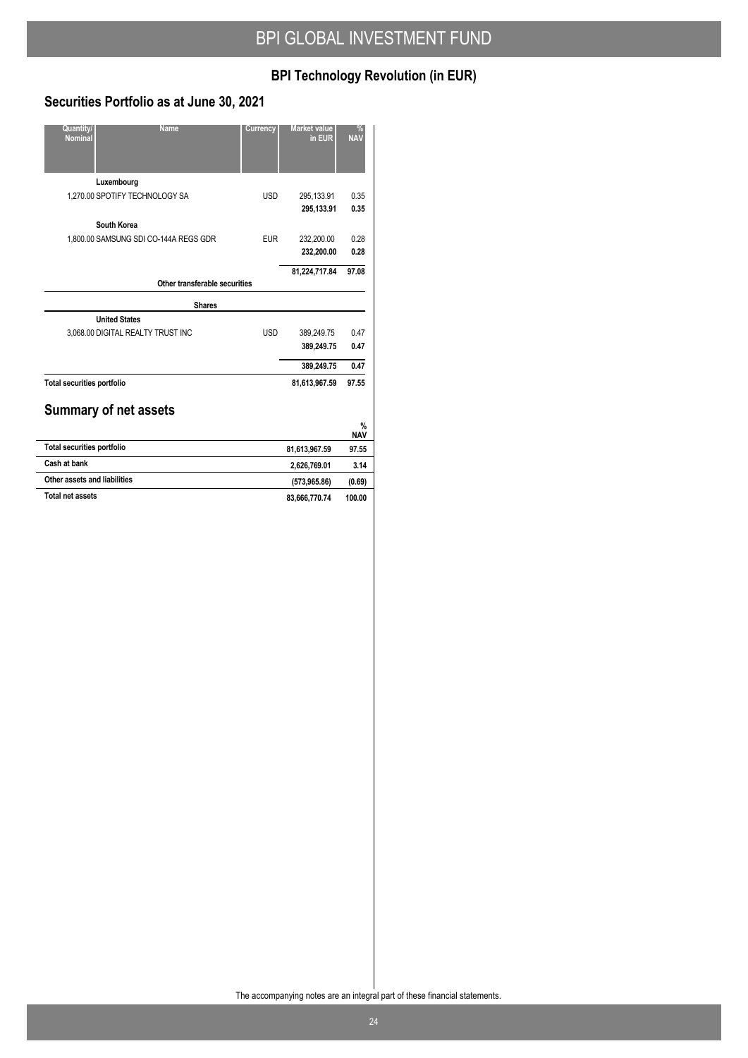# BPI GLOBAL INVESTMENT FUND

## BPI Technology Revolution (in EUR)

## Securities Portfolio as at June 30, 2021

| Quantity/ Nominal | Name | Currency | Market value in EUR | % NAV |
|---|---|---|---|---|
| | **Luxembourg** | | | |
| 1,270.00 | SPOTIFY TECHNOLOGY SA | USD | 295,133.91 | 0.35 |
| | | | **295,133.91** | **0.35** |
| | **South Korea** | | | |
| 1,800.00 | SAMSUNG SDI CO-144A REGS GDR | EUR | 232,200.00 | 0.28 |
| | | | **232,200.00** | **0.28** |
| | | | **81,224,717.84** | **97.08** |
| | **Other transferable securities** | | | |
| | **Shares** | | | |
| | **United States** | | | |
| 3,068.00 | DIGITAL REALTY TRUST INC | USD | 389,249.75 | 0.47 |
| | | | **389,249.75** | **0.47** |
| | | | **389,249.75** | **0.47** |
| **Total securities portfolio** | | | **81,613,967.59** | **97.55** |

## Summary of net assets

| | | % NAV |
|---|---|---|
| **Total securities portfolio** | **81,613,967.59** | **97.55** |
| **Cash at bank** | **2,626,769.01** | **3.14** |
| **Other assets and liabilities** | **(573,965.86)** | **(0.69)** |
| **Total net assets** | **83,666,770.74** | **100.00** |

The accompanying notes are an integral part of these financial statements.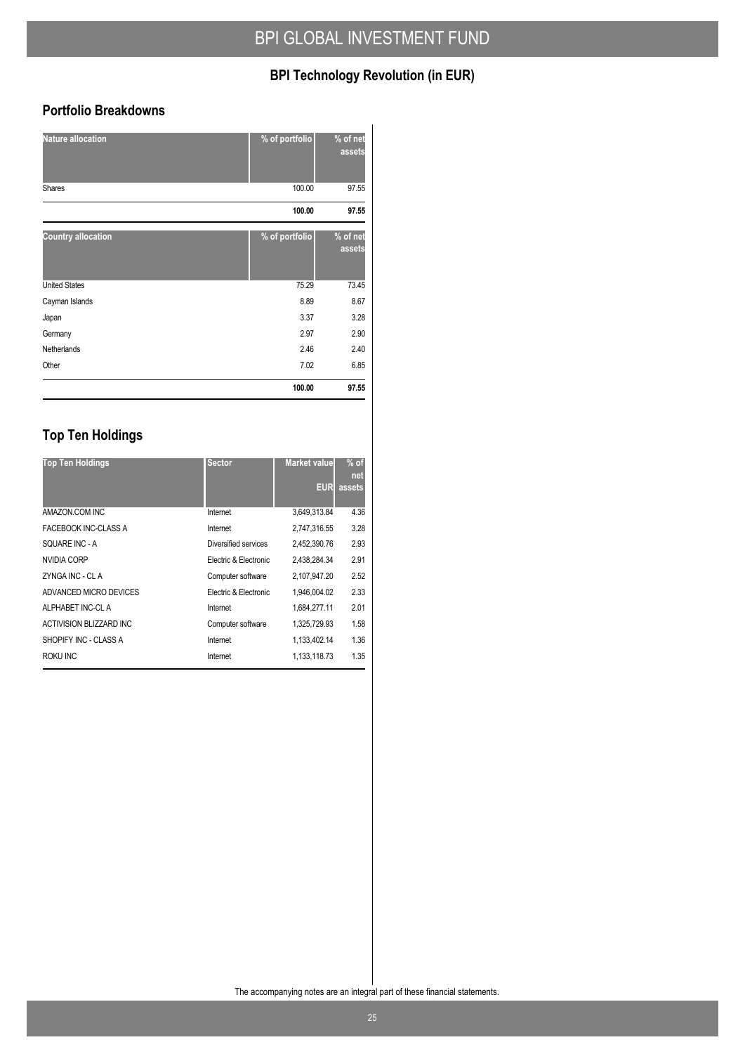## BPI Technology Revolution (in EUR)

### Portfolio Breakdowns

| Nature allocation | % of portfolio | % of net assets |
|---|---|---|
| Shares | 100.00 | 97.55 |
| | **100.00** | **97.55** |

| Country allocation | % of portfolio | % of net assets |
|---|---|---|
| United States | 75.29 | 73.45 |
| Cayman Islands | 8.89 | 8.67 |
| Japan | 3.37 | 3.28 |
| Germany | 2.97 | 2.90 |
| Netherlands | 2.46 | 2.40 |
| Other | 7.02 | 6.85 |
| | **100.00** | **97.55** |

## Top Ten Holdings

| Top Ten Holdings | Sector | Market value EUR | % of net assets |
|---|---|---|---|
| AMAZON.COM INC | Internet | 3,649,313.84 | 4.36 |
| FACEBOOK INC-CLASS A | Internet | 2,747,316.55 | 3.28 |
| SQUARE INC - A | Diversified services | 2,452,390.76 | 2.93 |
| NVIDIA CORP | Electric & Electronic | 2,438,284.34 | 2.91 |
| ZYNGA INC - CL A | Computer software | 2,107,947.20 | 2.52 |
| ADVANCED MICRO DEVICES | Electric & Electronic | 1,946,004.02 | 2.33 |
| ALPHABET INC-CL A | Internet | 1,684,277.11 | 2.01 |
| ACTIVISION BLIZZARD INC | Computer software | 1,325,729.93 | 1.58 |
| SHOPIFY INC - CLASS A | Internet | 1,133,402.14 | 1.36 |
| ROKU INC | Internet | 1,133,118.73 | 1.35 |

The accompanying notes are an integral part of these financial statements.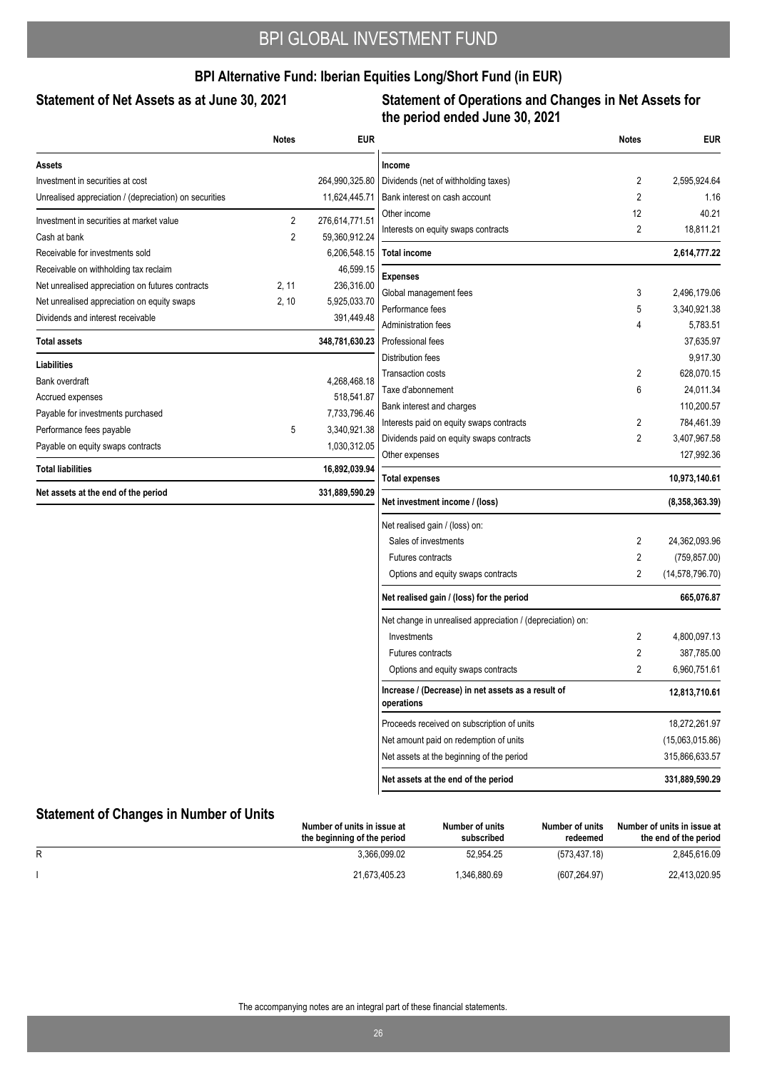## BPI Alternative Fund: Iberian Equities Long/Short Fund (in EUR)

### Statement of Net Assets as at June 30, 2021

| | Notes | EUR |
|---|---|---|
| **Assets** | | |
| Investment in securities at cost | | 264,990,325.80 |
| Unrealised appreciation / (depreciation) on securities | | 11,624,445.71 |
| Investment in securities at market value | 2 | 276,614,771.51 |
| Cash at bank | 2 | 59,360,912.24 |
| Receivable for investments sold | | 6,206,548.15 |
| Receivable on withholding tax reclaim | | 46,599.15 |
| Net unrealised appreciation on futures contracts | 2, 11 | 236,316.00 |
| Net unrealised appreciation on equity swaps | 2, 10 | 5,925,033.70 |
| Dividends and interest receivable | | 391,449.48 |
| **Total assets** | | **348,781,630.23** |
| **Liabilities** | | |
| Bank overdraft | | 4,268,468.18 |
| Accrued expenses | | 518,541.87 |
| Payable for investments purchased | | 7,733,796.46 |
| Performance fees payable | 5 | 3,340,921.38 |
| Payable on equity swaps contracts | | 1,030,312.05 |
| **Total liabilities** | | **16,892,039.94** |
| **Net assets at the end of the period** | | **331,889,590.29** |

### Statement of Operations and Changes in Net Assets for the period ended June 30, 2021

| | Notes | EUR |
|---|---|---|
| **Income** | | |
| Dividends (net of withholding taxes) | 2 | 2,595,924.64 |
| Bank interest on cash account | 2 | 1.16 |
| Other income | 12 | 40.21 |
| Interests on equity swaps contracts | 2 | 18,811.21 |
| **Total income** | | **2,614,777.22** |
| **Expenses** | | |
| Global management fees | 3 | 2,496,179.06 |
| Performance fees | 5 | 3,340,921.38 |
| Administration fees | 4 | 5,783.51 |
| Professional fees | | 37,635.97 |
| Distribution fees | | 9,917.30 |
| Transaction costs | 2 | 628,070.15 |
| Taxe d'abonnement | 6 | 24,011.34 |
| Bank interest and charges | | 110,200.57 |
| Interests paid on equity swaps contracts | 2 | 784,461.39 |
| Dividends paid on equity swaps contracts | 2 | 3,407,967.58 |
| Other expenses | | 127,992.36 |
| **Total expenses** | | **10,973,140.61** |
| **Net investment income / (loss)** | | **(8,358,363.39)** |
| Net realised gain / (loss) on: | | |
| Sales of investments | 2 | 24,362,093.96 |
| Futures contracts | 2 | (759,857.00) |
| Options and equity swaps contracts | 2 | (14,578,796.70) |
| **Net realised gain / (loss) for the period** | | **665,076.87** |
| Net change in unrealised appreciation / (depreciation) on: | | |
| Investments | 2 | 4,800,097.13 |
| Futures contracts | 2 | 387,785.00 |
| Options and equity swaps contracts | 2 | 6,960,751.61 |
| **Increase / (Decrease) in net assets as a result of operations** | | **12,813,710.61** |
| Proceeds received on subscription of units | | 18,272,261.97 |
| Net amount paid on redemption of units | | (15,063,015.86) |
| Net assets at the beginning of the period | | 315,866,633.57 |
| **Net assets at the end of the period** | | **331,889,590.29** |

### Statement of Changes in Number of Units

| | Number of units in issue at the beginning of the period | Number of units subscribed | Number of units redeemed | Number of units in issue at the end of the period |
|---|---|---|---|---|
| R | 3,366,099.02 | 52,954.25 | (573,437.18) | 2,845,616.09 |
| I | 21,673,405.23 | 1,346,880.69 | (607,264.97) | 22,413,020.95 |

The accompanying notes are an integral part of these financial statements.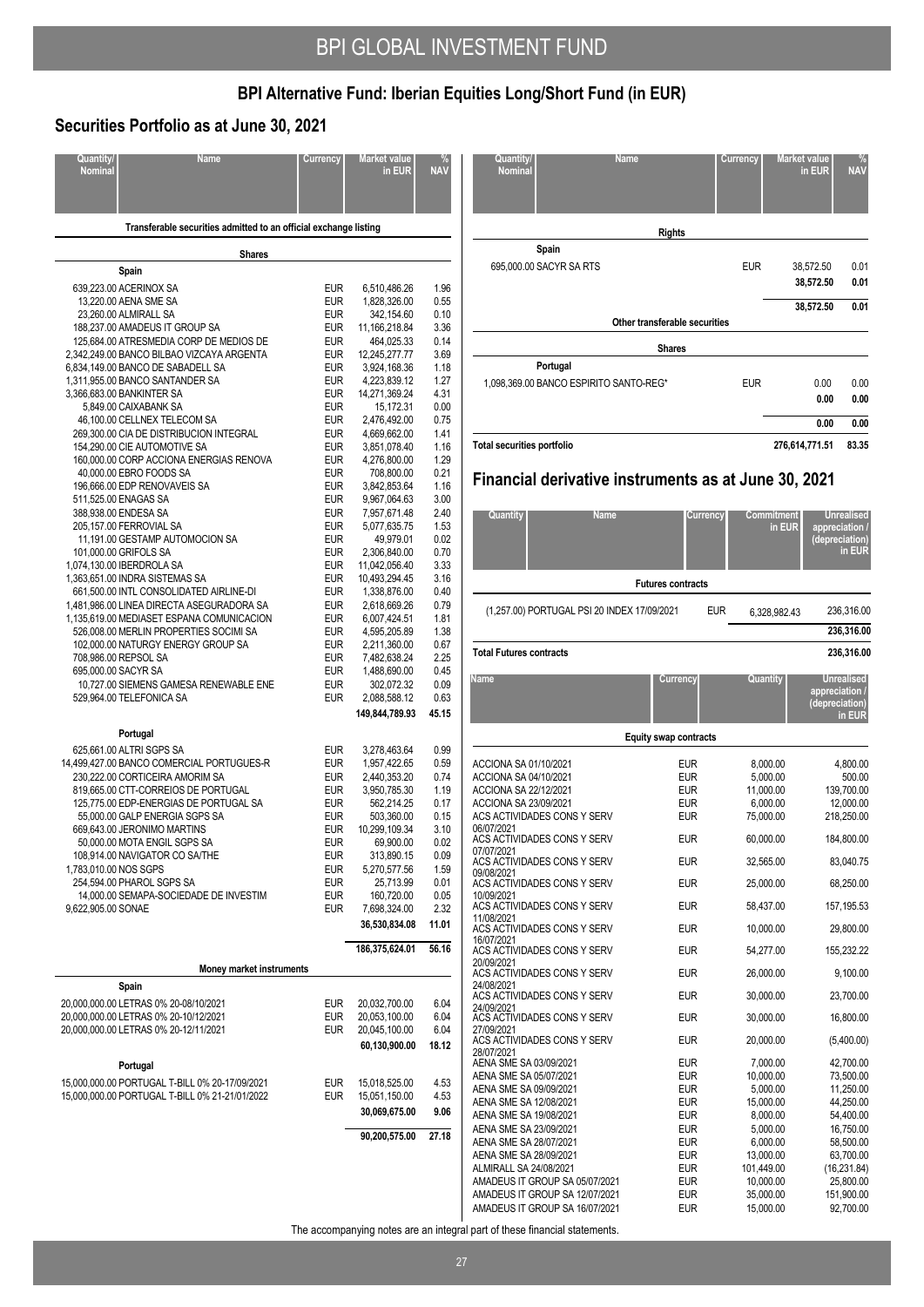# BPI Alternative Fund: Iberian Equities Long/Short Fund (in EUR)

## Securities Portfolio as at June 30, 2021

| Quantity/ Nominal | Name | Currency | Market value in EUR | % NAV |
|---|---|---|---|---|
| | **Transferable securities admitted to an official exchange listing** | | | |
| | **Shares** | | | |
| | **Spain** | | | |
| 639,223.00 | ACERINOX SA | EUR | 6,510,486.26 | 1.96 |
| 13,220.00 | AENA SME SA | EUR | 1,828,326.00 | 0.55 |
| 23,260.00 | ALMIRALL SA | EUR | 342,154.60 | 0.10 |
| 188,237.00 | AMADEUS IT GROUP SA | EUR | 11,166,218.84 | 3.36 |
| 125,684.00 | ATRESMEDIA CORP DE MEDIOS DE | EUR | 464,025.33 | 0.14 |
| 2,342,249.00 | BANCO BILBAO VIZCAYA ARGENTA | EUR | 12,245,277.77 | 3.69 |
| 6,834,149.00 | BANCO DE SABADELL SA | EUR | 3,924,168.36 | 1.18 |
| 1,311,955.00 | BANCO SANTANDER SA | EUR | 4,223,839.12 | 1.27 |
| 3,366,683.00 | BANKINTER SA | EUR | 14,271,369.24 | 4.31 |
| 5,849.00 | CAIXABANK SA | EUR | 15,172.31 | 0.00 |
| 46,100.00 | CELLNEX TELECOM SA | EUR | 2,476,492.00 | 0.75 |
| 269,300.00 | CIA DE DISTRIBUCION INTEGRAL | EUR | 4,669,662.00 | 1.41 |
| 154,290.00 | CIE AUTOMOTIVE SA | EUR | 3,851,078.40 | 1.16 |
| 160,000.00 | CORP ACCIONA ENERGIAS RENOVA | EUR | 4,276,800.00 | 1.29 |
| 40,000.00 | EBRO FOODS SA | EUR | 708,800.00 | 0.21 |
| 196,666.00 | EDP RENOVAVEIS SA | EUR | 3,842,853.64 | 1.16 |
| 511,525.00 | ENAGAS SA | EUR | 9,967,064.63 | 3.00 |
| 388,938.00 | ENDESA SA | EUR | 7,957,671.48 | 2.40 |
| 205,157.00 | FERROVIAL SA | EUR | 5,077,635.75 | 1.53 |
| 11,191.00 | GESTAMP AUTOMOCION SA | EUR | 49,979.01 | 0.02 |
| 101,000.00 | GRIFOLS SA | EUR | 2,306,840.00 | 0.70 |
| 1,074,130.00 | IBERDROLA SA | EUR | 11,042,056.40 | 3.33 |
| 1,363,651.00 | INDRA SISTEMAS SA | EUR | 10,493,294.45 | 3.16 |
| 661,500.00 | INTL CONSOLIDATED AIRLINE-DI | EUR | 1,338,876.00 | 0.40 |
| 1,481,986.00 | LINEA DIRECTA ASEGURADORA SA | EUR | 2,618,669.26 | 0.79 |
| 1,135,619.00 | MEDIASET ESPANA COMUNICACION | EUR | 6,007,424.51 | 1.81 |
| 526,008.00 | MERLIN PROPERTIES SOCIMI SA | EUR | 4,595,205.89 | 1.38 |
| 102,000.00 | NATURGY ENERGY GROUP SA | EUR | 2,211,360.00 | 0.67 |
| 708,986.00 | REPSOL SA | EUR | 7,482,638.24 | 2.25 |
| 695,000.00 | SACYR SA | EUR | 1,488,690.00 | 0.45 |
| 10,727.00 | SIEMENS GAMESA RENEWABLE ENE | EUR | 302,072.32 | 0.09 |
| 529,964.00 | TELEFONICA SA | EUR | 2,088,588.12 | 0.63 |
| | | | **149,844,789.93** | **45.15** |
| | **Portugal** | | | |
| 625,661.00 | ALTRI SGPS SA | EUR | 3,278,463.64 | 0.99 |
| 14,499,427.00 | BANCO COMERCIAL PORTUGUES-R | EUR | 1,957,422.65 | 0.59 |
| 230,222.00 | CORTICEIRA AMORIM SA | EUR | 2,440,353.20 | 0.74 |
| 819,665.00 | CTT-CORREIOS DE PORTUGAL | EUR | 3,950,785.30 | 1.19 |
| 125,775.00 | EDP-ENERGIAS DE PORTUGAL SA | EUR | 562,214.25 | 0.17 |
| 55,000.00 | GALP ENERGIA SGPS SA | EUR | 503,360.00 | 0.15 |
| 669,643.00 | JERONIMO MARTINS | EUR | 10,299,109.34 | 3.10 |
| 50,000.00 | MOTA ENGIL SGPS SA | EUR | 69,900.00 | 0.02 |
| 108,914.00 | NAVIGATOR CO SA/THE | EUR | 313,890.15 | 0.09 |
| 1,783,010.00 | NOS SGPS | EUR | 5,270,577.56 | 1.59 |
| 254,594.00 | PHAROL SGPS SA | EUR | 25,713.99 | 0.01 |
| 14,000.00 | SEMAPA-SOCIEDADE DE INVESTIM | EUR | 160,720.00 | 0.05 |
| 9,622,905.00 | SONAE | EUR | 7,698,324.00 | 2.32 |
| | | | **36,530,834.08** | **11.01** |
| | | | **186,375,624.01** | **56.16** |
| | **Money market instruments** | | | |
| | **Spain** | | | |
| 20,000,000.00 | LETRAS 0% 20-08/10/2021 | EUR | 20,032,700.00 | 6.04 |
| 20,000,000.00 | LETRAS 0% 20-10/12/2021 | EUR | 20,053,100.00 | 6.04 |
| 20,000,000.00 | LETRAS 0% 20-12/11/2021 | EUR | 20,045,100.00 | 6.04 |
| | | | **60,130,900.00** | **18.12** |
| | **Portugal** | | | |
| 15,000,000.00 | PORTUGAL T-BILL 0% 20-17/09/2021 | EUR | 15,018,525.00 | 4.53 |
| 15,000,000.00 | PORTUGAL T-BILL 0% 21-21/01/2022 | EUR | 15,051,150.00 | 4.53 |
| | | | **30,069,675.00** | **9.06** |
| | | | **90,200,575.00** | **27.18** |
| | **Rights** | | | |
| | **Spain** | | | |
| 695,000.00 | SACYR SA RTS | EUR | 38,572.50 | 0.01 |
| | | | **38,572.50** | **0.01** |
| | | | **38,572.50** | **0.01** |
| | **Other transferable securities** | | | |
| | **Shares** | | | |
| | **Portugal** | | | |
| 1,098,369.00 | BANCO ESPIRITO SANTO-REG* | EUR | 0.00 | 0.00 |
| | | | **0.00** | **0.00** |
| | | | **0.00** | **0.00** |
| **Total securities portfolio** | | | **276,614,771.51** | **83.35** |

## Financial derivative instruments as at June 30, 2021

| Quantity | Name | Currency | Commitment in EUR | Unrealised appreciation / (depreciation) in EUR |
|---|---|---|---|---|
| | **Futures contracts** | | | |
| (1,257.00) | PORTUGAL PSI 20 INDEX 17/09/2021 | EUR | 6,328,982.43 | 236,316.00 |
| | | | | **236,316.00** |
| **Total Futures contracts** | | | | **236,316.00** |

| Name | Currency | Quantity | Unrealised appreciation / (depreciation) in EUR |
|---|---|---|---|
| **Equity swap contracts** | | | |
| ACCIONA SA 01/10/2021 | EUR | 8,000.00 | 4,800.00 |
| ACCIONA SA 04/10/2021 | EUR | 5,000.00 | 500.00 |
| ACCIONA SA 22/12/2021 | EUR | 11,000.00 | 139,700.00 |
| ACCIONA SA 23/09/2021 | EUR | 6,000.00 | 12,000.00 |
| ACS ACTIVIDADES CONS Y SERV 06/07/2021 | EUR | 75,000.00 | 218,250.00 |
| ACS ACTIVIDADES CONS Y SERV 07/07/2021 | EUR | 60,000.00 | 184,800.00 |
| ACS ACTIVIDADES CONS Y SERV 09/08/2021 | EUR | 32,565.00 | 83,040.75 |
| ACS ACTIVIDADES CONS Y SERV 10/09/2021 | EUR | 25,000.00 | 68,250.00 |
| ACS ACTIVIDADES CONS Y SERV 11/08/2021 | EUR | 58,437.00 | 157,195.53 |
| ACS ACTIVIDADES CONS Y SERV 16/07/2021 | EUR | 10,000.00 | 29,800.00 |
| ACS ACTIVIDADES CONS Y SERV 20/09/2021 | EUR | 54,277.00 | 155,232.22 |
| ACS ACTIVIDADES CONS Y SERV 24/08/2021 | EUR | 26,000.00 | 9,100.00 |
| ACS ACTIVIDADES CONS Y SERV 24/09/2021 | EUR | 30,000.00 | 23,700.00 |
| ACS ACTIVIDADES CONS Y SERV 27/09/2021 | EUR | 30,000.00 | 16,800.00 |
| ACS ACTIVIDADES CONS Y SERV 28/07/2021 | EUR | 20,000.00 | (5,400.00) |
| AENA SME SA 03/09/2021 | EUR | 7,000.00 | 42,700.00 |
| AENA SME SA 05/07/2021 | EUR | 10,000.00 | 73,500.00 |
| AENA SME SA 09/09/2021 | EUR | 5,000.00 | 11,250.00 |
| AENA SME SA 12/08/2021 | EUR | 15,000.00 | 44,250.00 |
| AENA SME SA 19/08/2021 | EUR | 8,000.00 | 54,400.00 |
| AENA SME SA 23/09/2021 | EUR | 5,000.00 | 16,750.00 |
| AENA SME SA 28/07/2021 | EUR | 6,000.00 | 58,500.00 |
| AENA SME SA 28/09/2021 | EUR | 13,000.00 | 63,700.00 |
| ALMIRALL SA 24/08/2021 | EUR | 101,449.00 | (16,231.84) |
| AMADEUS IT GROUP SA 05/07/2021 | EUR | 10,000.00 | 25,800.00 |
| AMADEUS IT GROUP SA 12/07/2021 | EUR | 35,000.00 | 151,900.00 |
| AMADEUS IT GROUP SA 16/07/2021 | EUR | 15,000.00 | 92,700.00 |

The accompanying notes are an integral part of these financial statements.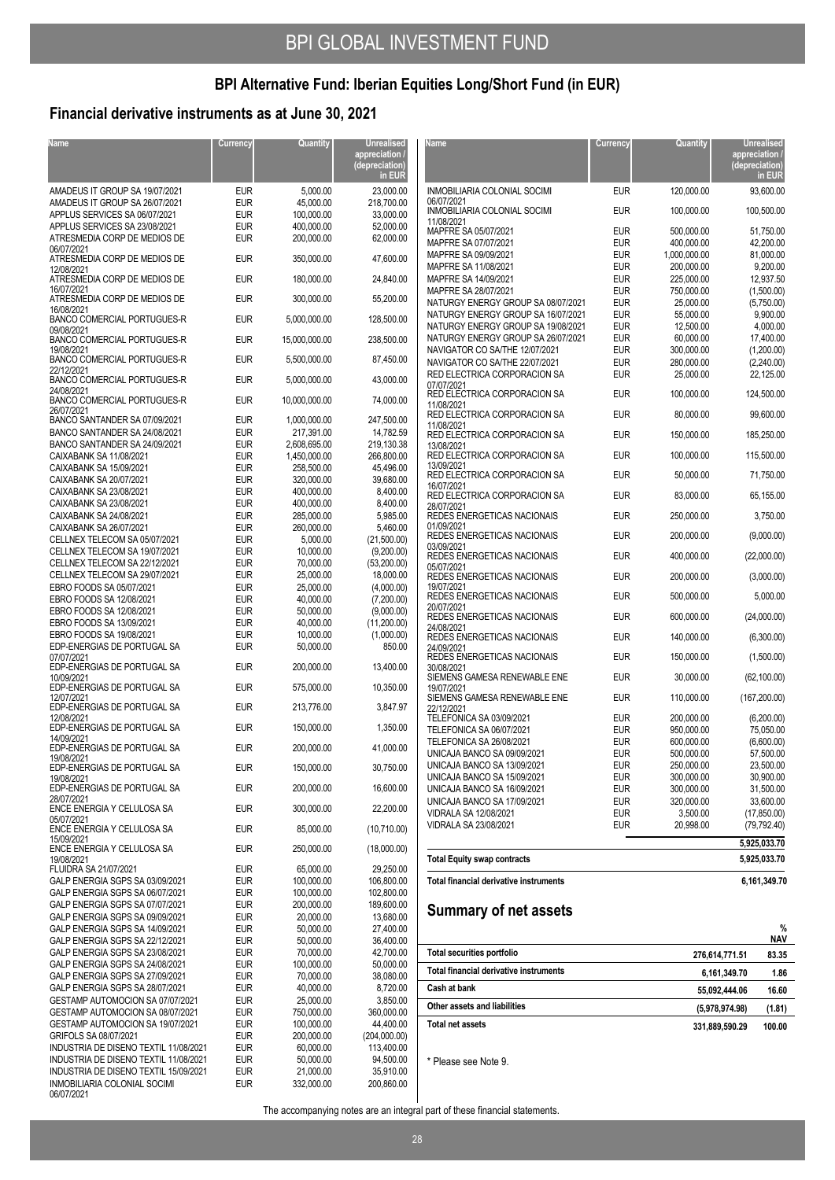## BPI Alternative Fund: Iberian Equities Long/Short Fund (in EUR)

## Financial derivative instruments as at June 30, 2021

| Name | Currency | Quantity | Unrealised appreciation / (depreciation) in EUR |
|---|---|---|---|
| AMADEUS IT GROUP SA 19/07/2021 | EUR | 5,000.00 | 23,000.00 |
| AMADEUS IT GROUP SA 26/07/2021 | EUR | 45,000.00 | 218,700.00 |
| APPLUS SERVICES SA 06/07/2021 | EUR | 100,000.00 | 33,000.00 |
| APPLUS SERVICES SA 23/08/2021 | EUR | 400,000.00 | 52,000.00 |
| ATRESMEDIA CORP DE MEDIOS DE 06/07/2021 | EUR | 200,000.00 | 62,000.00 |
| ATRESMEDIA CORP DE MEDIOS DE 12/08/2021 | EUR | 350,000.00 | 47,600.00 |
| ATRESMEDIA CORP DE MEDIOS DE 16/07/2021 | EUR | 180,000.00 | 24,840.00 |
| ATRESMEDIA CORP DE MEDIOS DE 16/08/2021 | EUR | 300,000.00 | 55,200.00 |
| BANCO COMERCIAL PORTUGUES-R 09/08/2021 | EUR | 5,000,000.00 | 128,500.00 |
| BANCO COMERCIAL PORTUGUES-R 19/08/2021 | EUR | 15,000,000.00 | 238,500.00 |
| BANCO COMERCIAL PORTUGUES-R 22/12/2021 | EUR | 5,500,000.00 | 87,450.00 |
| BANCO COMERCIAL PORTUGUES-R 24/08/2021 | EUR | 5,000,000.00 | 43,000.00 |
| BANCO COMERCIAL PORTUGUES-R 26/07/2021 | EUR | 10,000,000.00 | 74,000.00 |
| BANCO SANTANDER SA 07/09/2021 | EUR | 1,000,000.00 | 247,500.00 |
| BANCO SANTANDER SA 24/08/2021 | EUR | 217,391.00 | 14,782.59 |
| BANCO SANTANDER SA 24/09/2021 | EUR | 2,608,695.00 | 219,130.38 |
| CAIXABANK SA 11/08/2021 | EUR | 1,450,000.00 | 266,800.00 |
| CAIXABANK SA 15/09/2021 | EUR | 258,500.00 | 45,496.00 |
| CAIXABANK SA 20/07/2021 | EUR | 320,000.00 | 39,680.00 |
| CAIXABANK SA 23/08/2021 | EUR | 400,000.00 | 8,400.00 |
| CAIXABANK SA 23/08/2021 | EUR | 400,000.00 | 8,400.00 |
| CAIXABANK SA 24/08/2021 | EUR | 285,000.00 | 5,985.00 |
| CAIXABANK SA 26/07/2021 | EUR | 260,000.00 | 5,460.00 |
| CELLNEX TELECOM SA 05/07/2021 | EUR | 5,000.00 | (21,500.00) |
| CELLNEX TELECOM SA 19/07/2021 | EUR | 10,000.00 | (9,200.00) |
| CELLNEX TELECOM SA 22/12/2021 | EUR | 70,000.00 | (53,200.00) |
| CELLNEX TELECOM SA 29/07/2021 | EUR | 25,000.00 | 18,000.00 |
| EBRO FOODS SA 05/07/2021 | EUR | 25,000.00 | (4,000.00) |
| EBRO FOODS SA 12/08/2021 | EUR | 40,000.00 | (7,200.00) |
| EBRO FOODS SA 12/08/2021 | EUR | 50,000.00 | (9,000.00) |
| EBRO FOODS SA 13/09/2021 | EUR | 40,000.00 | (11,200.00) |
| EBRO FOODS SA 19/08/2021 | EUR | 10,000.00 | (1,000.00) |
| EDP-ENERGIAS DE PORTUGAL SA 07/07/2021 | EUR | 50,000.00 | 850.00 |
| EDP-ENERGIAS DE PORTUGAL SA 10/09/2021 | EUR | 200,000.00 | 13,400.00 |
| EDP-ENERGIAS DE PORTUGAL SA 12/07/2021 | EUR | 575,000.00 | 10,350.00 |
| EDP-ENERGIAS DE PORTUGAL SA 12/08/2021 | EUR | 213,776.00 | 3,847.97 |
| EDP-ENERGIAS DE PORTUGAL SA 14/09/2021 | EUR | 150,000.00 | 1,350.00 |
| EDP-ENERGIAS DE PORTUGAL SA 19/08/2021 | EUR | 200,000.00 | 41,000.00 |
| EDP-ENERGIAS DE PORTUGAL SA 19/08/2021 | EUR | 150,000.00 | 30,750.00 |
| EDP-ENERGIAS DE PORTUGAL SA 28/07/2021 | EUR | 200,000.00 | 16,600.00 |
| ENCE ENERGIA Y CELULOSA SA 05/07/2021 | EUR | 300,000.00 | 22,200.00 |
| ENCE ENERGIA Y CELULOSA SA 15/09/2021 | EUR | 85,000.00 | (10,710.00) |
| ENCE ENERGIA Y CELULOSA SA 19/08/2021 | EUR | 250,000.00 | (18,000.00) |
| FLUIDRA SA 21/07/2021 | EUR | 65,000.00 | 29,250.00 |
| GALP ENERGIA SGPS SA 03/09/2021 | EUR | 100,000.00 | 106,800.00 |
| GALP ENERGIA SGPS SA 06/07/2021 | EUR | 100,000.00 | 102,800.00 |
| GALP ENERGIA SGPS SA 07/07/2021 | EUR | 200,000.00 | 189,600.00 |
| GALP ENERGIA SGPS SA 09/09/2021 | EUR | 20,000.00 | 13,680.00 |
| GALP ENERGIA SGPS SA 14/09/2021 | EUR | 50,000.00 | 27,400.00 |
| GALP ENERGIA SGPS SA 22/12/2021 | EUR | 50,000.00 | 36,400.00 |
| GALP ENERGIA SGPS SA 23/08/2021 | EUR | 70,000.00 | 42,700.00 |
| GALP ENERGIA SGPS SA 24/08/2021 | EUR | 100,000.00 | 50,000.00 |
| GALP ENERGIA SGPS SA 27/09/2021 | EUR | 70,000.00 | 38,080.00 |
| GALP ENERGIA SGPS SA 28/07/2021 | EUR | 40,000.00 | 8,720.00 |
| GESTAMP AUTOMOCION SA 07/07/2021 | EUR | 25,000.00 | 3,850.00 |
| GESTAMP AUTOMOCION SA 08/07/2021 | EUR | 750,000.00 | 360,000.00 |
| GESTAMP AUTOMOCION SA 19/07/2021 | EUR | 100,000.00 | 44,400.00 |
| GRIFOLS SA 08/07/2021 | EUR | 200,000.00 | (204,000.00) |
| INDUSTRIA DE DISENO TEXTIL 11/08/2021 | EUR | 60,000.00 | 113,400.00 |
| INDUSTRIA DE DISENO TEXTIL 11/08/2021 | EUR | 50,000.00 | 94,500.00 |
| INDUSTRIA DE DISENO TEXTIL 15/09/2021 | EUR | 21,000.00 | 35,910.00 |
| INMOBILIARIA COLONIAL SOCIMI 06/07/2021 | EUR | 332,000.00 | 200,860.00 |
| INMOBILIARIA COLONIAL SOCIMI 06/07/2021 | EUR | 120,000.00 | 93,600.00 |
| INMOBILIARIA COLONIAL SOCIMI 11/08/2021 | EUR | 100,000.00 | 100,500.00 |
| MAPFRE SA 05/07/2021 | EUR | 500,000.00 | 51,750.00 |
| MAPFRE SA 07/07/2021 | EUR | 400,000.00 | 42,200.00 |
| MAPFRE SA 09/09/2021 | EUR | 1,000,000.00 | 81,000.00 |
| MAPFRE SA 11/08/2021 | EUR | 200,000.00 | 9,200.00 |
| MAPFRE SA 14/09/2021 | EUR | 225,000.00 | 12,937.50 |
| MAPFRE SA 28/07/2021 | EUR | 750,000.00 | (1,500.00) |
| NATURGY ENERGY GROUP SA 08/07/2021 | EUR | 25,000.00 | (5,750.00) |
| NATURGY ENERGY GROUP SA 16/07/2021 | EUR | 55,000.00 | 9,900.00 |
| NATURGY ENERGY GROUP SA 19/08/2021 | EUR | 12,500.00 | 4,000.00 |
| NATURGY ENERGY GROUP SA 26/07/2021 | EUR | 60,000.00 | 17,400.00 |
| NAVIGATOR CO SA/THE 12/07/2021 | EUR | 300,000.00 | (1,200.00) |
| NAVIGATOR CO SA/THE 22/07/2021 | EUR | 280,000.00 | (2,240.00) |
| RED ELECTRICA CORPORACION SA 07/07/2021 | EUR | 25,000.00 | 22,125.00 |
| RED ELECTRICA CORPORACION SA 11/08/2021 | EUR | 100,000.00 | 124,500.00 |
| RED ELECTRICA CORPORACION SA 11/08/2021 | EUR | 80,000.00 | 99,600.00 |
| RED ELECTRICA CORPORACION SA 13/08/2021 | EUR | 150,000.00 | 185,250.00 |
| RED ELECTRICA CORPORACION SA 13/09/2021 | EUR | 100,000.00 | 115,500.00 |
| RED ELECTRICA CORPORACION SA 16/07/2021 | EUR | 50,000.00 | 71,750.00 |
| RED ELECTRICA CORPORACION SA 28/07/2021 | EUR | 83,000.00 | 65,155.00 |
| REDES ENERGETICAS NACIONAIS 01/09/2021 | EUR | 250,000.00 | 3,750.00 |
| REDES ENERGETICAS NACIONAIS 03/09/2021 | EUR | 200,000.00 | (9,000.00) |
| REDES ENERGETICAS NACIONAIS 05/07/2021 | EUR | 400,000.00 | (22,000.00) |
| REDES ENERGETICAS NACIONAIS 19/07/2021 | EUR | 200,000.00 | (3,000.00) |
| REDES ENERGETICAS NACIONAIS 20/07/2021 | EUR | 500,000.00 | 5,000.00 |
| REDES ENERGETICAS NACIONAIS 24/08/2021 | EUR | 600,000.00 | (24,000.00) |
| REDES ENERGETICAS NACIONAIS 24/09/2021 | EUR | 140,000.00 | (6,300.00) |
| REDES ENERGETICAS NACIONAIS 30/08/2021 | EUR | 150,000.00 | (1,500.00) |
| SIEMENS GAMESA RENEWABLE ENE 19/07/2021 | EUR | 30,000.00 | (62,100.00) |
| SIEMENS GAMESA RENEWABLE ENE 22/12/2021 | EUR | 110,000.00 | (167,200.00) |
| TELEFONICA SA 03/09/2021 | EUR | 200,000.00 | (6,200.00) |
| TELEFONICA SA 06/07/2021 | EUR | 950,000.00 | 75,050.00 |
| TELEFONICA SA 26/08/2021 | EUR | 600,000.00 | (6,600.00) |
| UNICAJA BANCO SA 09/09/2021 | EUR | 500,000.00 | 57,500.00 |
| UNICAJA BANCO SA 13/09/2021 | EUR | 250,000.00 | 23,500.00 |
| UNICAJA BANCO SA 15/09/2021 | EUR | 300,000.00 | 30,900.00 |
| UNICAJA BANCO SA 16/09/2021 | EUR | 300,000.00 | 31,500.00 |
| UNICAJA BANCO SA 17/09/2021 | EUR | 320,000.00 | 33,600.00 |
| VIDRALA SA 12/08/2021 | EUR | 3,500.00 | (17,850.00) |
| VIDRALA SA 23/08/2021 | EUR | 20,998.00 | (79,792.40) |
| | | | 5,925,033.70 |
| **Total Equity swap contracts** | | | **5,925,033.70** |
| **Total financial derivative instruments** | | | **6,161,349.70** |

## Summary of net assets

| | | % NAV |
|---|---|---|
| Total securities portfolio | 276,614,771.51 | 83.35 |
| Total financial derivative instruments | 6,161,349.70 | 1.86 |
| Cash at bank | 55,092,444.06 | 16.60 |
| Other assets and liabilities | (5,978,974.98) | (1.81) |
| **Total net assets** | **331,889,590.29** | **100.00** |

\* Please see Note 9.

The accompanying notes are an integral part of these financial statements.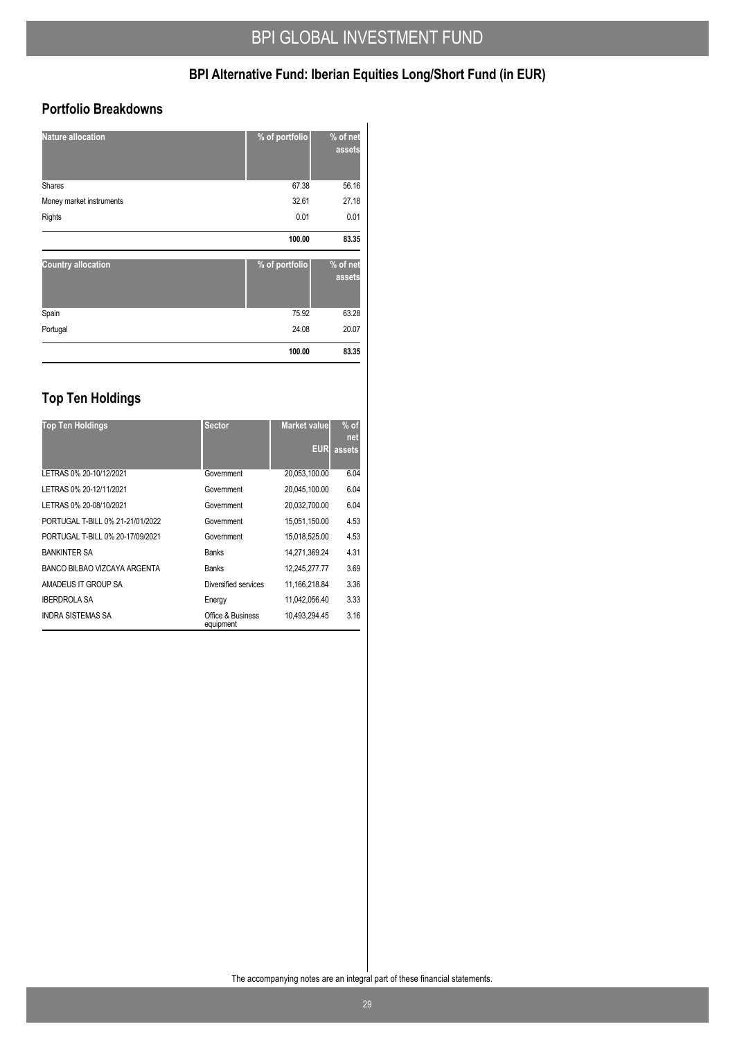## BPI Alternative Fund: Iberian Equities Long/Short Fund (in EUR)

### Portfolio Breakdowns

| Nature allocation | % of portfolio | % of net assets |
|---|---|---|
| Shares | 67.38 | 56.16 |
| Money market instruments | 32.61 | 27.18 |
| Rights | 0.01 | 0.01 |
| | **100.00** | **83.35** |

| Country allocation | % of portfolio | % of net assets |
|---|---|---|
| Spain | 75.92 | 63.28 |
| Portugal | 24.08 | 20.07 |
| | **100.00** | **83.35** |

### Top Ten Holdings

| Top Ten Holdings | Sector | Market value EUR | % of net assets |
|---|---|---|---|
| LETRAS 0% 20-10/12/2021 | Government | 20,053,100.00 | 6.04 |
| LETRAS 0% 20-12/11/2021 | Government | 20,045,100.00 | 6.04 |
| LETRAS 0% 20-08/10/2021 | Government | 20,032,700.00 | 6.04 |
| PORTUGAL T-BILL 0% 21-21/01/2022 | Government | 15,051,150.00 | 4.53 |
| PORTUGAL T-BILL 0% 20-17/09/2021 | Government | 15,018,525.00 | 4.53 |
| BANKINTER SA | Banks | 14,271,369.24 | 4.31 |
| BANCO BILBAO VIZCAYA ARGENTA | Banks | 12,245,277.77 | 3.69 |
| AMADEUS IT GROUP SA | Diversified services | 11,166,218.84 | 3.36 |
| IBERDROLA SA | Energy | 11,042,056.40 | 3.33 |
| INDRA SISTEMAS SA | Office & Business equipment | 10,493,294.45 | 3.16 |

The accompanying notes are an integral part of these financial statements.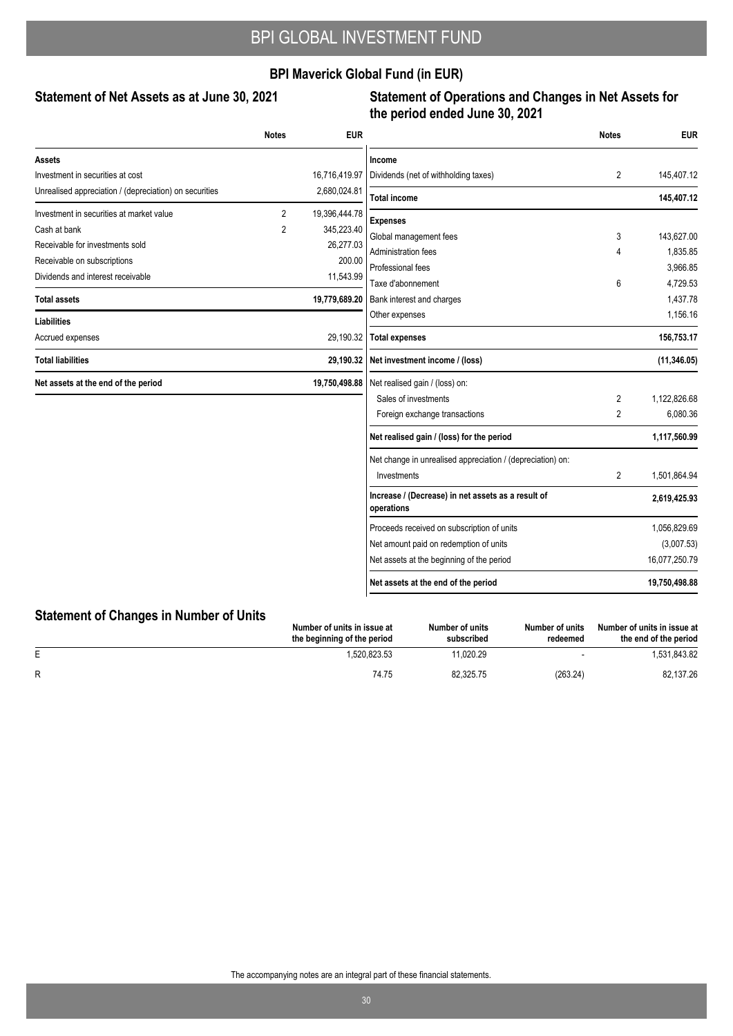# BPI GLOBAL INVESTMENT FUND

## BPI Maverick Global Fund (in EUR)

### Statement of Net Assets as at June 30, 2021

| | Notes | EUR |
|---|---|---|
| **Assets** | | |
| Investment in securities at cost | | 16,716,419.97 |
| Unrealised appreciation / (depreciation) on securities | | 2,680,024.81 |
| Investment in securities at market value | 2 | 19,396,444.78 |
| Cash at bank | 2 | 345,223.40 |
| Receivable for investments sold | | 26,277.03 |
| Receivable on subscriptions | | 200.00 |
| Dividends and interest receivable | | 11,543.99 |
| **Total assets** | | **19,779,689.20** |
| **Liabilities** | | |
| Accrued expenses | | 29,190.32 |
| **Total liabilities** | | **29,190.32** |
| **Net assets at the end of the period** | | **19,750,498.88** |

### Statement of Operations and Changes in Net Assets for the period ended June 30, 2021

| | Notes | EUR |
|---|---|---|
| **Income** | | |
| Dividends (net of withholding taxes) | 2 | 145,407.12 |
| **Total income** | | **145,407.12** |
| **Expenses** | | |
| Global management fees | 3 | 143,627.00 |
| Administration fees | 4 | 1,835.85 |
| Professional fees | | 3,966.85 |
| Taxe d'abonnement | 6 | 4,729.53 |
| Bank interest and charges | | 1,437.78 |
| Other expenses | | 1,156.16 |
| **Total expenses** | | **156,753.17** |
| **Net investment income / (loss)** | | **(11,346.05)** |
| Net realised gain / (loss) on: | | |
| Sales of investments | 2 | 1,122,826.68 |
| Foreign exchange transactions | 2 | 6,080.36 |
| **Net realised gain / (loss) for the period** | | **1,117,560.99** |
| Net change in unrealised appreciation / (depreciation) on: | | |
| Investments | 2 | 1,501,864.94 |
| **Increase / (Decrease) in net assets as a result of operations** | | **2,619,425.93** |
| Proceeds received on subscription of units | | 1,056,829.69 |
| Net amount paid on redemption of units | | (3,007.53) |
| Net assets at the beginning of the period | | 16,077,250.79 |
| **Net assets at the end of the period** | | **19,750,498.88** |

### Statement of Changes in Number of Units

| | Number of units in issue at the beginning of the period | Number of units subscribed | Number of units redeemed | Number of units in issue at the end of the period |
|---|---|---|---|---|
| E | 1,520,823.53 | 11,020.29 | - | 1,531,843.82 |
| R | 74.75 | 82,325.75 | (263.24) | 82,137.26 |

The accompanying notes are an integral part of these financial statements.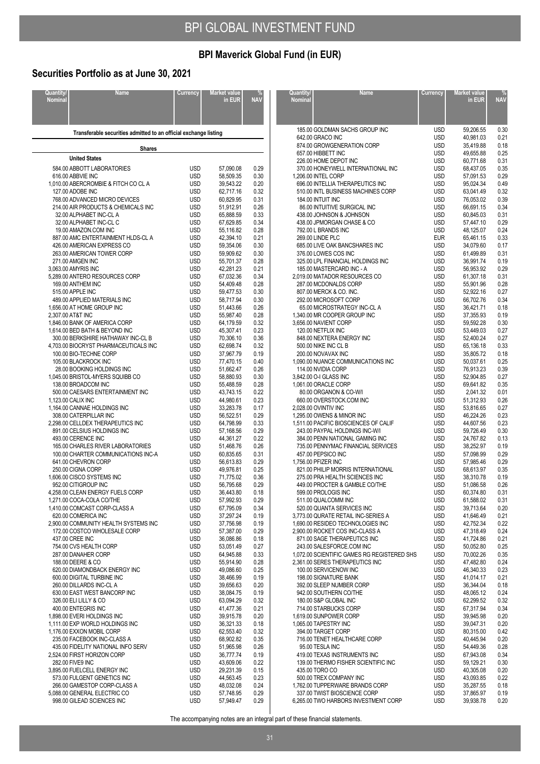# BPI GLOBAL INVESTMENT FUND

## BPI Maverick Global Fund (in EUR)

### Securities Portfolio as at June 30, 2021

| Quantity/ Nominal | Name | Currency | Market value in EUR | % NAV |
|---|---|---|---|---|
| | **Transferable securities admitted to an official exchange listing** | | | |
| | **Shares** | | | |
| | **United States** | | | |
| 584.00 | ABBOTT LABORATORIES | USD | 57,090.08 | 0.29 |
| 616.00 | ABBVIE INC | USD | 58,509.35 | 0.30 |
| 1,010.00 | ABERCROMBIE & FITCH CO CL A | USD | 39,543.22 | 0.20 |
| 127.00 | ADOBE INC | USD | 62,717.16 | 0.32 |
| 768.00 | ADVANCED MICRO DEVICES | USD | 60,829.95 | 0.31 |
| 214.00 | AIR PRODUCTS & CHEMICALS INC | USD | 51,912.91 | 0.26 |
| 32.00 | ALPHABET INC-CL A | USD | 65,888.59 | 0.33 |
| 32.00 | ALPHABET INC-CL C | USD | 67,629.85 | 0.34 |
| 19.00 | AMAZON.COM INC | USD | 55,116.82 | 0.28 |
| 887.00 | AMC ENTERTAINMENT HLDS-CL A | USD | 42,394.10 | 0.21 |
| 426.00 | AMERICAN EXPRESS CO | USD | 59,354.06 | 0.30 |
| 263.00 | AMERICAN TOWER CORP | USD | 59,909.62 | 0.30 |
| 271.00 | AMGEN INC | USD | 55,701.37 | 0.28 |
| 3,063.00 | AMYRIS INC | USD | 42,281.23 | 0.21 |
| 5,289.00 | ANTERO RESOURCES CORP | USD | 67,032.36 | 0.34 |
| 169.00 | ANTHEM INC | USD | 54,409.48 | 0.28 |
| 515.00 | APPLE INC | USD | 59,477.53 | 0.30 |
| 489.00 | APPLIED MATERIALS INC | USD | 58,717.94 | 0.30 |
| 1,656.00 | AT HOME GROUP INC | USD | 51,443.66 | 0.26 |
| 2,307.00 | AT&T INC | USD | 55,987.40 | 0.28 |
| 1,846.00 | BANK OF AMERICA CORP | USD | 64,179.59 | 0.32 |
| 1,614.00 | BED BATH & BEYOND INC | USD | 45,307.41 | 0.23 |
| 300.00 | BERKSHIRE HATHAWAY INC-CL B | USD | 70,306.10 | 0.36 |
| 4,703.00 | BIOCRYST PHARMACEUTICALS INC | USD | 62,698.74 | 0.32 |
| 100.00 | BIO-TECHNE CORP | USD | 37,967.79 | 0.19 |
| 105.00 | BLACKROCK INC | USD | 77,470.15 | 0.40 |
| 28.00 | BOOKING HOLDINGS INC | USD | 51,662.47 | 0.26 |
| 1,045.00 | BRISTOL-MYERS SQUIBB CO | USD | 58,880.93 | 0.30 |
| 138.00 | BROADCOM INC | USD | 55,488.59 | 0.28 |
| 500.00 | CAESARS ENTERTAINMENT INC | USD | 43,743.15 | 0.22 |
| 1,123.00 | CALIX INC | USD | 44,980.61 | 0.23 |
| 1,164.00 | CANNAE HOLDINGS INC | USD | 33,283.78 | 0.17 |
| 308.00 | CATERPILLAR INC | USD | 56,522.51 | 0.29 |
| 2,298.00 | CELLDEX THERAPEUTICS INC | USD | 64,798.99 | 0.33 |
| 891.00 | CELSIUS HOLDINGS INC | USD | 57,168.56 | 0.29 |
| 493.00 | CERENCE INC | USD | 44,361.27 | 0.22 |
| 165.00 | CHARLES RIVER LABORATORIES | USD | 51,468.76 | 0.26 |
| 100.00 | CHARTER COMMUNICATIONS INC-A | USD | 60,835.65 | 0.31 |
| 641.00 | CHEVRON CORP | USD | 56,613.83 | 0.29 |
| 250.00 | CIGNA CORP | USD | 49,976.81 | 0.25 |
| 1,606.00 | CISCO SYSTEMS INC | USD | 71,775.02 | 0.36 |
| 952.00 | CITIGROUP INC | USD | 56,795.68 | 0.29 |
| 4,258.00 | CLEAN ENERGY FUELS CORP | USD | 36,443.80 | 0.18 |
| 1,271.00 | COCA-COLA CO/THE | USD | 57,992.93 | 0.29 |
| 1,410.00 | COMCAST CORP-CLASS A | USD | 67,795.09 | 0.34 |
| 620.00 | COMERICA INC | USD | 37,297.24 | 0.19 |
| 2,900.00 | COMMUNITY HEALTH SYSTEMS INC | USD | 37,756.98 | 0.19 |
| 172.00 | COSTCO WHOLESALE CORP | USD | 57,387.00 | 0.29 |
| 437.00 | CREE INC | USD | 36,086.86 | 0.18 |
| 754.00 | CVS HEALTH CORP | USD | 53,051.49 | 0.27 |
| 287.00 | DANAHER CORP | USD | 64,945.88 | 0.33 |
| 188.00 | DEERE & CO | USD | 55,914.90 | 0.28 |
| 620.00 | DIAMONDBACK ENERGY INC | USD | 49,086.60 | 0.25 |
| 600.00 | DIGITAL TURBINE INC | USD | 38,466.99 | 0.19 |
| 260.00 | DILLARDS INC-CL A | USD | 39,656.63 | 0.20 |
| 630.00 | EAST WEST BANCORP INC | USD | 38,084.75 | 0.19 |
| 326.00 | ELI LILLY & CO | USD | 63,094.29 | 0.32 |
| 400.00 | ENTEGRIS INC | USD | 41,477.36 | 0.21 |
| 1,898.00 | EVERI HOLDINGS INC | USD | 39,915.78 | 0.20 |
| 1,111.00 | EXP WORLD HOLDINGS INC | USD | 36,321.33 | 0.18 |
| 1,176.00 | EXXON MOBIL CORP | USD | 62,553.40 | 0.32 |
| 235.00 | FACEBOOK INC-CLASS A | USD | 68,902.82 | 0.35 |
| 435.00 | FIDELITY NATIONAL INFO SERV | USD | 51,965.98 | 0.26 |
| 2,524.00 | FIRST HORIZON CORP | USD | 36,777.74 | 0.19 |
| 282.00 | FIVE9 INC | USD | 43,609.06 | 0.22 |
| 3,895.00 | FUELCELL ENERGY INC | USD | 29,231.39 | 0.15 |
| 573.00 | FULGENT GENETICS INC | USD | 44,563.45 | 0.23 |
| 266.00 | GAMESTOP CORP-CLASS A | USD | 48,032.08 | 0.24 |
| 5,088.00 | GENERAL ELECTRIC CO | USD | 57,748.95 | 0.29 |
| 998.00 | GILEAD SCIENCES INC | USD | 57,949.47 | 0.29 |
| 185.00 | GOLDMAN SACHS GROUP INC | USD | 59,206.55 | 0.30 |
| 642.00 | GRACO INC | USD | 40,981.03 | 0.21 |
| 874.00 | GROWGENERATION CORP | USD | 35,419.88 | 0.18 |
| 657.00 | HIBBETT INC | USD | 49,655.88 | 0.25 |
| 226.00 | HOME DEPOT INC | USD | 60,771.68 | 0.31 |
| 370.00 | HONEYWELL INTERNATIONAL INC | USD | 68,437.05 | 0.35 |
| 1,206.00 | INTEL CORP | USD | 57,091.53 | 0.29 |
| 696.00 | INTELLIA THERAPEUTICS INC | USD | 95,024.34 | 0.49 |
| 510.00 | INTL BUSINESS MACHINES CORP | USD | 63,041.49 | 0.32 |
| 184.00 | INTUIT INC | USD | 76,053.02 | 0.39 |
| 86.00 | INTUITIVE SURGICAL INC | USD | 66,691.15 | 0.34 |
| 438.00 | JOHNSON & JOHNSON | USD | 60,845.03 | 0.31 |
| 438.00 | JPMORGAN CHASE & CO | USD | 57,447.10 | 0.29 |
| 792.00 | L BRANDS INC | USD | 48,125.07 | 0.24 |
| 269.00 | LINDE PLC | EUR | 65,461.15 | 0.33 |
| 685.00 | LIVE OAK BANCSHARES INC | USD | 34,079.60 | 0.17 |
| 376.00 | LOWES COS INC | USD | 61,499.89 | 0.31 |
| 325.00 | LPL FINANCIAL HOLDINGS INC | USD | 36,991.74 | 0.19 |
| 185.00 | MASTERCARD INC - A | USD | 56,953.92 | 0.29 |
| 2,019.00 | MATADOR RESOURCES CO | USD | 61,307.18 | 0.31 |
| 287.00 | MCDONALDS CORP | USD | 55,901.96 | 0.28 |
| 807.00 | MERCK & CO. INC. | USD | 52,922.16 | 0.27 |
| 292.00 | MICROSOFT CORP | USD | 66,702.76 | 0.34 |
| 65.00 | MICROSTRATEGY INC-CL A | USD | 36,421.71 | 0.18 |
| 1,340.00 | MR COOPER GROUP INC | USD | 37,355.93 | 0.19 |
| 3,656.00 | NAVIENT CORP | USD | 59,592.28 | 0.30 |
| 120.00 | NETFLIX INC | USD | 53,449.03 | 0.27 |
| 848.00 | NEXTERA ENERGY INC | USD | 52,400.24 | 0.27 |
| 500.00 | NIKE INC CL B | USD | 65,136.18 | 0.33 |
| 200.00 | NOVAVAX INC | USD | 35,805.72 | 0.18 |
| 1,090.00 | NUANCE COMMUNICATIONS INC | USD | 50,037.61 | 0.25 |
| 114.00 | NVIDIA CORP | USD | 76,913.23 | 0.39 |
| 3,842.00 | O-I GLASS INC | USD | 52,904.85 | 0.27 |
| 1,061.00 | ORACLE CORP | USD | 69,641.82 | 0.35 |
| 80.00 | ORGANON & CO-W/I | USD | 2,041.32 | 0.01 |
| 660.00 | OVERSTOCK.COM INC | USD | 51,312.93 | 0.26 |
| 2,028.00 | OVINTIV INC | USD | 53,816.65 | 0.27 |
| 1,295.00 | OWENS & MINOR INC | USD | 46,224.26 | 0.23 |
| 1,511.00 | PACIFIC BIOSCIENCES OF CALIF | USD | 44,607.56 | 0.23 |
| 243.00 | PAYPAL HOLDINGS INC-W/I | USD | 59,726.49 | 0.30 |
| 384.00 | PENN NATIONAL GAMING INC | USD | 24,767.82 | 0.13 |
| 735.00 | PENNYMAC FINANCIAL SERVICES | USD | 38,252.97 | 0.19 |
| 457.00 | PEPSICO INC | USD | 57,098.99 | 0.29 |
| 1,756.00 | PFIZER INC | USD | 57,985.46 | 0.29 |
| 821.00 | PHILIP MORRIS INTERNATIONAL | USD | 68,613.97 | 0.35 |
| 275.00 | PRA HEALTH SCIENCES INC | USD | 38,310.78 | 0.19 |
| 449.00 | PROCTER & GAMBLE CO/THE | USD | 51,086.58 | 0.26 |
| 599.00 | PROLOGIS INC | USD | 60,374.80 | 0.31 |
| 511.00 | QUALCOMM INC | USD | 61,588.02 | 0.31 |
| 520.00 | QUANTA SERVICES INC | USD | 39,713.64 | 0.20 |
| 3,773.00 | QURATE RETAIL INC-SERIES A | USD | 41,646.49 | 0.21 |
| 1,690.00 | RESIDEO TECHNOLOGIES INC | USD | 42,752.34 | 0.22 |
| 2,900.00 | ROCKET COS INC-CLASS A | USD | 47,318.49 | 0.24 |
| 871.00 | SAGE THERAPEUTICS INC | USD | 41,724.86 | 0.21 |
| 243.00 | SALESFORCE.COM INC | USD | 50,052.80 | 0.25 |
| 1,072.00 | SCIENTIFIC GAMES RG REGISTERED SHS | USD | 70,002.26 | 0.35 |
| 2,361.00 | SERES THERAPEUTICS INC | USD | 47,482.80 | 0.24 |
| 100.00 | SERVICENOW INC | USD | 46,340.33 | 0.23 |
| 198.00 | SIGNATURE BANK | USD | 41,014.17 | 0.21 |
| 392.00 | SLEEP NUMBER CORP | USD | 36,344.04 | 0.18 |
| 942.00 | SOUTHERN CO/THE | USD | 48,065.12 | 0.24 |
| 180.00 | S&P GLOBAL INC | USD | 62,299.52 | 0.32 |
| 714.00 | STARBUCKS CORP | USD | 67,317.94 | 0.34 |
| 1,619.00 | SUNPOWER CORP | USD | 39,945.98 | 0.20 |
| 1,065.00 | TAPESTRY INC | USD | 39,047.31 | 0.20 |
| 394.00 | TARGET CORP | USD | 80,315.00 | 0.42 |
| 716.00 | TENET HEALTHCARE CORP | USD | 40,445.94 | 0.20 |
| 95.00 | TESLA INC | USD | 54,449.36 | 0.28 |
| 419.00 | TEXAS INSTRUMENTS INC | USD | 67,943.08 | 0.34 |
| 139.00 | THERMO FISHER SCIENTIFIC INC | USD | 59,129.21 | 0.30 |
| 435.00 | TORO CO | USD | 40,305.08 | 0.20 |
| 500.00 | TREX COMPANY INC | USD | 43,093.85 | 0.22 |
| 1,762.00 | TUPPERWARE BRANDS CORP | USD | 35,287.55 | 0.18 |
| 337.00 | TWIST BIOSCIENCE CORP | USD | 37,865.97 | 0.19 |
| 6,265.00 | TWO HARBORS INVESTMENT CORP | USD | 39,938.78 | 0.20 |

The accompanying notes are an integral part of these financial statements.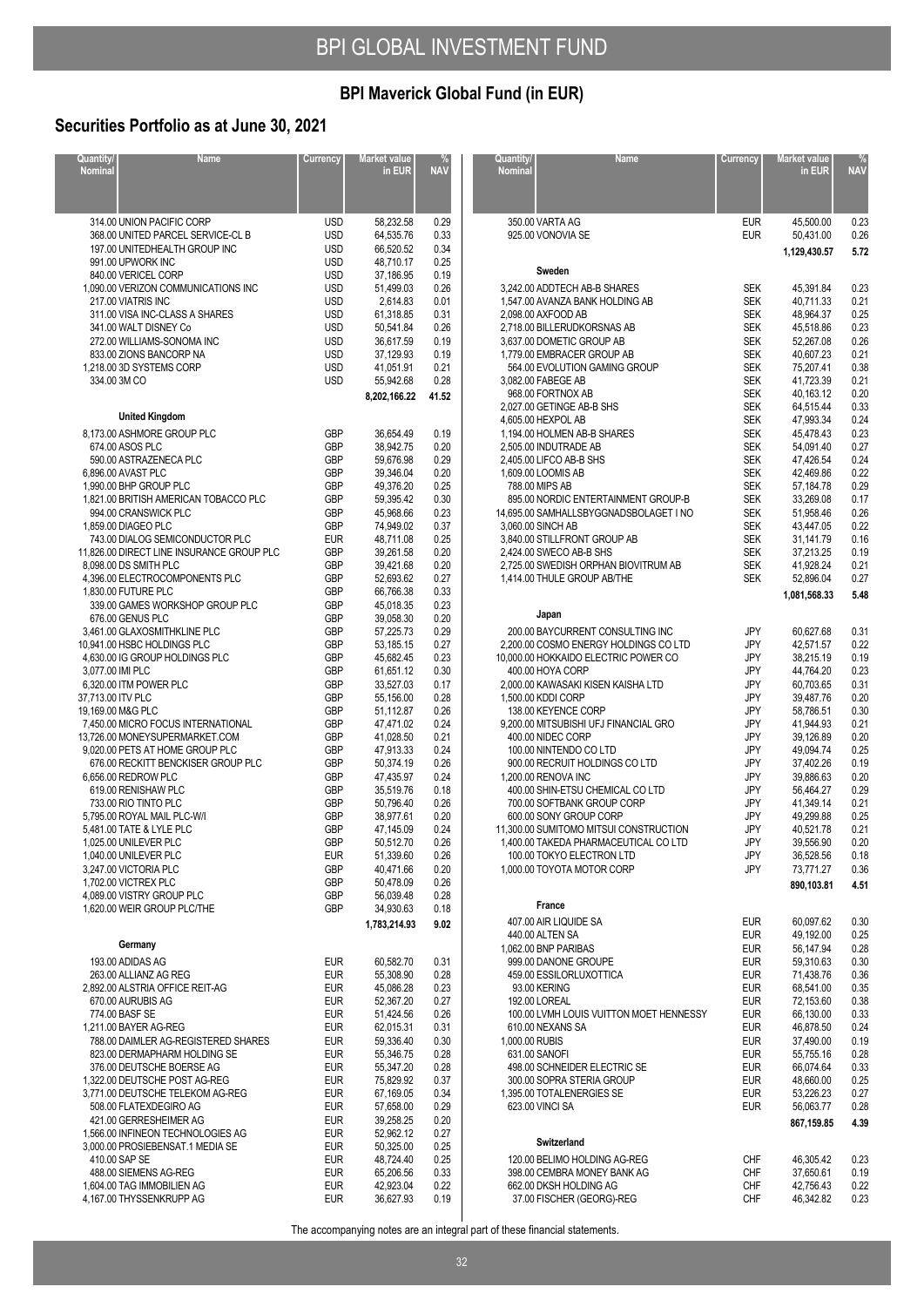# BPI GLOBAL INVESTMENT FUND

## BPI Maverick Global Fund (in EUR)

## Securities Portfolio as at June 30, 2021

| Quantity/ Nominal | Name | Currency | Market value in EUR | % NAV |
|---|---|---|---|---|
| 314.00 | UNION PACIFIC CORP | USD | 58,232.58 | 0.29 |
| 368.00 | UNITED PARCEL SERVICE-CL B | USD | 64,535.76 | 0.33 |
| 197.00 | UNITEDHEALTH GROUP INC | USD | 66,520.52 | 0.34 |
| 991.00 | UPWORK INC | USD | 48,710.17 | 0.25 |
| 840.00 | VERICEL CORP | USD | 37,186.95 | 0.19 |
| 1,090.00 | VERIZON COMMUNICATIONS INC | USD | 51,499.03 | 0.26 |
| 217.00 | VIATRIS INC | USD | 2,614.83 | 0.01 |
| 311.00 | VISA INC-CLASS A SHARES | USD | 61,318.85 | 0.31 |
| 341.00 | WALT DISNEY Co | USD | 50,541.84 | 0.26 |
| 272.00 | WILLIAMS-SONOMA INC | USD | 36,617.59 | 0.19 |
| 833.00 | ZIONS BANCORP NA | USD | 37,129.93 | 0.19 |
| 1,218.00 | 3D SYSTEMS CORP | USD | 41,051.91 | 0.21 |
| 334.00 | 3M CO | USD | 55,942.68 | 0.28 |
| | | | **8,202,166.22** | **41.52** |
| | **United Kingdom** | | | |
| 8,173.00 | ASHMORE GROUP PLC | GBP | 36,654.49 | 0.19 |
| 674.00 | ASOS PLC | GBP | 38,942.75 | 0.20 |
| 590.00 | ASTRAZENECA PLC | GBP | 59,676.98 | 0.29 |
| 6,896.00 | AVAST PLC | GBP | 39,346.04 | 0.20 |
| 1,990.00 | BHP GROUP PLC | GBP | 49,376.20 | 0.25 |
| 1,821.00 | BRITISH AMERICAN TOBACCO PLC | GBP | 59,395.42 | 0.30 |
| 994.00 | CRANSWICK PLC | GBP | 45,968.66 | 0.23 |
| 1,859.00 | DIAGEO PLC | GBP | 74,949.02 | 0.37 |
| 743.00 | DIALOG SEMICONDUCTOR PLC | EUR | 48,711.08 | 0.25 |
| 11,826.00 | DIRECT LINE INSURANCE GROUP PLC | GBP | 39,261.58 | 0.20 |
| 8,098.00 | DS SMITH PLC | GBP | 39,421.68 | 0.20 |
| 4,396.00 | ELECTROCOMPONENTS PLC | GBP | 52,693.62 | 0.27 |
| 1,830.00 | FUTURE PLC | GBP | 66,766.38 | 0.33 |
| 339.00 | GAMES WORKSHOP GROUP PLC | GBP | 45,018.35 | 0.23 |
| 676.00 | GENUS PLC | GBP | 39,058.30 | 0.20 |
| 3,461.00 | GLAXOSMITHKLINE PLC | GBP | 57,225.73 | 0.29 |
| 10,941.00 | HSBC HOLDINGS PLC | GBP | 53,185.15 | 0.27 |
| 4,630.00 | IG GROUP HOLDINGS PLC | GBP | 45,682.45 | 0.23 |
| 3,077.00 | IMI PLC | GBP | 61,651.12 | 0.30 |
| 6,320.00 | ITM POWER PLC | GBP | 33,527.03 | 0.17 |
| 37,713.00 | ITV PLC | GBP | 55,156.00 | 0.28 |
| 19,169.00 | M&G PLC | GBP | 51,112.87 | 0.26 |
| 7,450.00 | MICRO FOCUS INTERNATIONAL | GBP | 47,471.02 | 0.24 |
| 13,726.00 | MONEYSUPERMARKET.COM | GBP | 41,028.50 | 0.21 |
| 9,020.00 | PETS AT HOME GROUP PLC | GBP | 47,913.33 | 0.24 |
| 676.00 | RECKITT BENCKISER GROUP PLC | GBP | 50,374.19 | 0.26 |
| 6,656.00 | REDROW PLC | GBP | 47,435.97 | 0.24 |
| 619.00 | RENISHAW PLC | GBP | 35,519.76 | 0.18 |
| 733.00 | RIO TINTO PLC | GBP | 50,796.40 | 0.26 |
| 5,795.00 | ROYAL MAIL PLC-W/I | GBP | 38,977.61 | 0.20 |
| 5,481.00 | TATE & LYLE PLC | GBP | 47,145.09 | 0.24 |
| 1,025.00 | UNILEVER PLC | GBP | 50,512.70 | 0.26 |
| 1,040.00 | UNILEVER PLC | EUR | 51,339.60 | 0.26 |
| 3,247.00 | VICTORIA PLC | GBP | 40,471.66 | 0.20 |
| 1,702.00 | VICTREX PLC | GBP | 50,478.09 | 0.26 |
| 4,089.00 | VISTRY GROUP PLC | GBP | 56,039.48 | 0.28 |
| 1,620.00 | WEIR GROUP PLC/THE | GBP | 34,930.63 | 0.18 |
| | | | **1,783,214.93** | **9.02** |
| | **Germany** | | | |
| 193.00 | ADIDAS AG | EUR | 60,582.70 | 0.31 |
| 263.00 | ALLIANZ AG REG | EUR | 55,308.90 | 0.28 |
| 2,892.00 | ALSTRIA OFFICE REIT-AG | EUR | 45,086.28 | 0.23 |
| 670.00 | AURUBIS AG | EUR | 52,367.20 | 0.27 |
| 774.00 | BASF SE | EUR | 51,424.56 | 0.26 |
| 1,211.00 | BAYER AG-REG | EUR | 62,015.31 | 0.31 |
| 788.00 | DAIMLER AG-REGISTERED SHARES | EUR | 59,336.40 | 0.30 |
| 823.00 | DERMAPHARM HOLDING SE | EUR | 55,346.75 | 0.28 |
| 376.00 | DEUTSCHE BOERSE AG | EUR | 55,347.20 | 0.28 |
| 1,322.00 | DEUTSCHE POST AG-REG | EUR | 75,829.92 | 0.37 |
| 3,771.00 | DEUTSCHE TELEKOM AG-REG | EUR | 67,169.05 | 0.34 |
| 508.00 | FLATEXDEGIRO AG | EUR | 57,658.00 | 0.29 |
| 421.00 | GERRESHEIMER AG | EUR | 39,258.25 | 0.20 |
| 1,566.00 | INFINEON TECHNOLOGIES AG | EUR | 52,962.12 | 0.27 |
| 3,000.00 | PROSIEBENSAT.1 MEDIA SE | EUR | 50,325.00 | 0.25 |
| 410.00 | SAP SE | EUR | 48,724.40 | 0.25 |
| 488.00 | SIEMENS AG-REG | EUR | 65,206.56 | 0.33 |
| 1,604.00 | TAG IMMOBILIEN AG | EUR | 42,923.04 | 0.22 |
| 4,167.00 | THYSSENKRUPP AG | EUR | 36,627.93 | 0.19 |
| 350.00 | VARTA AG | EUR | 45,500.00 | 0.23 |
| 925.00 | VONOVIA SE | EUR | 50,431.00 | 0.26 |
| | | | **1,129,430.57** | **5.72** |
| | **Sweden** | | | |
| 3,242.00 | ADDTECH AB-B SHARES | SEK | 45,391.84 | 0.23 |
| 1,547.00 | AVANZA BANK HOLDING AB | SEK | 40,711.33 | 0.21 |
| 2,098.00 | AXFOOD AB | SEK | 48,964.37 | 0.25 |
| 2,718.00 | BILLERUDKORSNAS AB | SEK | 45,518.86 | 0.23 |
| 3,637.00 | DOMETIC GROUP AB | SEK | 52,267.08 | 0.26 |
| 1,779.00 | EMBRACER GROUP AB | SEK | 40,607.23 | 0.21 |
| 564.00 | EVOLUTION GAMING GROUP | SEK | 75,201.41 | 0.38 |
| 3,082.00 | FABEGE AB | SEK | 41,723.39 | 0.21 |
| 968.00 | FORTNOX AB | SEK | 40,163.12 | 0.20 |
| 2,027.00 | GETINGE AB-B SHS | SEK | 64,515.44 | 0.33 |
| 4,605.00 | HEXPOL AB | SEK | 47,993.34 | 0.24 |
| 1,194.00 | HOLMEN AB-B SHARES | SEK | 45,478.43 | 0.23 |
| 2,505.00 | INDUTRADE AB | SEK | 54,091.40 | 0.27 |
| 2,405.00 | LIFCO AB-B SHS | SEK | 47,426.54 | 0.24 |
| 1,609.00 | LOOMIS AB | SEK | 42,469.86 | 0.22 |
| 788.00 | MIPS AB | SEK | 57,184.78 | 0.29 |
| 895.00 | NORDIC ENTERTAINMENT GROUP-B | SEK | 33,269.08 | 0.17 |
| 14,695.00 | SAMHALLSBYGGNADSBOLAGET I NO | SEK | 51,958.46 | 0.26 |
| 3,060.00 | SINCH AB | SEK | 43,447.05 | 0.22 |
| 3,840.00 | STILLFRONT GROUP AB | SEK | 31,141.79 | 0.16 |
| 2,424.00 | SWECO AB-B SHS | SEK | 37,213.25 | 0.19 |
| 2,725.00 | SWEDISH ORPHAN BIOVITRUM AB | SEK | 41,928.24 | 0.21 |
| 1,414.00 | THULE GROUP AB/THE | SEK | 52,896.04 | 0.27 |
| | | | **1,081,568.33** | **5.48** |
| | **Japan** | | | |
| 200.00 | BAYCURRENT CONSULTING INC | JPY | 60,627.68 | 0.31 |
| 2,200.00 | COSMO ENERGY HOLDINGS CO LTD | JPY | 42,571.57 | 0.22 |
| 10,000.00 | HOKKAIDO ELECTRIC POWER CO | JPY | 38,215.19 | 0.19 |
| 400.00 | HOYA CORP | JPY | 44,764.20 | 0.23 |
| 2,000.00 | KAWASAKI KISEN KAISHA LTD | JPY | 60,703.65 | 0.31 |
| 1,500.00 | KDDI CORP | JPY | 39,487.76 | 0.20 |
| 138.00 | KEYENCE CORP | JPY | 58,786.51 | 0.30 |
| 9,200.00 | MITSUBISHI UFJ FINANCIAL GRO | JPY | 41,944.93 | 0.21 |
| 400.00 | NIDEC CORP | JPY | 39,126.89 | 0.20 |
| 100.00 | NINTENDO CO LTD | JPY | 49,094.74 | 0.25 |
| 900.00 | RECRUIT HOLDINGS CO LTD | JPY | 37,402.26 | 0.19 |
| 1,200.00 | RENOVA INC | JPY | 39,886.63 | 0.20 |
| 400.00 | SHIN-ETSU CHEMICAL CO LTD | JPY | 56,464.27 | 0.29 |
| 700.00 | SOFTBANK GROUP CORP | JPY | 41,349.14 | 0.21 |
| 600.00 | SONY GROUP CORP | JPY | 49,299.88 | 0.25 |
| 11,300.00 | SUMITOMO MITSUI CONSTRUCTION | JPY | 40,521.78 | 0.21 |
| 1,400.00 | TAKEDA PHARMACEUTICAL CO LTD | JPY | 39,556.90 | 0.20 |
| 100.00 | TOKYO ELECTRON LTD | JPY | 36,528.56 | 0.18 |
| 1,000.00 | TOYOTA MOTOR CORP | JPY | 73,771.27 | 0.36 |
| | | | **890,103.81** | **4.51** |
| | **France** | | | |
| 407.00 | AIR LIQUIDE SA | EUR | 60,097.62 | 0.30 |
| 440.00 | ALTEN SA | EUR | 49,192.00 | 0.25 |
| 1,062.00 | BNP PARIBAS | EUR | 56,147.94 | 0.28 |
| 999.00 | DANONE GROUPE | EUR | 59,310.63 | 0.30 |
| 459.00 | ESSILORLUXOTTICA | EUR | 71,438.76 | 0.36 |
| 93.00 | KERING | EUR | 68,541.00 | 0.35 |
| 192.00 | LOREAL | EUR | 72,153.60 | 0.38 |
| 100.00 | LVMH LOUIS VUITTON MOET HENNESSY | EUR | 66,130.00 | 0.33 |
| 610.00 | NEXANS SA | EUR | 46,878.50 | 0.24 |
| 1,000.00 | RUBIS | EUR | 37,490.00 | 0.19 |
| 631.00 | SANOFI | EUR | 55,755.16 | 0.28 |
| 498.00 | SCHNEIDER ELECTRIC SE | EUR | 66,074.64 | 0.33 |
| 300.00 | SOPRA STERIA GROUP | EUR | 48,660.00 | 0.25 |
| 1,395.00 | TOTALENERGIES SE | EUR | 53,226.23 | 0.27 |
| 623.00 | VINCI SA | EUR | 56,063.77 | 0.28 |
| | | | **867,159.85** | **4.39** |
| | **Switzerland** | | | |
| 120.00 | BELIMO HOLDING AG-REG | CHF | 46,305.42 | 0.23 |
| 398.00 | CEMBRA MONEY BANK AG | CHF | 37,650.61 | 0.19 |
| 662.00 | DKSH HOLDING AG | CHF | 42,756.43 | 0.22 |
| 37.00 | FISCHER (GEORG)-REG | CHF | 46,342.82 | 0.23 |

The accompanying notes are an integral part of these financial statements.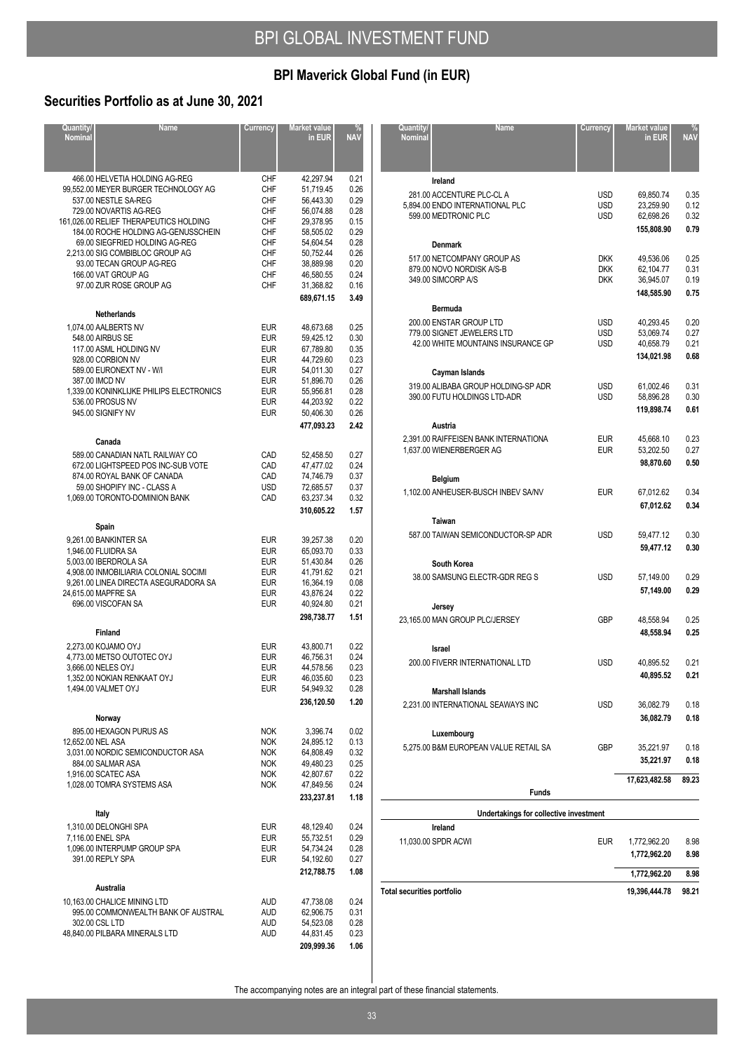# BPI GLOBAL INVESTMENT FUND

## BPI Maverick Global Fund (in EUR)

## Securities Portfolio as at June 30, 2021

| Quantity/ Nominal | Name | Currency | Market value in EUR | % NAV |
|---|---|---|---|---|
| 466.00 | HELVETIA HOLDING AG-REG | CHF | 42,297.94 | 0.21 |
| 99,552.00 | MEYER BURGER TECHNOLOGY AG | CHF | 51,719.45 | 0.26 |
| 537.00 | NESTLE SA-REG | CHF | 56,443.30 | 0.29 |
| 729.00 | NOVARTIS AG-REG | CHF | 56,074.88 | 0.28 |
| 161,026.00 | RELIEF THERAPEUTICS HOLDING | CHF | 29,378.95 | 0.15 |
| 184.00 | ROCHE HOLDING AG-GENUSSCHEIN | CHF | 58,505.02 | 0.29 |
| 69.00 | SIEGFRIED HOLDING AG-REG | CHF | 54,604.54 | 0.28 |
| 2,213.00 | SIG COMBIBLOC GROUP AG | CHF | 50,752.44 | 0.26 |
| 93.00 | TECAN GROUP AG-REG | CHF | 38,889.98 | 0.20 |
| 166.00 | VAT GROUP AG | CHF | 46,580.55 | 0.24 |
| 97.00 | ZUR ROSE GROUP AG | CHF | 31,368.82 | 0.16 |
| | | | **689,671.15** | **3.49** |
| | **Netherlands** | | | |
| 1,074.00 | AALBERTS NV | EUR | 48,673.68 | 0.25 |
| 548.00 | AIRBUS SE | EUR | 59,425.12 | 0.30 |
| 117.00 | ASML HOLDING NV | EUR | 67,789.80 | 0.35 |
| 928.00 | CORBION NV | EUR | 44,729.60 | 0.23 |
| 589.00 | EURONEXT NV - W/I | EUR | 54,011.30 | 0.27 |
| 387.00 | IMCD NV | EUR | 51,896.70 | 0.26 |
| 1,339.00 | KONINKLIJKE PHILIPS ELECTRONICS | EUR | 55,956.81 | 0.28 |
| 536.00 | PROSUS NV | EUR | 44,203.92 | 0.22 |
| 945.00 | SIGNIFY NV | EUR | 50,406.30 | 0.26 |
| | | | **477,093.23** | **2.42** |
| | **Canada** | | | |
| 589.00 | CANADIAN NATL RAILWAY CO | CAD | 52,458.50 | 0.27 |
| 672.00 | LIGHTSPEED POS INC-SUB VOTE | CAD | 47,477.02 | 0.24 |
| 874.00 | ROYAL BANK OF CANADA | CAD | 74,746.79 | 0.37 |
| 59.00 | SHOPIFY INC - CLASS A | USD | 72,685.57 | 0.37 |
| 1,069.00 | TORONTO-DOMINION BANK | CAD | 63,237.34 | 0.32 |
| | | | **310,605.22** | **1.57** |
| | **Spain** | | | |
| 9,261.00 | BANKINTER SA | EUR | 39,257.38 | 0.20 |
| 1,946.00 | FLUIDRA SA | EUR | 65,093.70 | 0.33 |
| 5,003.00 | IBERDROLA SA | EUR | 51,430.84 | 0.26 |
| 4,908.00 | INMOBILIARIA COLONIAL SOCIMI | EUR | 41,791.62 | 0.21 |
| 9,261.00 | LINEA DIRECTA ASEGURADORA SA | EUR | 16,364.19 | 0.08 |
| 24,615.00 | MAPFRE SA | EUR | 43,876.24 | 0.22 |
| 696.00 | VISCOFAN SA | EUR | 40,924.80 | 0.21 |
| | | | **298,738.77** | **1.51** |
| | **Finland** | | | |
| 2,273.00 | KOJAMO OYJ | EUR | 43,800.71 | 0.22 |
| 4,773.00 | METSO OUTOTEC OYJ | EUR | 46,756.31 | 0.24 |
| 3,666.00 | NELES OYJ | EUR | 44,578.56 | 0.23 |
| 1,352.00 | NOKIAN RENKAAT OYJ | EUR | 46,035.60 | 0.23 |
| 1,494.00 | VALMET OYJ | EUR | 54,949.32 | 0.28 |
| | | | **236,120.50** | **1.20** |
| | **Norway** | | | |
| 895.00 | HEXAGON PURUS AS | NOK | 3,396.74 | 0.02 |
| 12,652.00 | NEL ASA | NOK | 24,895.12 | 0.13 |
| 3,031.00 | NORDIC SEMICONDUCTOR ASA | NOK | 64,808.49 | 0.32 |
| 884.00 | SALMAR ASA | NOK | 49,480.23 | 0.25 |
| 1,916.00 | SCATEC ASA | NOK | 42,807.67 | 0.22 |
| 1,028.00 | TOMRA SYSTEMS ASA | NOK | 47,849.56 | 0.24 |
| | | | **233,237.81** | **1.18** |
| | **Italy** | | | |
| 1,310.00 | DELONGHI SPA | EUR | 48,129.40 | 0.24 |
| 7,116.00 | ENEL SPA | EUR | 55,732.51 | 0.29 |
| 1,096.00 | INTERPUMP GROUP SPA | EUR | 54,734.24 | 0.28 |
| 391.00 | REPLY SPA | EUR | 54,192.60 | 0.27 |
| | | | **212,788.75** | **1.08** |
| | **Australia** | | | |
| 10,163.00 | CHALICE MINING LTD | AUD | 47,738.08 | 0.24 |
| 995.00 | COMMONWEALTH BANK OF AUSTRAL | AUD | 62,906.75 | 0.31 |
| 302.00 | CSL LTD | AUD | 54,523.08 | 0.28 |
| 48,840.00 | PILBARA MINERALS LTD | AUD | 44,831.45 | 0.23 |
| | | | **209,999.36** | **1.06** |
| | **Ireland** | | | |
| 281.00 | ACCENTURE PLC-CL A | USD | 69,850.74 | 0.35 |
| 5,894.00 | ENDO INTERNATIONAL PLC | USD | 23,259.90 | 0.12 |
| 599.00 | MEDTRONIC PLC | USD | 62,698.26 | 0.32 |
| | | | **155,808.90** | **0.79** |
| | **Denmark** | | | |
| 517.00 | NETCOMPANY GROUP AS | DKK | 49,536.06 | 0.25 |
| 879.00 | NOVO NORDISK A/S-B | DKK | 62,104.77 | 0.31 |
| 349.00 | SIMCORP A/S | DKK | 36,945.07 | 0.19 |
| | | | **148,585.90** | **0.75** |
| | **Bermuda** | | | |
| 200.00 | ENSTAR GROUP LTD | USD | 40,293.45 | 0.20 |
| 779.00 | SIGNET JEWELERS LTD | USD | 53,069.74 | 0.27 |
| 42.00 | WHITE MOUNTAINS INSURANCE GP | USD | 40,658.79 | 0.21 |
| | | | **134,021.98** | **0.68** |
| | **Cayman Islands** | | | |
| 319.00 | ALIBABA GROUP HOLDING-SP ADR | USD | 61,002.46 | 0.31 |
| 390.00 | FUTU HOLDINGS LTD-ADR | USD | 58,896.28 | 0.30 |
| | | | **119,898.74** | **0.61** |
| | **Austria** | | | |
| 2,391.00 | RAIFFEISEN BANK INTERNATIONA | EUR | 45,668.10 | 0.23 |
| 1,637.00 | WIENERBERGER AG | EUR | 53,202.50 | 0.27 |
| | | | **98,870.60** | **0.50** |
| | **Belgium** | | | |
| 1,102.00 | ANHEUSER-BUSCH INBEV SA/NV | EUR | 67,012.62 | 0.34 |
| | | | **67,012.62** | **0.34** |
| | **Taiwan** | | | |
| 587.00 | TAIWAN SEMICONDUCTOR-SP ADR | USD | 59,477.12 | 0.30 |
| | | | **59,477.12** | **0.30** |
| | **South Korea** | | | |
| 38.00 | SAMSUNG ELECTR-GDR REG S | USD | 57,149.00 | 0.29 |
| | | | **57,149.00** | **0.29** |
| | **Jersey** | | | |
| 23,165.00 | MAN GROUP PLC/JERSEY | GBP | 48,558.94 | 0.25 |
| | | | **48,558.94** | **0.25** |
| | **Israel** | | | |
| 200.00 | FIVERR INTERNATIONAL LTD | USD | 40,895.52 | 0.21 |
| | | | **40,895.52** | **0.21** |
| | **Marshall Islands** | | | |
| 2,231.00 | INTERNATIONAL SEAWAYS INC | USD | 36,082.79 | 0.18 |
| | | | **36,082.79** | **0.18** |
| | **Luxembourg** | | | |
| 5,275.00 | B&M EUROPEAN VALUE RETAIL SA | GBP | 35,221.97 | 0.18 |
| | | | **35,221.97** | **0.18** |
| | | | **17,623,482.58** | **89.23** |
| | **Funds** | | | |
| | **Undertakings for collective investment** | | | |
| | **Ireland** | | | |
| 11,030.00 | SPDR ACWI | EUR | 1,772,962.20 | 8.98 |
| | | | **1,772,962.20** | **8.98** |
| | | | **1,772,962.20** | **8.98** |
| **Total securities portfolio** | | | **19,396,444.78** | **98.21** |

The accompanying notes are an integral part of these financial statements.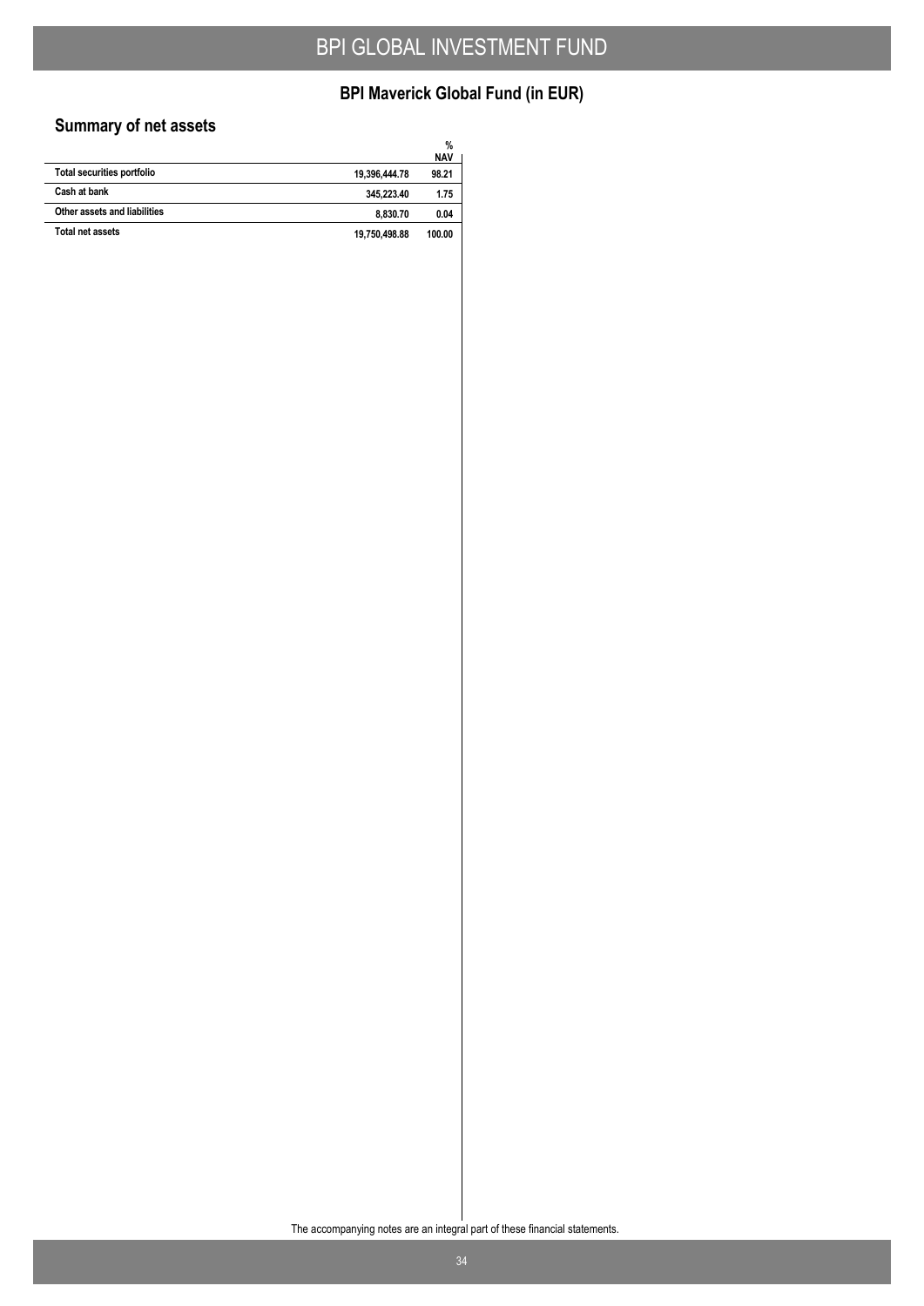# BPI Maverick Global Fund (in EUR)

## Summary of net assets

| | | % NAV |
|---|---|---|
| **Total securities portfolio** | **19,396,444.78** | **98.21** |
| **Cash at bank** | **345,223.40** | **1.75** |
| **Other assets and liabilities** | **8,830.70** | **0.04** |
| **Total net assets** | **19,750,498.88** | **100.00** |

The accompanying notes are an integral part of these financial statements.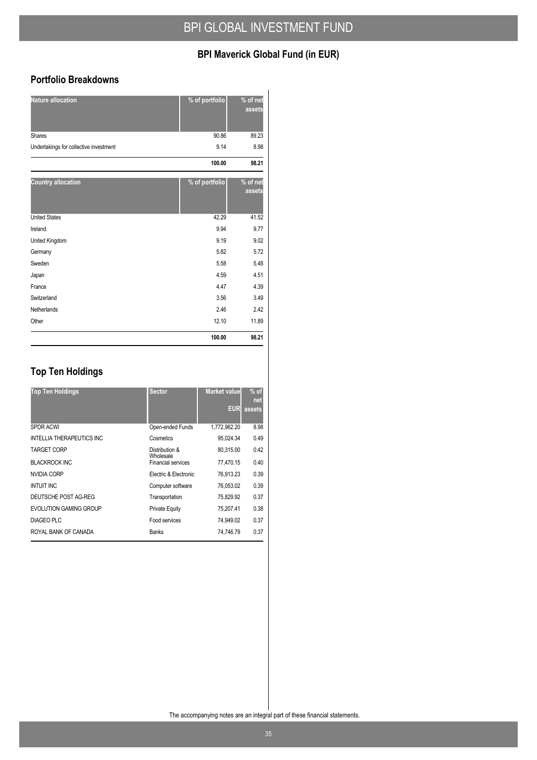# BPI GLOBAL INVESTMENT FUND

## BPI Maverick Global Fund (in EUR)

### Portfolio Breakdowns

| Nature allocation | % of portfolio | % of net assets |
|---|---|---|
| Shares | 90.86 | 89.23 |
| Undertakings for collective investment | 9.14 | 8.98 |
| | **100.00** | **98.21** |

| Country allocation | % of portfolio | % of net assets |
|---|---|---|
| United States | 42.29 | 41.52 |
| Ireland | 9.94 | 9.77 |
| United Kingdom | 9.19 | 9.02 |
| Germany | 5.82 | 5.72 |
| Sweden | 5.58 | 5.48 |
| Japan | 4.59 | 4.51 |
| France | 4.47 | 4.39 |
| Switzerland | 3.56 | 3.49 |
| Netherlands | 2.46 | 2.42 |
| Other | 12.10 | 11.89 |
| | **100.00** | **98.21** |

### Top Ten Holdings

| Top Ten Holdings | Sector | Market value EUR | % of net assets |
|---|---|---|---|
| SPDR ACWI | Open-ended Funds | 1,772,962.20 | 8.98 |
| INTELLIA THERAPEUTICS INC | Cosmetics | 95,024.34 | 0.49 |
| TARGET CORP | Distribution & Wholesale | 80,315.00 | 0.42 |
| BLACKROCK INC | Financial services | 77,470.15 | 0.40 |
| NVIDIA CORP | Electric & Electronic | 76,913.23 | 0.39 |
| INTUIT INC | Computer software | 76,053.02 | 0.39 |
| DEUTSCHE POST AG-REG | Transportation | 75,829.92 | 0.37 |
| EVOLUTION GAMING GROUP | Private Equity | 75,207.41 | 0.38 |
| DIAGEO PLC | Food services | 74,949.02 | 0.37 |
| ROYAL BANK OF CANADA | Banks | 74,746.79 | 0.37 |

The accompanying notes are an integral part of these financial statements.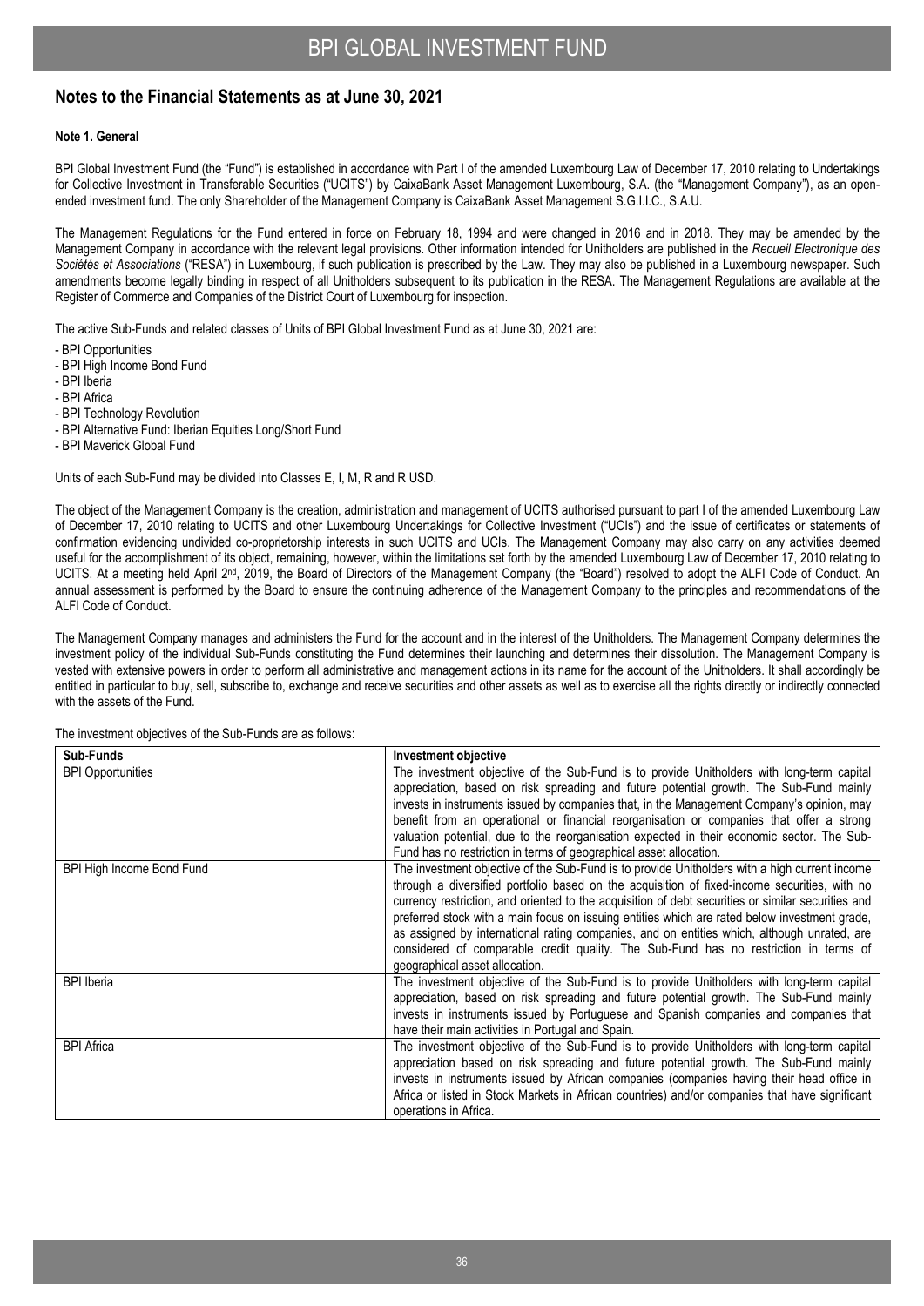## Notes to the Financial Statements as at June 30, 2021

### Note 1. General

BPI Global Investment Fund (the "Fund") is established in accordance with Part I of the amended Luxembourg Law of December 17, 2010 relating to Undertakings for Collective Investment in Transferable Securities ("UCITS") by CaixaBank Asset Management Luxembourg, S.A. (the "Management Company"), as an open-ended investment fund. The only Shareholder of the Management Company is CaixaBank Asset Management S.G.I.I.C., S.A.U.

The Management Regulations for the Fund entered in force on February 18, 1994 and were changed in 2016 and in 2018. They may be amended by the Management Company in accordance with the relevant legal provisions. Other information intended for Unitholders are published in the *Recueil Electronique des Sociétés et Associations* ("RESA") in Luxembourg, if such publication is prescribed by the Law. They may also be published in a Luxembourg newspaper. Such amendments become legally binding in respect of all Unitholders subsequent to its publication in the RESA. The Management Regulations are available at the Register of Commerce and Companies of the District Court of Luxembourg for inspection.

The active Sub-Funds and related classes of Units of BPI Global Investment Fund as at June 30, 2021 are:

- BPI Opportunities
- BPI High Income Bond Fund
- BPI Iberia
- BPI Africa
- BPI Technology Revolution
- BPI Alternative Fund: Iberian Equities Long/Short Fund
- BPI Maverick Global Fund

Units of each Sub-Fund may be divided into Classes E, I, M, R and R USD.

The object of the Management Company is the creation, administration and management of UCITS authorised pursuant to part I of the amended Luxembourg Law of December 17, 2010 relating to UCITS and other Luxembourg Undertakings for Collective Investment ("UCIs") and the issue of certificates or statements of confirmation evidencing undivided co-proprietorship interests in such UCITS and UCIs. The Management Company may also carry on any activities deemed useful for the accomplishment of its object, remaining, however, within the limitations set forth by the amended Luxembourg Law of December 17, 2010 relating to UCITS. At a meeting held April 2nd, 2019, the Board of Directors of the Management Company (the "Board") resolved to adopt the ALFI Code of Conduct. An annual assessment is performed by the Board to ensure the continuing adherence of the Management Company to the principles and recommendations of the ALFI Code of Conduct.

The Management Company manages and administers the Fund for the account and in the interest of the Unitholders. The Management Company determines the investment policy of the individual Sub-Funds constituting the Fund determines their launching and determines their dissolution. The Management Company is vested with extensive powers in order to perform all administrative and management actions in its name for the account of the Unitholders. It shall accordingly be entitled in particular to buy, sell, subscribe to, exchange and receive securities and other assets as well as to exercise all the rights directly or indirectly connected with the assets of the Fund.

The investment objectives of the Sub-Funds are as follows:

| Sub-Funds | Investment objective |
|---|---|
| BPI Opportunities | The investment objective of the Sub-Fund is to provide Unitholders with long-term capital appreciation, based on risk spreading and future potential growth. The Sub-Fund mainly invests in instruments issued by companies that, in the Management Company's opinion, may benefit from an operational or financial reorganisation or companies that offer a strong valuation potential, due to the reorganisation expected in their economic sector. The Sub-Fund has no restriction in terms of geographical asset allocation. |
| BPI High Income Bond Fund | The investment objective of the Sub-Fund is to provide Unitholders with a high current income through a diversified portfolio based on the acquisition of fixed-income securities, with no currency restriction, and oriented to the acquisition of debt securities or similar securities and preferred stock with a main focus on issuing entities which are rated below investment grade, as assigned by international rating companies, and on entities which, although unrated, are considered of comparable credit quality. The Sub-Fund has no restriction in terms of geographical asset allocation. |
| BPI Iberia | The investment objective of the Sub-Fund is to provide Unitholders with long-term capital appreciation, based on risk spreading and future potential growth. The Sub-Fund mainly invests in instruments issued by Portuguese and Spanish companies and companies that have their main activities in Portugal and Spain. |
| BPI Africa | The investment objective of the Sub-Fund is to provide Unitholders with long-term capital appreciation based on risk spreading and future potential growth. The Sub-Fund mainly invests in instruments issued by African companies (companies having their head office in Africa or listed in Stock Markets in African countries) and/or companies that have significant operations in Africa. |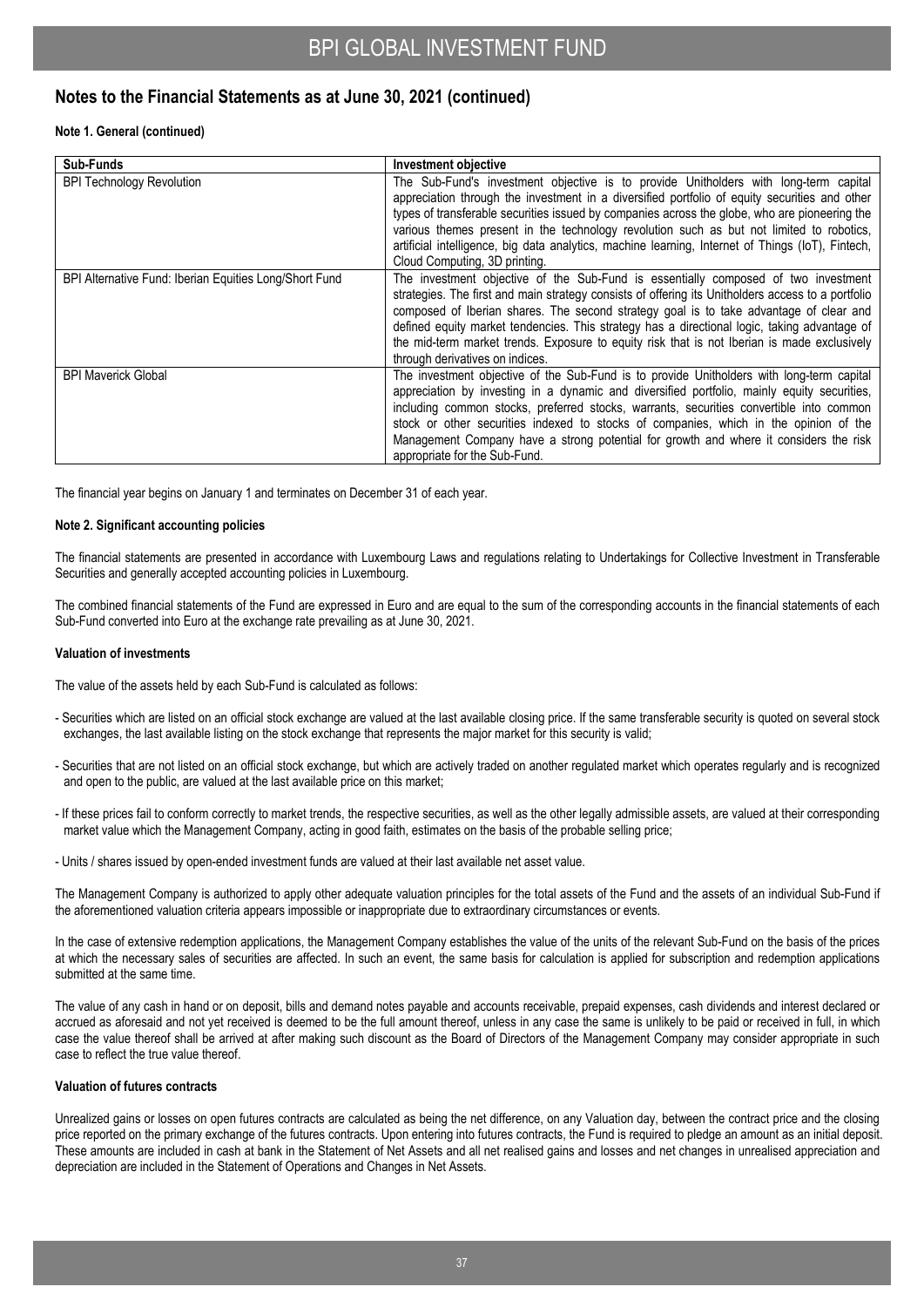## Notes to the Financial Statements as at June 30, 2021 (continued)

**Note 1. General (continued)**

| Sub-Funds | Investment objective |
|---|---|
| BPI Technology Revolution | The Sub-Fund's investment objective is to provide Unitholders with long-term capital appreciation through the investment in a diversified portfolio of equity securities and other types of transferable securities issued by companies across the globe, who are pioneering the various themes present in the technology revolution such as but not limited to robotics, artificial intelligence, big data analytics, machine learning, Internet of Things (IoT), Fintech, Cloud Computing, 3D printing. |
| BPI Alternative Fund: Iberian Equities Long/Short Fund | The investment objective of the Sub-Fund is essentially composed of two investment strategies. The first and main strategy consists of offering its Unitholders access to a portfolio composed of Iberian shares. The second strategy goal is to take advantage of clear and defined equity market tendencies. This strategy has a directional logic, taking advantage of the mid-term market trends. Exposure to equity risk that is not Iberian is made exclusively through derivatives on indices. |
| BPI Maverick Global | The investment objective of the Sub-Fund is to provide Unitholders with long-term capital appreciation by investing in a dynamic and diversified portfolio, mainly equity securities, including common stocks, preferred stocks, warrants, securities convertible into common stock or other securities indexed to stocks of companies, which in the opinion of the Management Company have a strong potential for growth and where it considers the risk appropriate for the Sub-Fund. |

The financial year begins on January 1 and terminates on December 31 of each year.

**Note 2. Significant accounting policies**

The financial statements are presented in accordance with Luxembourg Laws and regulations relating to Undertakings for Collective Investment in Transferable Securities and generally accepted accounting policies in Luxembourg.

The combined financial statements of the Fund are expressed in Euro and are equal to the sum of the corresponding accounts in the financial statements of each Sub-Fund converted into Euro at the exchange rate prevailing as at June 30, 2021.

**Valuation of investments**

The value of the assets held by each Sub-Fund is calculated as follows:

- Securities which are listed on an official stock exchange are valued at the last available closing price. If the same transferable security is quoted on several stock exchanges, the last available listing on the stock exchange that represents the major market for this security is valid;
- Securities that are not listed on an official stock exchange, but which are actively traded on another regulated market which operates regularly and is recognized and open to the public, are valued at the last available price on this market;
- If these prices fail to conform correctly to market trends, the respective securities, as well as the other legally admissible assets, are valued at their corresponding market value which the Management Company, acting in good faith, estimates on the basis of the probable selling price;
- Units / shares issued by open-ended investment funds are valued at their last available net asset value.

The Management Company is authorized to apply other adequate valuation principles for the total assets of the Fund and the assets of an individual Sub-Fund if the aforementioned valuation criteria appears impossible or inappropriate due to extraordinary circumstances or events.

In the case of extensive redemption applications, the Management Company establishes the value of the units of the relevant Sub-Fund on the basis of the prices at which the necessary sales of securities are affected. In such an event, the same basis for calculation is applied for subscription and redemption applications submitted at the same time.

The value of any cash in hand or on deposit, bills and demand notes payable and accounts receivable, prepaid expenses, cash dividends and interest declared or accrued as aforesaid and not yet received is deemed to be the full amount thereof, unless in any case the same is unlikely to be paid or received in full, in which case the value thereof shall be arrived at after making such discount as the Board of Directors of the Management Company may consider appropriate in such case to reflect the true value thereof.

**Valuation of futures contracts**

Unrealized gains or losses on open futures contracts are calculated as being the net difference, on any Valuation day, between the contract price and the closing price reported on the primary exchange of the futures contracts. Upon entering into futures contracts, the Fund is required to pledge an amount as an initial deposit. These amounts are included in cash at bank in the Statement of Net Assets and all net realised gains and losses and net changes in unrealised appreciation and depreciation are included in the Statement of Operations and Changes in Net Assets.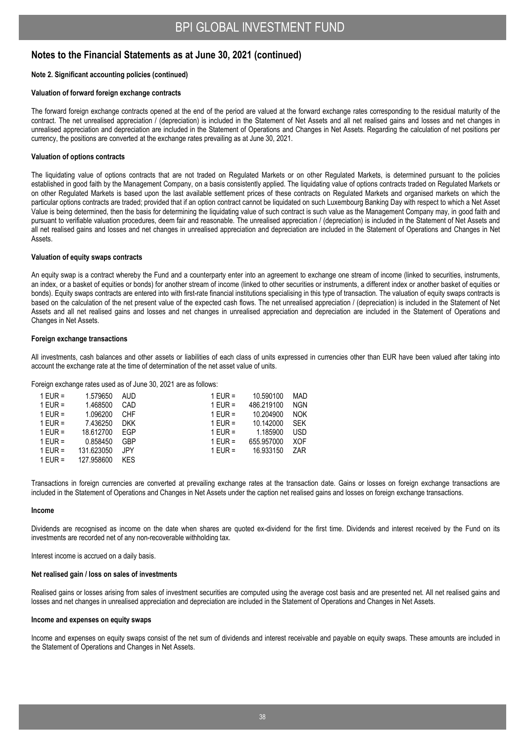## Notes to the Financial Statements as at June 30, 2021 (continued)

**Note 2. Significant accounting policies (continued)**

**Valuation of forward foreign exchange contracts**

The forward foreign exchange contracts opened at the end of the period are valued at the forward exchange rates corresponding to the residual maturity of the contract. The net unrealised appreciation / (depreciation) is included in the Statement of Net Assets and all net realised gains and losses and net changes in unrealised appreciation and depreciation are included in the Statement of Operations and Changes in Net Assets. Regarding the calculation of net positions per currency, the positions are converted at the exchange rates prevailing as at June 30, 2021.

**Valuation of options contracts**

The liquidating value of options contracts that are not traded on Regulated Markets or on other Regulated Markets, is determined pursuant to the policies established in good faith by the Management Company, on a basis consistently applied. The liquidating value of options contracts traded on Regulated Markets or on other Regulated Markets is based upon the last available settlement prices of these contracts on Regulated Markets and organised markets on which the particular options contracts are traded; provided that if an option contract cannot be liquidated on such Luxembourg Banking Day with respect to which a Net Asset Value is being determined, then the basis for determining the liquidating value of such contract is such value as the Management Company may, in good faith and pursuant to verifiable valuation procedures, deem fair and reasonable. The unrealised appreciation / (depreciation) is included in the Statement of Net Assets and all net realised gains and losses and net changes in unrealised appreciation and depreciation are included in the Statement of Operations and Changes in Net Assets.

**Valuation of equity swaps contracts**

An equity swap is a contract whereby the Fund and a counterparty enter into an agreement to exchange one stream of income (linked to securities, instruments, an index, or a basket of equities or bonds) for another stream of income (linked to other securities or instruments, a different index or another basket of equities or bonds). Equity swaps contracts are entered into with first-rate financial institutions specialising in this type of transaction. The valuation of equity swaps contracts is based on the calculation of the net present value of the expected cash flows. The net unrealised appreciation / (depreciation) is included in the Statement of Net Assets and all net realised gains and losses and net changes in unrealised appreciation and depreciation are included in the Statement of Operations and Changes in Net Assets.

**Foreign exchange transactions**

All investments, cash balances and other assets or liabilities of each class of units expressed in currencies other than EUR have been valued after taking into account the exchange rate at the time of determination of the net asset value of units.

Foreign exchange rates used as of June 30, 2021 are as follows:

| | | | | | |
|---|---|---|---|---|---|
| 1 EUR = | 1.579650 | AUD | 1 EUR = | 10.590100 | MAD |
| 1 EUR = | 1.468500 | CAD | 1 EUR = | 486.219100 | NGN |
| 1 EUR = | 1.096200 | CHF | 1 EUR = | 10.204900 | NOK |
| 1 EUR = | 7.436250 | DKK | 1 EUR = | 10.142000 | SEK |
| 1 EUR = | 18.612700 | EGP | 1 EUR = | 1.185900 | USD |
| 1 EUR = | 0.858450 | GBP | 1 EUR = | 655.957000 | XOF |
| 1 EUR = | 131.623050 | JPY | 1 EUR = | 16.933150 | ZAR |
| 1 EUR = | 127.958600 | KES | | | |

Transactions in foreign currencies are converted at prevailing exchange rates at the transaction date. Gains or losses on foreign exchange transactions are included in the Statement of Operations and Changes in Net Assets under the caption net realised gains and losses on foreign exchange transactions.

**Income**

Dividends are recognised as income on the date when shares are quoted ex-dividend for the first time. Dividends and interest received by the Fund on its investments are recorded net of any non-recoverable withholding tax.

Interest income is accrued on a daily basis.

**Net realised gain / loss on sales of investments**

Realised gains or losses arising from sales of investment securities are computed using the average cost basis and are presented net. All net realised gains and losses and net changes in unrealised appreciation and depreciation are included in the Statement of Operations and Changes in Net Assets.

**Income and expenses on equity swaps**

Income and expenses on equity swaps consist of the net sum of dividends and interest receivable and payable on equity swaps. These amounts are included in the Statement of Operations and Changes in Net Assets.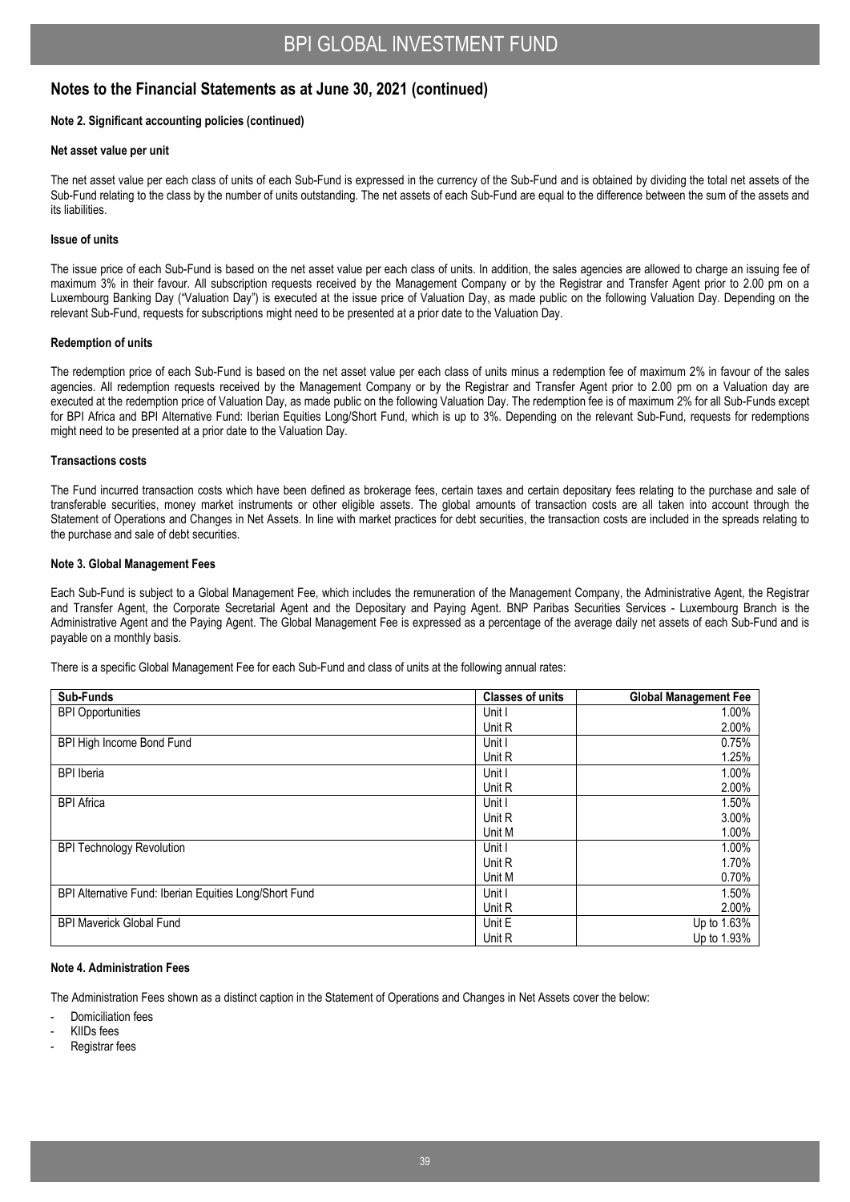## Notes to the Financial Statements as at June 30, 2021 (continued)

**Note 2. Significant accounting policies (continued)**

**Net asset value per unit**

The net asset value per each class of units of each Sub-Fund is expressed in the currency of the Sub-Fund and is obtained by dividing the total net assets of the Sub-Fund relating to the class by the number of units outstanding. The net assets of each Sub-Fund are equal to the difference between the sum of the assets and its liabilities.

**Issue of units**

The issue price of each Sub-Fund is based on the net asset value per each class of units. In addition, the sales agencies are allowed to charge an issuing fee of maximum 3% in their favour. All subscription requests received by the Management Company or by the Registrar and Transfer Agent prior to 2.00 pm on a Luxembourg Banking Day ("Valuation Day") is executed at the issue price of Valuation Day, as made public on the following Valuation Day. Depending on the relevant Sub-Fund, requests for subscriptions might need to be presented at a prior date to the Valuation Day.

**Redemption of units**

The redemption price of each Sub-Fund is based on the net asset value per each class of units minus a redemption fee of maximum 2% in favour of the sales agencies. All redemption requests received by the Management Company or by the Registrar and Transfer Agent prior to 2.00 pm on a Valuation day are executed at the redemption price of Valuation Day, as made public on the following Valuation Day. The redemption fee is of maximum 2% for all Sub-Funds except for BPI Africa and BPI Alternative Fund: Iberian Equities Long/Short Fund, which is up to 3%. Depending on the relevant Sub-Fund, requests for redemptions might need to be presented at a prior date to the Valuation Day.

**Transactions costs**

The Fund incurred transaction costs which have been defined as brokerage fees, certain taxes and certain depositary fees relating to the purchase and sale of transferable securities, money market instruments or other eligible assets. The global amounts of transaction costs are all taken into account through the Statement of Operations and Changes in Net Assets. In line with market practices for debt securities, the transaction costs are included in the spreads relating to the purchase and sale of debt securities.

**Note 3. Global Management Fees**

Each Sub-Fund is subject to a Global Management Fee, which includes the remuneration of the Management Company, the Administrative Agent, the Registrar and Transfer Agent, the Corporate Secretarial Agent and the Depositary and Paying Agent. BNP Paribas Securities Services - Luxembourg Branch is the Administrative Agent and the Paying Agent. The Global Management Fee is expressed as a percentage of the average daily net assets of each Sub-Fund and is payable on a monthly basis.

There is a specific Global Management Fee for each Sub-Fund and class of units at the following annual rates:

| Sub-Funds | Classes of units | Global Management Fee |
|---|---|---|
| BPI Opportunities | Unit I | 1.00% |
| | Unit R | 2.00% |
| BPI High Income Bond Fund | Unit I | 0.75% |
| | Unit R | 1.25% |
| BPI Iberia | Unit I | 1.00% |
| | Unit R | 2.00% |
| BPI Africa | Unit I | 1.50% |
| | Unit R | 3.00% |
| | Unit M | 1.00% |
| BPI Technology Revolution | Unit I | 1.00% |
| | Unit R | 1.70% |
| | Unit M | 0.70% |
| BPI Alternative Fund: Iberian Equities Long/Short Fund | Unit I | 1.50% |
| | Unit R | 2.00% |
| BPI Maverick Global Fund | Unit E | Up to 1.63% |
| | Unit R | Up to 1.93% |

**Note 4. Administration Fees**

The Administration Fees shown as a distinct caption in the Statement of Operations and Changes in Net Assets cover the below:

- Domiciliation fees
- KIIDs fees
- Registrar fees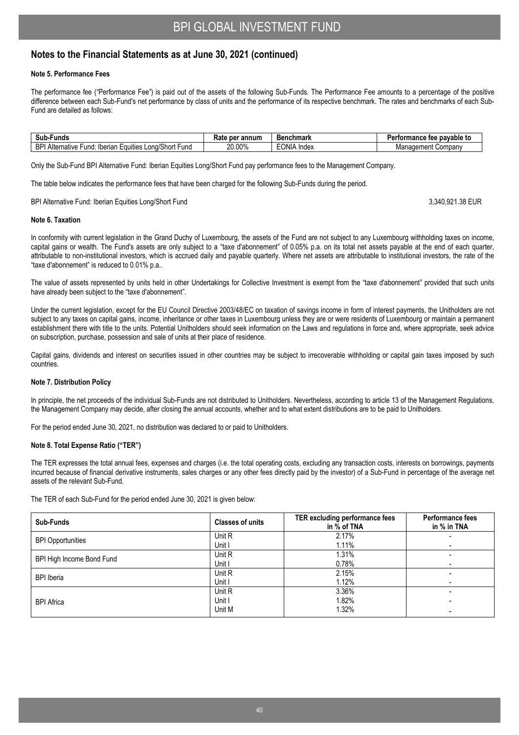## Notes to the Financial Statements as at June 30, 2021 (continued)

### Note 5. Performance Fees

The performance fee ("Performance Fee") is paid out of the assets of the following Sub-Funds. The Performance Fee amounts to a percentage of the positive difference between each Sub-Fund's net performance by class of units and the performance of its respective benchmark. The rates and benchmarks of each Sub-Fund are detailed as follows:

| Sub-Funds | Rate per annum | Benchmark | Performance fee payable to |
|---|---|---|---|
| BPI Alternative Fund: Iberian Equities Long/Short Fund | 20.00% | EONIA Index | Management Company |

Only the Sub-Fund BPI Alternative Fund: Iberian Equities Long/Short Fund pay performance fees to the Management Company.

The table below indicates the performance fees that have been charged for the following Sub-Funds during the period.

BPI Alternative Fund: Iberian Equities Long/Short Fund 3,340,921.38 EUR

### Note 6. Taxation

In conformity with current legislation in the Grand Duchy of Luxembourg, the assets of the Fund are not subject to any Luxembourg withholding taxes on income, capital gains or wealth. The Fund's assets are only subject to a "taxe d'abonnement" of 0.05% p.a. on its total net assets payable at the end of each quarter, attributable to non-institutional investors, which is accrued daily and payable quarterly. Where net assets are attributable to institutional investors, the rate of the "taxe d'abonnement" is reduced to 0.01% p.a..

The value of assets represented by units held in other Undertakings for Collective Investment is exempt from the "taxe d'abonnement" provided that such units have already been subject to the "taxe d'abonnement".

Under the current legislation, except for the EU Council Directive 2003/48/EC on taxation of savings income in form of interest payments, the Unitholders are not subject to any taxes on capital gains, income, inheritance or other taxes in Luxembourg unless they are or were residents of Luxembourg or maintain a permanent establishment there with title to the units. Potential Unitholders should seek information on the Laws and regulations in force and, where appropriate, seek advice on subscription, purchase, possession and sale of units at their place of residence.

Capital gains, dividends and interest on securities issued in other countries may be subject to irrecoverable withholding or capital gain taxes imposed by such countries.

### Note 7. Distribution Policy

In principle, the net proceeds of the individual Sub-Funds are not distributed to Unitholders. Nevertheless, according to article 13 of the Management Regulations, the Management Company may decide, after closing the annual accounts, whether and to what extent distributions are to be paid to Unitholders.

For the period ended June 30, 2021, no distribution was declared to or paid to Unitholders.

### Note 8. Total Expense Ratio ("TER")

The TER expresses the total annual fees, expenses and charges (i.e. the total operating costs, excluding any transaction costs, interests on borrowings, payments incurred because of financial derivative instruments, sales charges or any other fees directly paid by the investor) of a Sub-Fund in percentage of the average net assets of the relevant Sub-Fund.

The TER of each Sub-Fund for the period ended June 30, 2021 is given below:

| Sub-Funds | Classes of units | TER excluding performance fees in % of TNA | Performance fees in % in TNA |
|---|---|---|---|
| BPI Opportunities | Unit R | 2.17% | - |
| | Unit I | 1.11% | - |
| BPI High Income Bond Fund | Unit R | 1.31% | - |
| | Unit I | 0.78% | - |
| BPI Iberia | Unit R | 2.15% | - |
| | Unit I | 1.12% | - |
| BPI Africa | Unit R | 3.36% | - |
| | Unit I | 1.82% | - |
| | Unit M | 1.32% | - |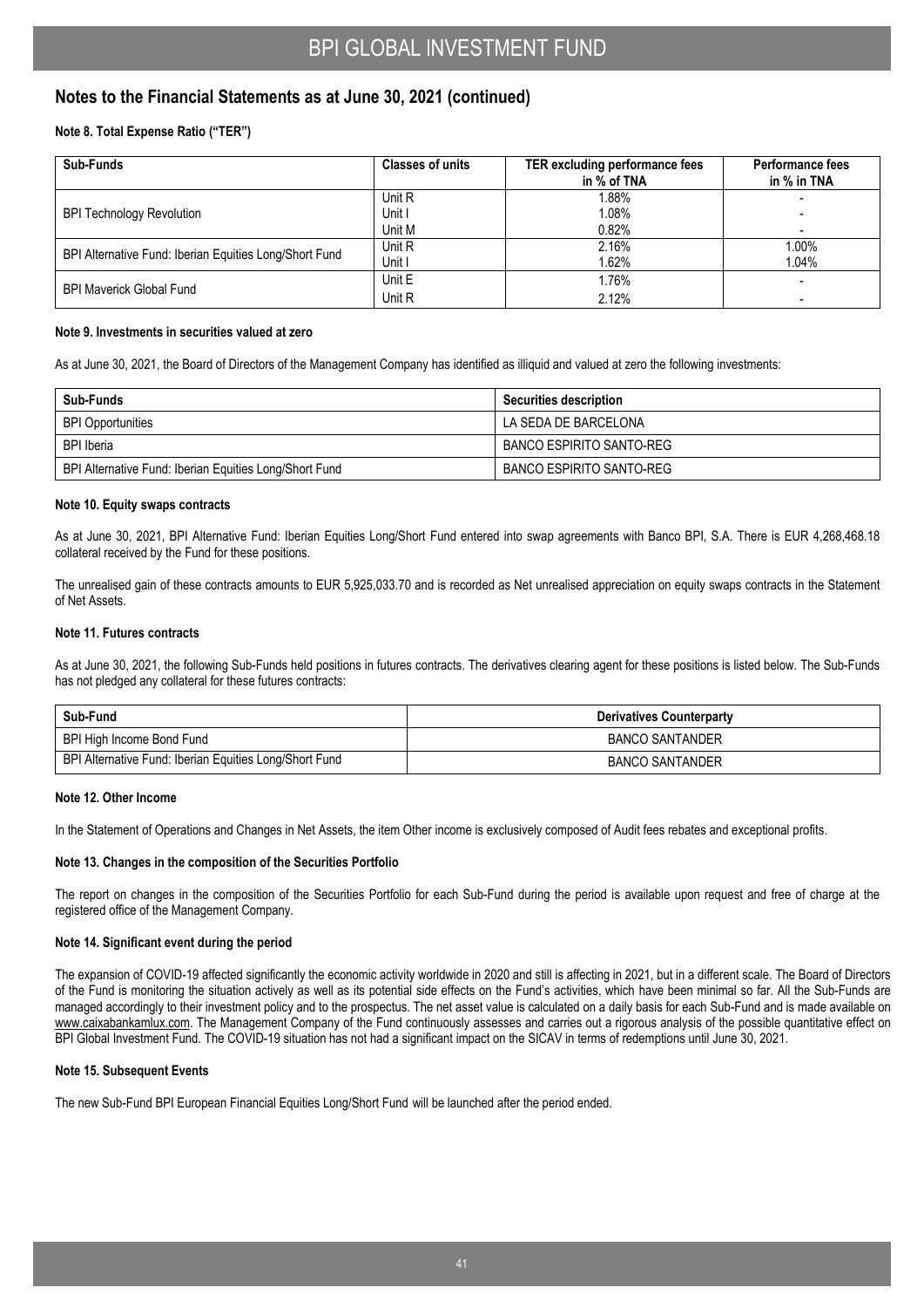## Notes to the Financial Statements as at June 30, 2021 (continued)

### Note 8. Total Expense Ratio ("TER")

| Sub-Funds | Classes of units | TER excluding performance fees in % of TNA | Performance fees in % in TNA |
|---|---|---|---|
| BPI Technology Revolution | Unit R | 1.88% | - |
| | Unit I | 1.08% | - |
| | Unit M | 0.82% | - |
| BPI Alternative Fund: Iberian Equities Long/Short Fund | Unit R | 2.16% | 1.00% |
| | Unit I | 1.62% | 1.04% |
| BPI Maverick Global Fund | Unit E | 1.76% | - |
| | Unit R | 2.12% | - |

### Note 9. Investments in securities valued at zero

As at June 30, 2021, the Board of Directors of the Management Company has identified as illiquid and valued at zero the following investments:

| Sub-Funds | Securities description |
|---|---|
| BPI Opportunities | LA SEDA DE BARCELONA |
| BPI Iberia | BANCO ESPIRITO SANTO-REG |
| BPI Alternative Fund: Iberian Equities Long/Short Fund | BANCO ESPIRITO SANTO-REG |

### Note 10. Equity swaps contracts

As at June 30, 2021, BPI Alternative Fund: Iberian Equities Long/Short Fund entered into swap agreements with Banco BPI, S.A. There is EUR 4,268,468.18 collateral received by the Fund for these positions.

The unrealised gain of these contracts amounts to EUR 5,925,033.70 and is recorded as Net unrealised appreciation on equity swaps contracts in the Statement of Net Assets.

### Note 11. Futures contracts

As at June 30, 2021, the following Sub-Funds held positions in futures contracts. The derivatives clearing agent for these positions is listed below. The Sub-Funds has not pledged any collateral for these futures contracts:

| Sub-Fund | Derivatives Counterparty |
|---|---|
| BPI High Income Bond Fund | BANCO SANTANDER |
| BPI Alternative Fund: Iberian Equities Long/Short Fund | BANCO SANTANDER |

### Note 12. Other Income

In the Statement of Operations and Changes in Net Assets, the item Other income is exclusively composed of Audit fees rebates and exceptional profits.

### Note 13. Changes in the composition of the Securities Portfolio

The report on changes in the composition of the Securities Portfolio for each Sub-Fund during the period is available upon request and free of charge at the registered office of the Management Company.

### Note 14. Significant event during the period

The expansion of COVID-19 affected significantly the economic activity worldwide in 2020 and still is affecting in 2021, but in a different scale. The Board of Directors of the Fund is monitoring the situation actively as well as its potential side effects on the Fund's activities, which have been minimal so far. All the Sub-Funds are managed accordingly to their investment policy and to the prospectus. The net asset value is calculated on a daily basis for each Sub-Fund and is made available on www.caixabankamlux.com. The Management Company of the Fund continuously assesses and carries out a rigorous analysis of the possible quantitative effect on BPI Global Investment Fund. The COVID-19 situation has not had a significant impact on the SICAV in terms of redemptions until June 30, 2021.

### Note 15. Subsequent Events

The new Sub-Fund BPI European Financial Equities Long/Short Fund will be launched after the period ended.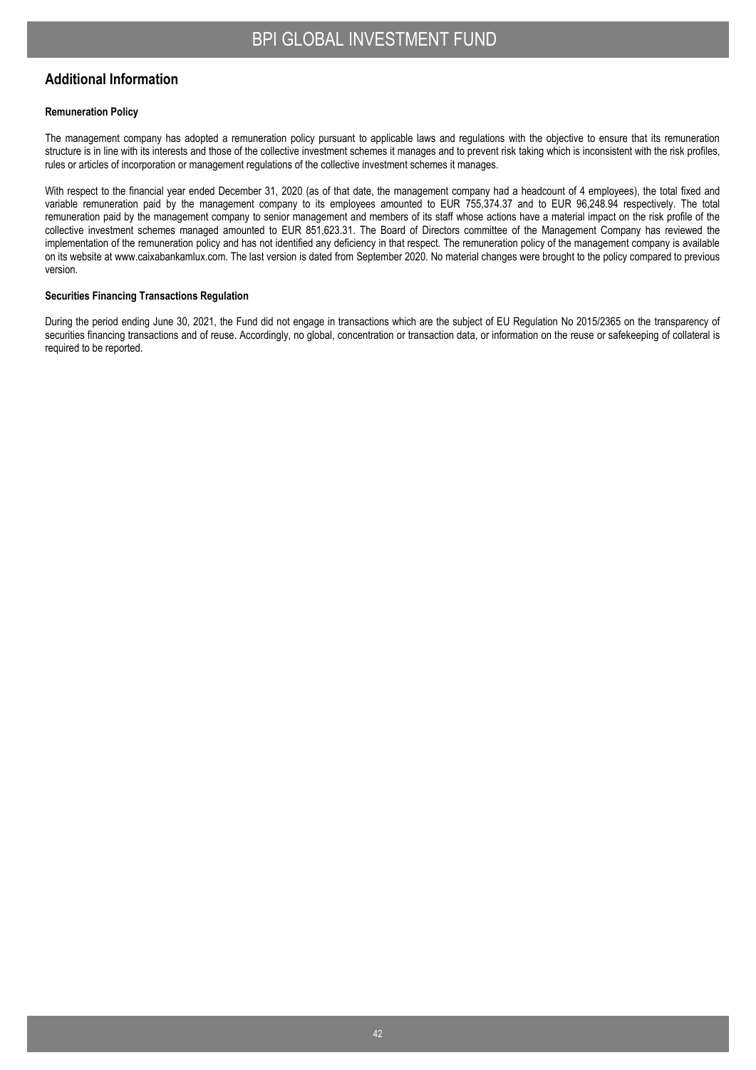## Additional Information

#### Remuneration Policy

The management company has adopted a remuneration policy pursuant to applicable laws and regulations with the objective to ensure that its remuneration structure is in line with its interests and those of the collective investment schemes it manages and to prevent risk taking which is inconsistent with the risk profiles, rules or articles of incorporation or management regulations of the collective investment schemes it manages.

With respect to the financial year ended December 31, 2020 (as of that date, the management company had a headcount of 4 employees), the total fixed and variable remuneration paid by the management company to its employees amounted to EUR 755,374.37 and to EUR 96,248.94 respectively. The total remuneration paid by the management company to senior management and members of its staff whose actions have a material impact on the risk profile of the collective investment schemes managed amounted to EUR 851,623.31. The Board of Directors committee of the Management Company has reviewed the implementation of the remuneration policy and has not identified any deficiency in that respect. The remuneration policy of the management company is available on its website at www.caixabankamlux.com. The last version is dated from September 2020. No material changes were brought to the policy compared to previous version.

#### Securities Financing Transactions Regulation

During the period ending June 30, 2021, the Fund did not engage in transactions which are the subject of EU Regulation No 2015/2365 on the transparency of securities financing transactions and of reuse. Accordingly, no global, concentration or transaction data, or information on the reuse or safekeeping of collateral is required to be reported.